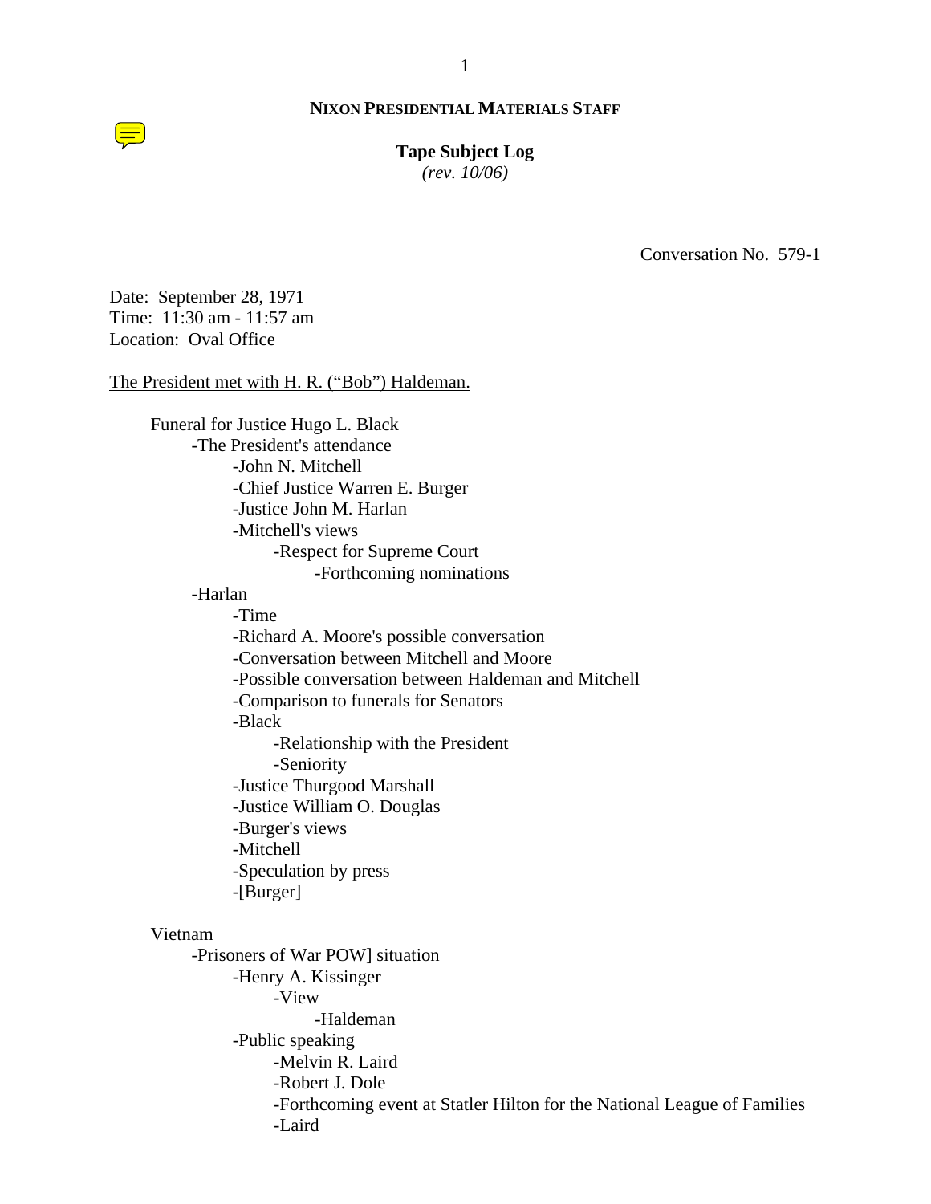**NIXON PRESIDENTIAL MATERIALS STAFF**

**Tape Subject Log**
*(rev. 10/06)*

Conversation No. 579-1

Date: September 28, 1971
Time: 11:30 am - 11:57 am
Location: Oval Office

The President met with H. R. ("Bob") Haldeman.

- Funeral for Justice Hugo L. Black
  - -The President's attendance
    - -John N. Mitchell
    - -Chief Justice Warren E. Burger
    - -Justice John M. Harlan
    - -Mitchell's views
      - -Respect for Supreme Court
        - -Forthcoming nominations
  - -Harlan
    - -Time
    - -Richard A. Moore's possible conversation
    - -Conversation between Mitchell and Moore
    - -Possible conversation between Haldeman and Mitchell
    - -Comparison to funerals for Senators
    - -Black
      - -Relationship with the President
      - -Seniority
    - -Justice Thurgood Marshall
    - -Justice William O. Douglas
    - -Burger's views
    - -Mitchell
    - -Speculation by press
    - -[Burger]

- Vietnam
  - -Prisoners of War POW] situation
    - -Henry A. Kissinger
      - -View
        - -Haldeman
    - -Public speaking
      - -Melvin R. Laird
      - -Robert J. Dole
      - -Forthcoming event at Statler Hilton for the National League of Families
      - -Laird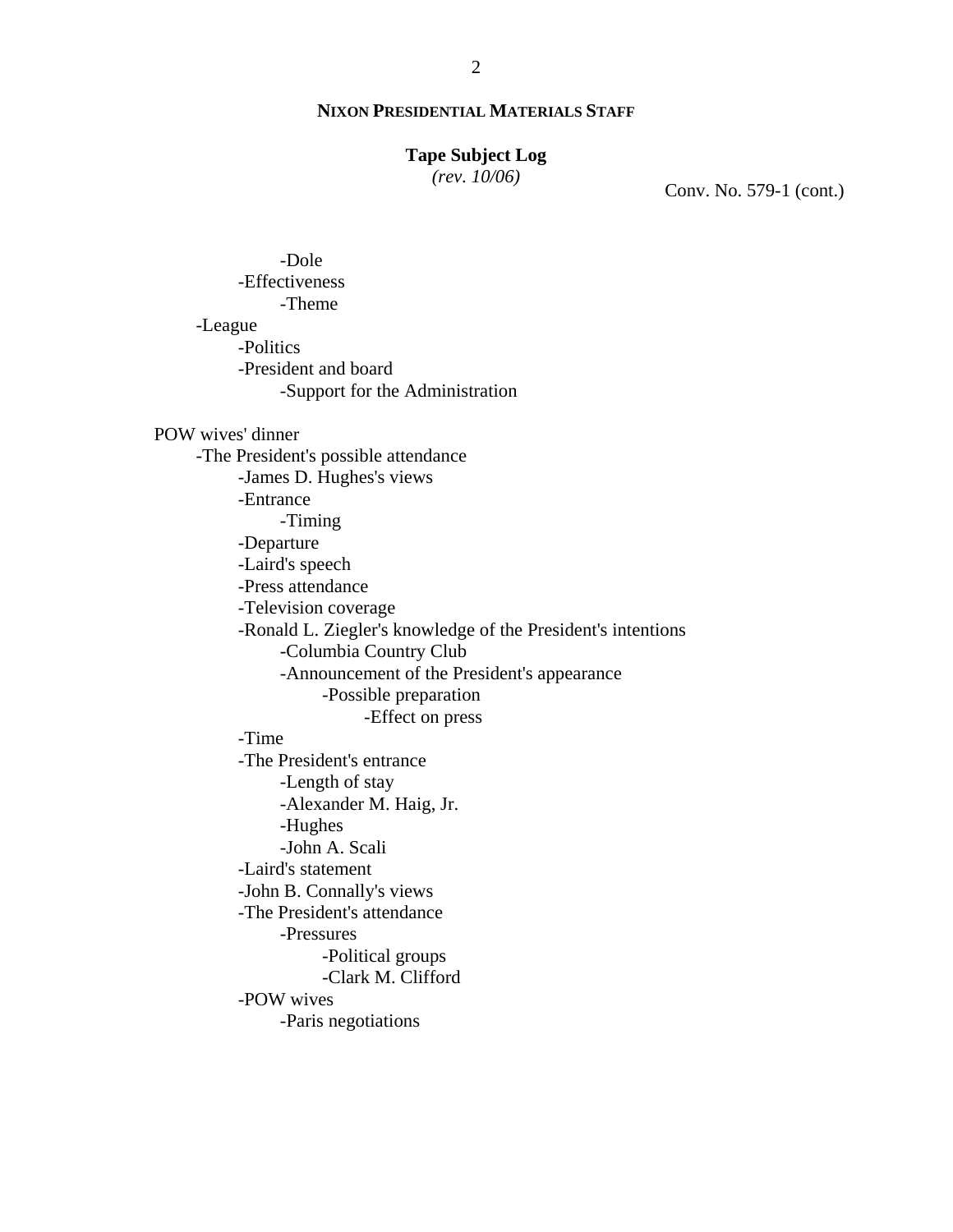**NIXON PRESIDENTIAL MATERIALS STAFF**

**Tape Subject Log**
*(rev. 10/06)*

Conv. No. 579-1 (cont.)

- -Dole
  - -Effectiveness
    - -Theme
- -League
  - -Politics
  - -President and board
    - -Support for the Administration

POW wives' dinner

- -The President's possible attendance
  - -James D. Hughes's views
  - -Entrance
    - -Timing
  - -Departure
  - -Laird's speech
  - -Press attendance
  - -Television coverage
  - -Ronald L. Ziegler's knowledge of the President's intentions
    - -Columbia Country Club
    - -Announcement of the President's appearance
      - -Possible preparation
        - -Effect on press
  - -Time
  - -The President's entrance
    - -Length of stay
    - -Alexander M. Haig, Jr.
    - -Hughes
    - -John A. Scali
  - -Laird's statement
  - -John B. Connally's views
  - -The President's attendance
    - -Pressures
      - -Political groups
      - -Clark M. Clifford
  - -POW wives
    - -Paris negotiations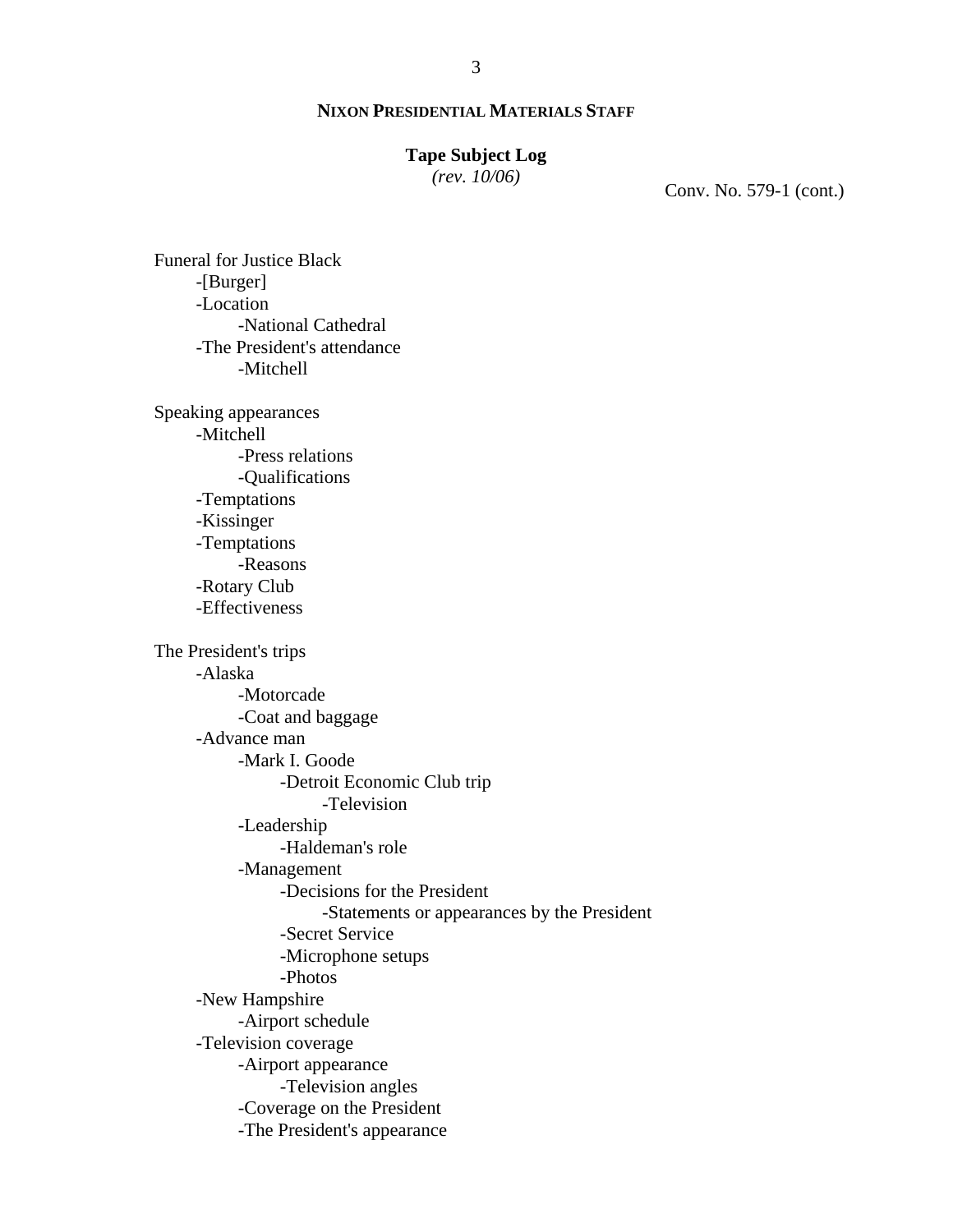**NIXON PRESIDENTIAL MATERIALS STAFF**

**Tape Subject Log**
*(rev. 10/06)*

Conv. No. 579-1 (cont.)

Funeral for Justice Black
- -[Burger]
- -Location
  - -National Cathedral
- -The President's attendance
  - -Mitchell

Speaking appearances
- -Mitchell
  - -Press relations
  - -Qualifications
- -Temptations
- -Kissinger
- -Temptations
  - -Reasons
- -Rotary Club
- -Effectiveness

The President's trips
- -Alaska
  - -Motorcade
  - -Coat and baggage
- -Advance man
  - -Mark I. Goode
    - -Detroit Economic Club trip
      - -Television
  - -Leadership
    - -Haldeman's role
  - -Management
    - -Decisions for the President
      - -Statements or appearances by the President
    - -Secret Service
    - -Microphone setups
    - -Photos
- -New Hampshire
  - -Airport schedule
- -Television coverage
  - -Airport appearance
    - -Television angles
  - -Coverage on the President
  - -The President's appearance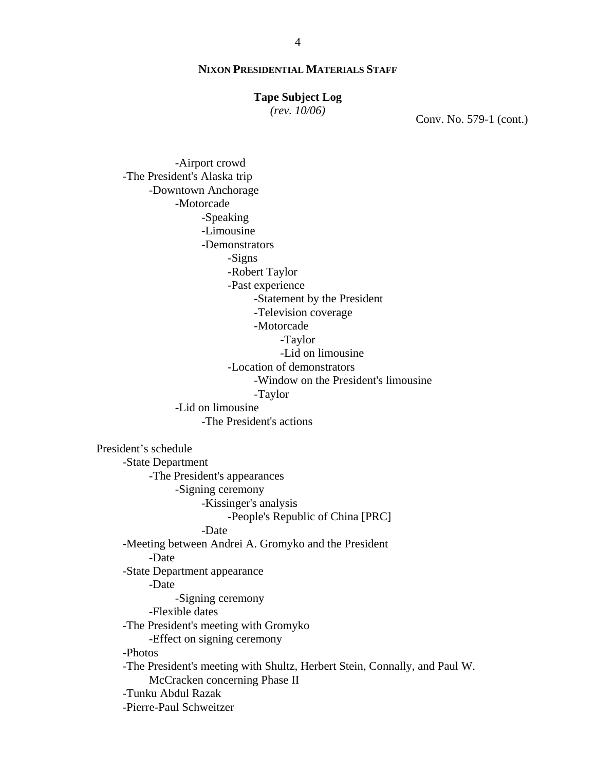**NIXON PRESIDENTIAL MATERIALS STAFF**

**Tape Subject Log**
*(rev. 10/06)*

Conv. No. 579-1 (cont.)

- -Airport crowd
- -The President's Alaska trip
  - -Downtown Anchorage
    - -Motorcade
      - -Speaking
      - -Limousine
      - -Demonstrators
        - -Signs
        - -Robert Taylor
        - -Past experience
          - -Statement by the President
          - -Television coverage
          - -Motorcade
            - -Taylor
            - -Lid on limousine
        - -Location of demonstrators
          - -Window on the President's limousine
          - -Taylor
    - -Lid on limousine
      - -The President's actions

President's schedule

- -State Department
  - -The President's appearances
    - -Signing ceremony
      - -Kissinger's analysis
        - -People's Republic of China [PRC]
      - -Date
- -Meeting between Andrei A. Gromyko and the President
  - -Date
- -State Department appearance
  - -Date
    - -Signing ceremony
  - -Flexible dates
- -The President's meeting with Gromyko
  - -Effect on signing ceremony
- -Photos
- -The President's meeting with Shultz, Herbert Stein, Connally, and Paul W. McCracken concerning Phase II
- -Tunku Abdul Razak
- -Pierre-Paul Schweitzer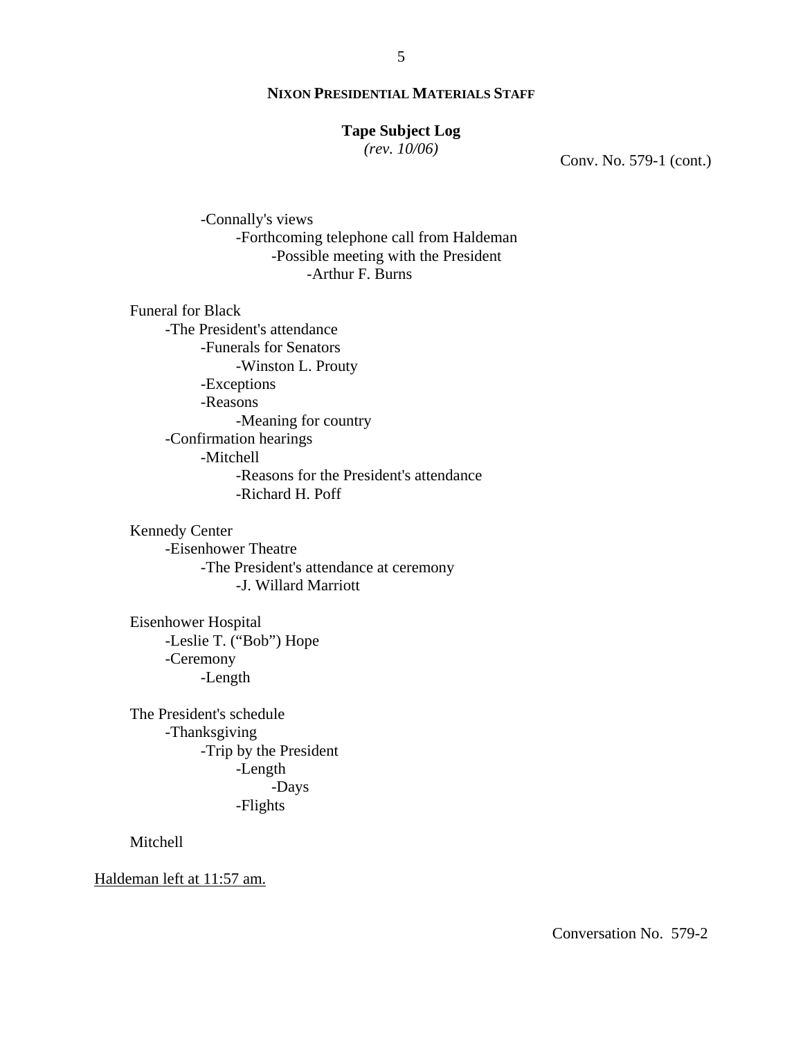**NIXON PRESIDENTIAL MATERIALS STAFF**

**Tape Subject Log**
*(rev. 10/06)*

Conv. No. 579-1 (cont.)

- -Connally's views
  - -Forthcoming telephone call from Haldeman
    - -Possible meeting with the President
      - -Arthur F. Burns

Funeral for Black
- -The President's attendance
  - -Funerals for Senators
    - -Winston L. Prouty
  - -Exceptions
  - -Reasons
    - -Meaning for country
- -Confirmation hearings
  - -Mitchell
    - -Reasons for the President's attendance
    - -Richard H. Poff

Kennedy Center
- -Eisenhower Theatre
  - -The President's attendance at ceremony
    - -J. Willard Marriott

Eisenhower Hospital
- -Leslie T. ("Bob") Hope
- -Ceremony
  - -Length

The President's schedule
- -Thanksgiving
  - -Trip by the President
    - -Length
      - -Days
    - -Flights

Mitchell

<u>Haldeman left at 11:57 am.</u>

Conversation No. 579-2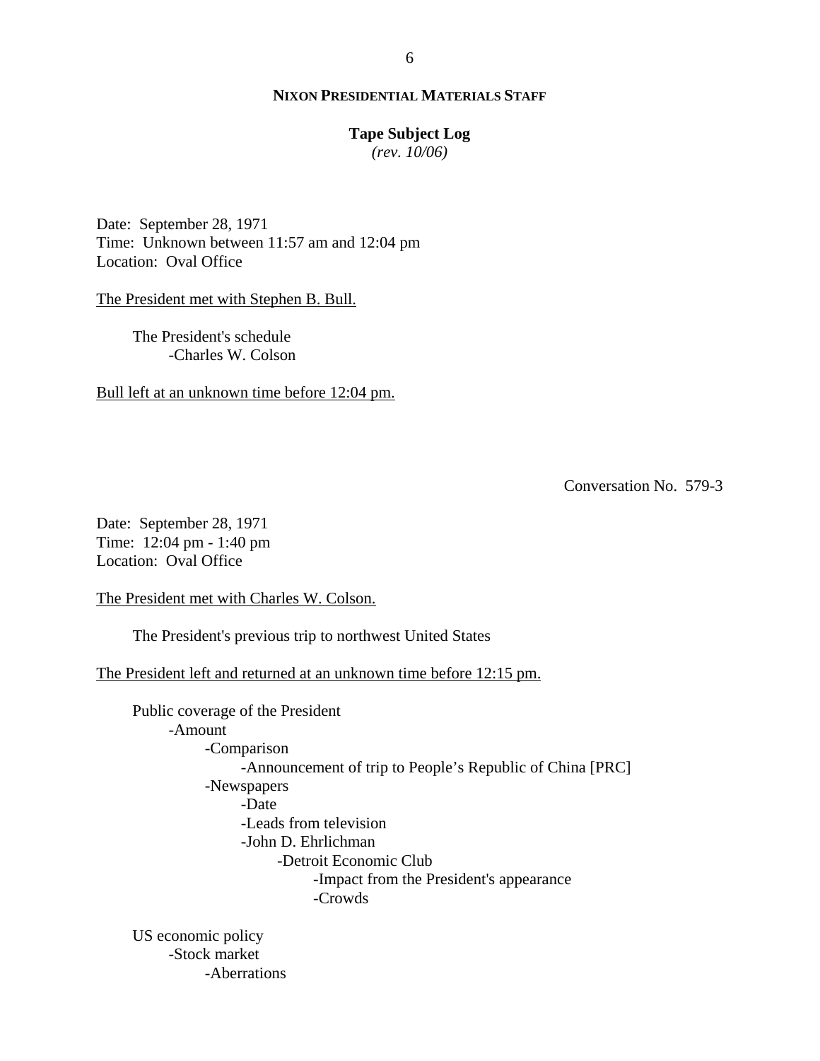**NIXON PRESIDENTIAL MATERIALS STAFF**

**Tape Subject Log**
*(rev. 10/06)*

Date: September 28, 1971
Time: Unknown between 11:57 am and 12:04 pm
Location: Oval Office

The President met with Stephen B. Bull.

- The President's schedule
  - Charles W. Colson

Bull left at an unknown time before 12:04 pm.

Conversation No. 579-3

Date: September 28, 1971
Time: 12:04 pm - 1:40 pm
Location: Oval Office

The President met with Charles W. Colson.

- The President's previous trip to northwest United States

The President left and returned at an unknown time before 12:15 pm.

- Public coverage of the President
  - Amount
    - Comparison
      - Announcement of trip to People's Republic of China [PRC]
    - Newspapers
      - Date
      - Leads from television
      - John D. Ehrlichman
        - Detroit Economic Club
          - Impact from the President's appearance
          - Crowds

- US economic policy
  - Stock market
    - Aberrations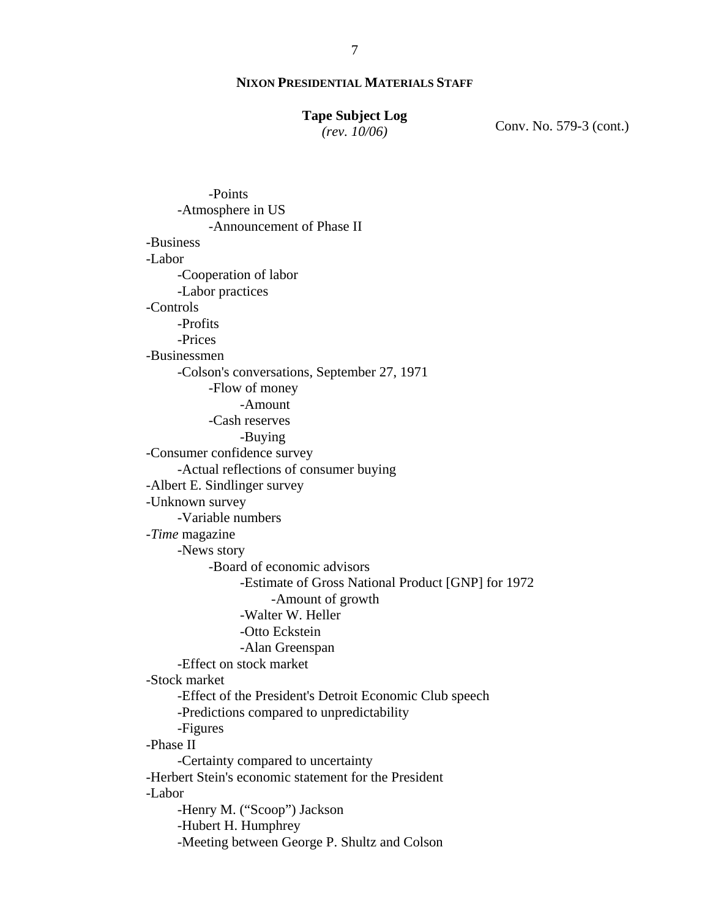**NIXON PRESIDENTIAL MATERIALS STAFF**

**Tape Subject Log**
*(rev. 10/06)*

Conv. No. 579-3 (cont.)

        -Points
    -Atmosphere in US
        -Announcement of Phase II
-Business
-Labor
    -Cooperation of labor
    -Labor practices
-Controls
    -Profits
    -Prices
-Businessmen
    -Colson's conversations, September 27, 1971
        -Flow of money
            -Amount
        -Cash reserves
            -Buying
-Consumer confidence survey
    -Actual reflections of consumer buying
-Albert E. Sindlinger survey
-Unknown survey
    -Variable numbers
-*Time* magazine
    -News story
        -Board of economic advisors
            -Estimate of Gross National Product [GNP] for 1972
                -Amount of growth
            -Walter W. Heller
            -Otto Eckstein
            -Alan Greenspan
    -Effect on stock market
-Stock market
    -Effect of the President's Detroit Economic Club speech
    -Predictions compared to unpredictability
    -Figures
-Phase II
    -Certainty compared to uncertainty
-Herbert Stein's economic statement for the President
-Labor
    -Henry M. ("Scoop") Jackson
    -Hubert H. Humphrey
    -Meeting between George P. Shultz and Colson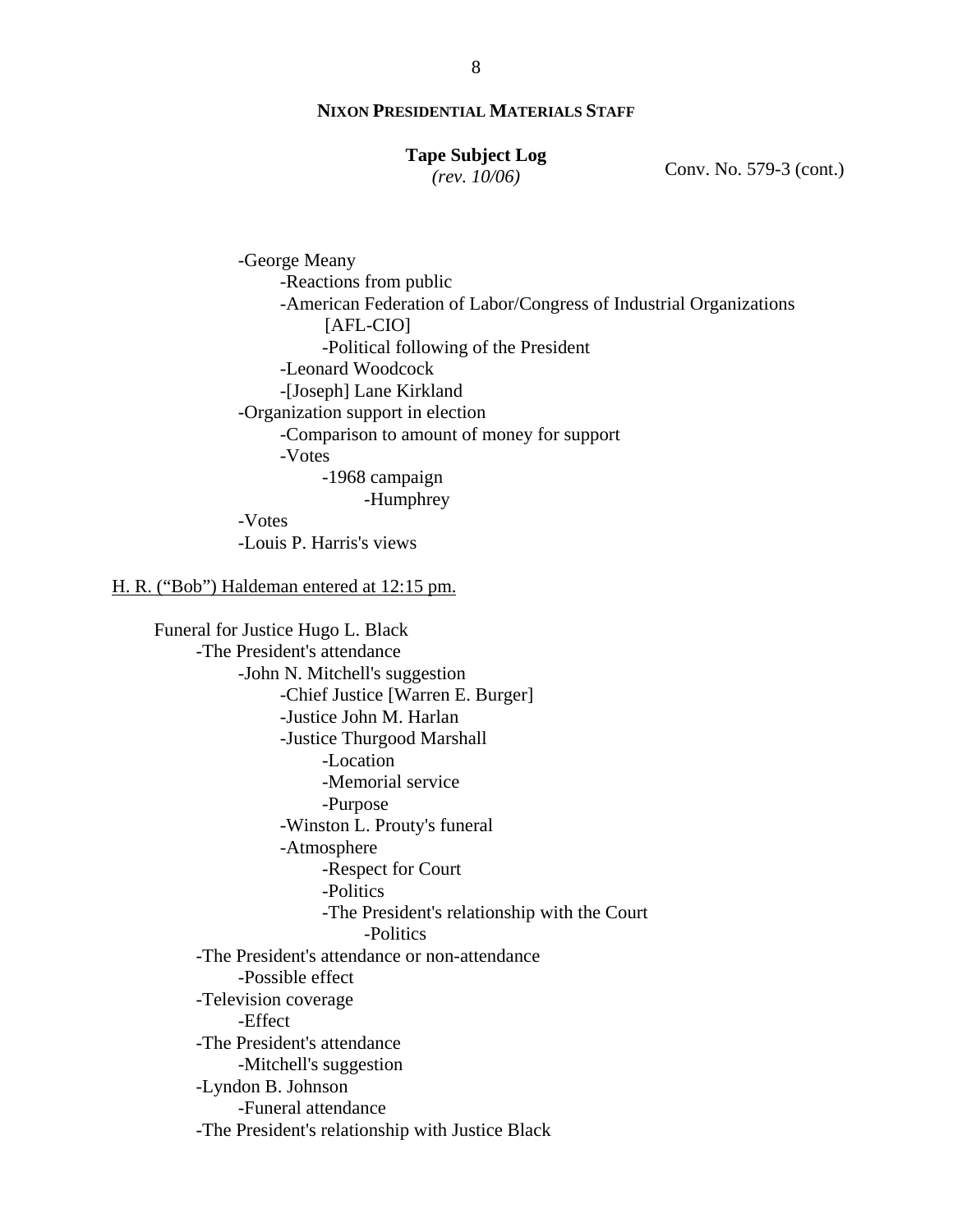**NIXON PRESIDENTIAL MATERIALS STAFF**

**Tape Subject Log**
*(rev. 10/06)*

Conv. No. 579-3 (cont.)

- -George Meany
  - -Reactions from public
  - -American Federation of Labor/Congress of Industrial Organizations [AFL-CIO]
    - -Political following of the President
  - -Leonard Woodcock
  - -[Joseph] Lane Kirkland
- -Organization support in election
  - -Comparison to amount of money for support
  - -Votes
    - -1968 campaign
      - -Humphrey
- -Votes
- -Louis P. Harris's views

<u>H. R. (“Bob”) Haldeman entered at 12:15 pm.</u>

Funeral for Justice Hugo L. Black

- -The President's attendance
  - -John N. Mitchell's suggestion
    - -Chief Justice [Warren E. Burger]
    - -Justice John M. Harlan
    - -Justice Thurgood Marshall
      - -Location
      - -Memorial service
      - -Purpose
    - -Winston L. Prouty's funeral
    - -Atmosphere
      - -Respect for Court
      - -Politics
      - -The President's relationship with the Court
        - -Politics
- -The President's attendance or non-attendance
  - -Possible effect
- -Television coverage
  - -Effect
- -The President's attendance
  - -Mitchell's suggestion
- -Lyndon B. Johnson
  - -Funeral attendance
- -The President's relationship with Justice Black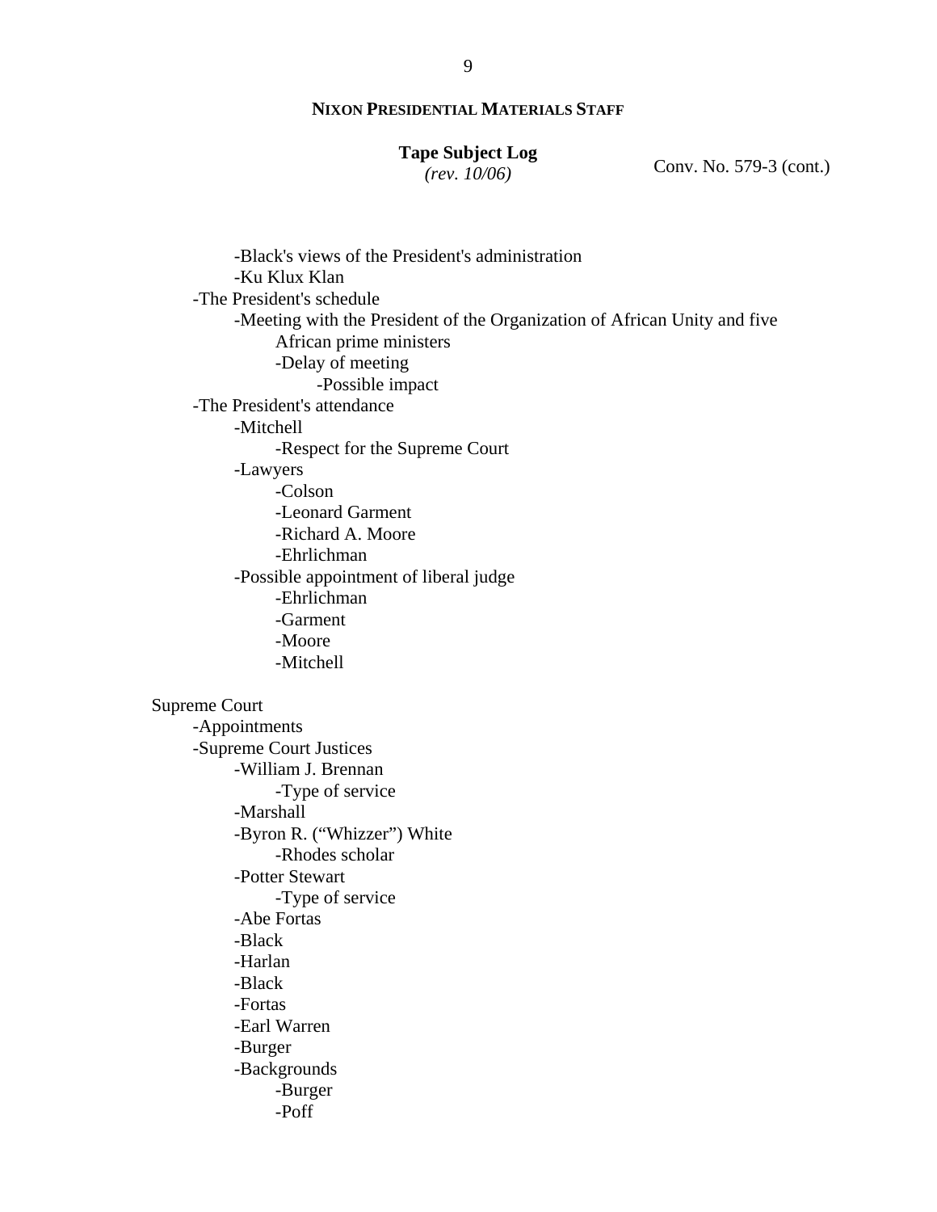**NIXON PRESIDENTIAL MATERIALS STAFF**

**Tape Subject Log**
*(rev. 10/06)*

Conv. No. 579-3 (cont.)

- -Black's views of the President's administration
- -Ku Klux Klan

-The President's schedule

- -Meeting with the President of the Organization of African Unity and five African prime ministers
  - -Delay of meeting
    - -Possible impact

-The President's attendance

- -Mitchell
  - -Respect for the Supreme Court
- -Lawyers
  - -Colson
  - -Leonard Garment
  - -Richard A. Moore
  - -Ehrlichman
- -Possible appointment of liberal judge
  - -Ehrlichman
  - -Garment
  - -Moore
  - -Mitchell

Supreme Court

- -Appointments
- -Supreme Court Justices
  - -William J. Brennan
    - -Type of service
  - -Marshall
  - -Byron R. ("Whizzer") White
    - -Rhodes scholar
  - -Potter Stewart
    - -Type of service
  - -Abe Fortas
  - -Black
  - -Harlan
  - -Black
  - -Fortas
  - -Earl Warren
  - -Burger
  - -Backgrounds
    - -Burger
    - -Poff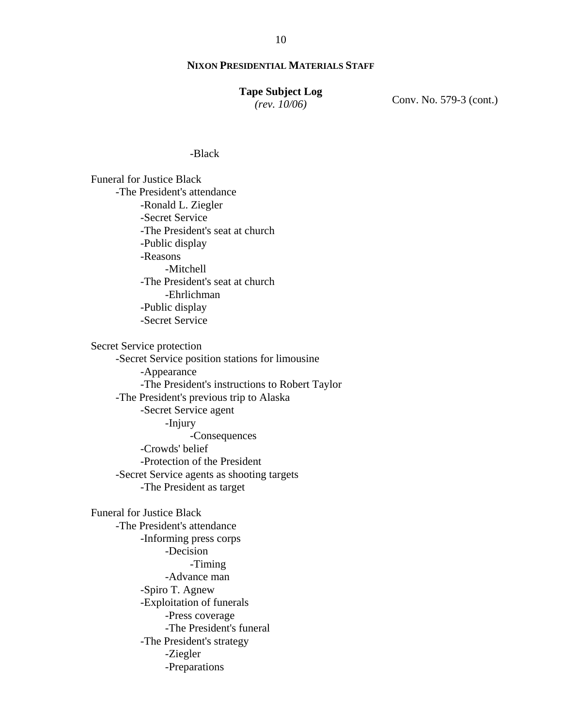Conv. No. 579-3 (cont.)

-Black

Funeral for Justice Black
- -The President's attendance
  - -Ronald L. Ziegler
  - -Secret Service
  - -The President's seat at church
  - -Public display
  - -Reasons
    - -Mitchell
  - -The President's seat at church
    - -Ehrlichman
  - -Public display
  - -Secret Service

Secret Service protection
- -Secret Service position stations for limousine
  - -Appearance
  - -The President's instructions to Robert Taylor
- -The President's previous trip to Alaska
  - -Secret Service agent
    - -Injury
      - -Consequences
  - -Crowds' belief
  - -Protection of the President
- -Secret Service agents as shooting targets
  - -The President as target

Funeral for Justice Black
- -The President's attendance
  - -Informing press corps
    - -Decision
      - -Timing
    - -Advance man
  - -Spiro T. Agnew
  - -Exploitation of funerals
    - -Press coverage
    - -The President's funeral
  - -The President's strategy
    - -Ziegler
    - -Preparations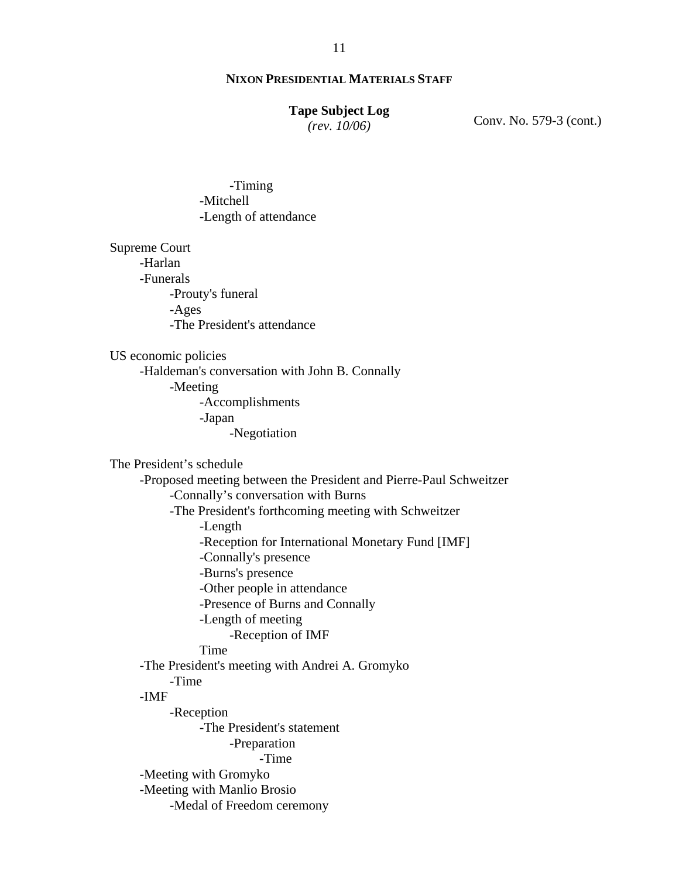**NIXON PRESIDENTIAL MATERIALS STAFF**

**Tape Subject Log**
*(rev. 10/06)*

Conv. No. 579-3 (cont.)

                        -Timing
                -Mitchell
                -Length of attendance

Supreme Court
        -Harlan
        -Funerals
                -Prouty's funeral
                -Ages
                -The President's attendance

US economic policies
        -Haldeman's conversation with John B. Connally
                -Meeting
                        -Accomplishments
                        -Japan
                                -Negotiation

The President’s schedule
        -Proposed meeting between the President and Pierre-Paul Schweitzer
                -Connally’s conversation with Burns
                -The President's forthcoming meeting with Schweitzer
                        -Length
                        -Reception for International Monetary Fund [IMF]
                        -Connally's presence
                        -Burns's presence
                        -Other people in attendance
                        -Presence of Burns and Connally
                        -Length of meeting
                                -Reception of IMF
                        Time
        -The President's meeting with Andrei A. Gromyko
                -Time
        -IMF
                -Reception
                        -The President's statement
                                -Preparation
                                        -Time
        -Meeting with Gromyko
        -Meeting with Manlio Brosio
                -Medal of Freedom ceremony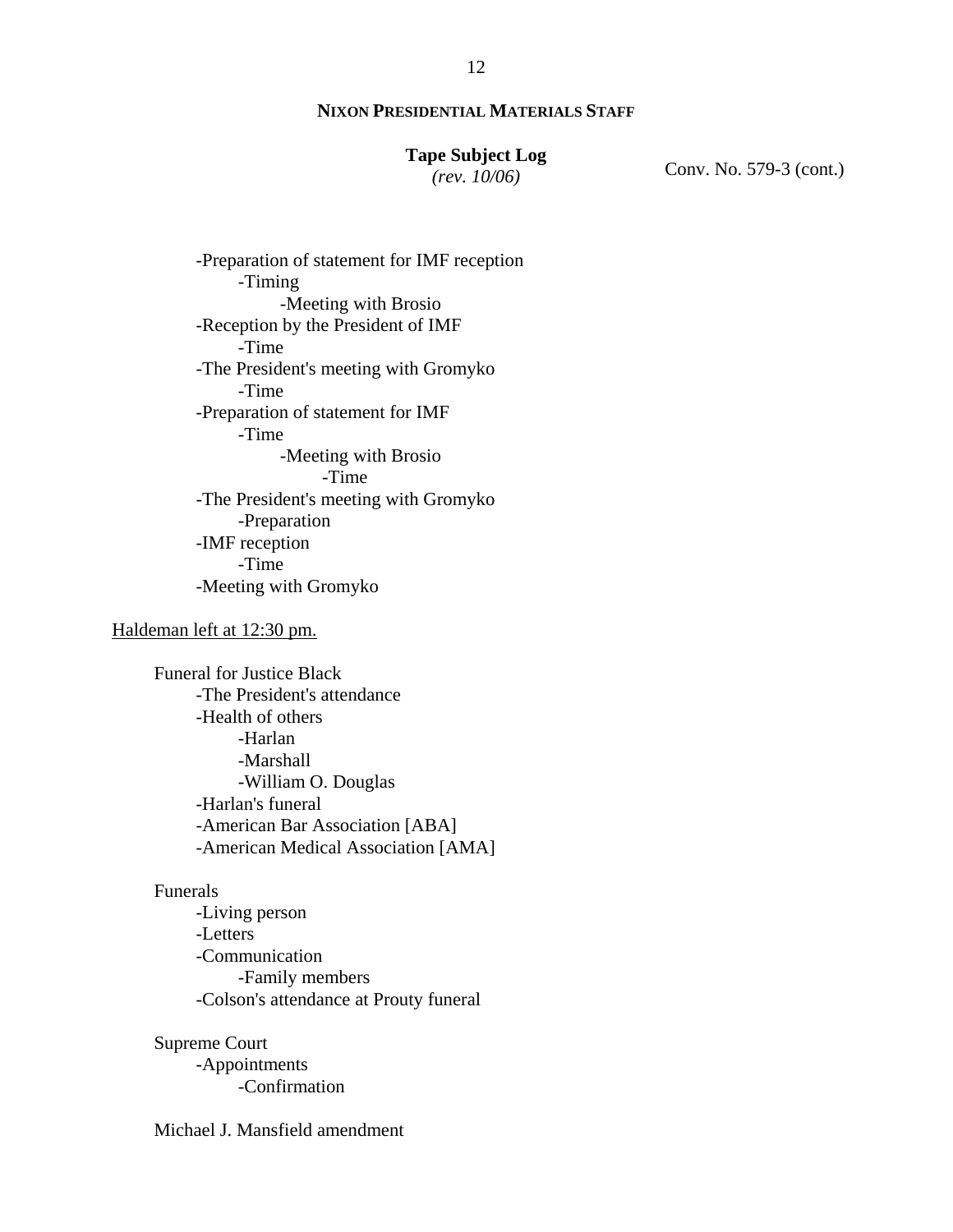**NIXON PRESIDENTIAL MATERIALS STAFF**

**Tape Subject Log**
*(rev. 10/06)*

Conv. No. 579-3 (cont.)

- -Preparation of statement for IMF reception
  - -Timing
    - -Meeting with Brosio
- -Reception by the President of IMF
  - -Time
- -The President's meeting with Gromyko
  - -Time
- -Preparation of statement for IMF
  - -Time
    - -Meeting with Brosio
      - -Time
- -The President's meeting with Gromyko
  - -Preparation
- -IMF reception
  - -Time
- -Meeting with Gromyko

<u>Haldeman left at 12:30 pm.</u>

Funeral for Justice Black
- -The President's attendance
- -Health of others
  - -Harlan
  - -Marshall
  - -William O. Douglas
- -Harlan's funeral
- -American Bar Association [ABA]
- -American Medical Association [AMA]

Funerals
- -Living person
- -Letters
- -Communication
  - -Family members
- -Colson's attendance at Prouty funeral

Supreme Court
- -Appointments
  - -Confirmation

Michael J. Mansfield amendment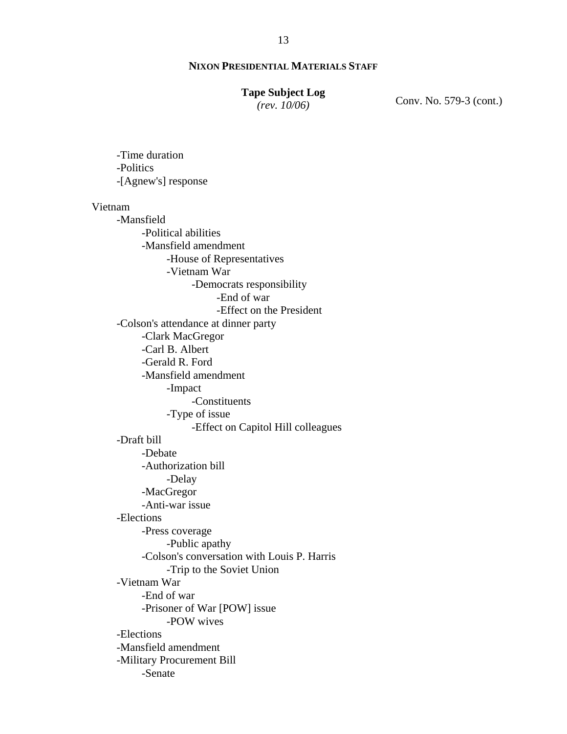**NIXON PRESIDENTIAL MATERIALS STAFF**

**Tape Subject Log**
*(rev. 10/06)*

Conv. No. 579-3 (cont.)

- -Time duration
- -Politics
- -[Agnew's] response

Vietnam
- -Mansfield
    - -Political abilities
    - -Mansfield amendment
        - -House of Representatives
        - -Vietnam War
            - -Democrats responsibility
                - -End of war
                - -Effect on the President
- -Colson's attendance at dinner party
    - -Clark MacGregor
    - -Carl B. Albert
    - -Gerald R. Ford
    - -Mansfield amendment
        - -Impact
            - -Constituents
        - -Type of issue
            - -Effect on Capitol Hill colleagues
- -Draft bill
    - -Debate
    - -Authorization bill
        - -Delay
    - -MacGregor
    - -Anti-war issue
- -Elections
    - -Press coverage
        - -Public apathy
    - -Colson's conversation with Louis P. Harris
        - -Trip to the Soviet Union
- -Vietnam War
    - -End of war
    - -Prisoner of War [POW] issue
        - -POW wives
- -Elections
- -Mansfield amendment
- -Military Procurement Bill
    - -Senate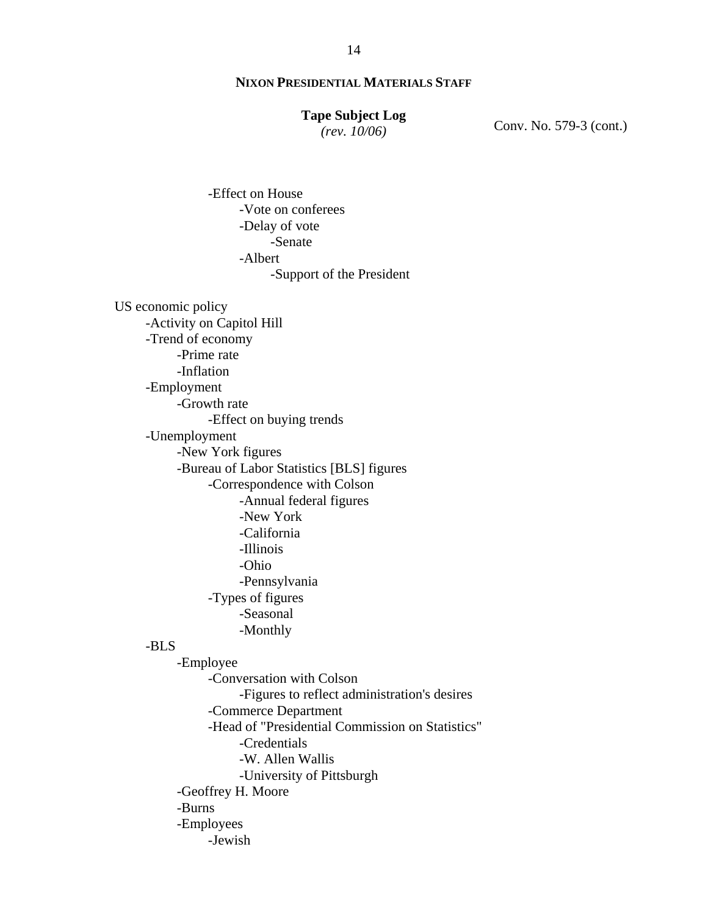**NIXON PRESIDENTIAL MATERIALS STAFF**

**Tape Subject Log**
*(rev. 10/06)*

Conv. No. 579-3 (cont.)

- -Effect on House
    - -Vote on conferees
    - -Delay of vote
        - -Senate
    - -Albert
        - -Support of the President

US economic policy

- -Activity on Capitol Hill
- -Trend of economy
    - -Prime rate
    - -Inflation
- -Employment
    - -Growth rate
        - -Effect on buying trends
- -Unemployment
    - -New York figures
    - -Bureau of Labor Statistics [BLS] figures
        - -Correspondence with Colson
            - -Annual federal figures
            - -New York
            - -California
            - -Illinois
            - -Ohio
            - -Pennsylvania
        - -Types of figures
            - -Seasonal
            - -Monthly
- -BLS
    - -Employee
        - -Conversation with Colson
            - -Figures to reflect administration's desires
        - -Commerce Department
        - -Head of "Presidential Commission on Statistics"
            - -Credentials
            - -W. Allen Wallis
            - -University of Pittsburgh
    - -Geoffrey H. Moore
    - -Burns
    - -Employees
        - -Jewish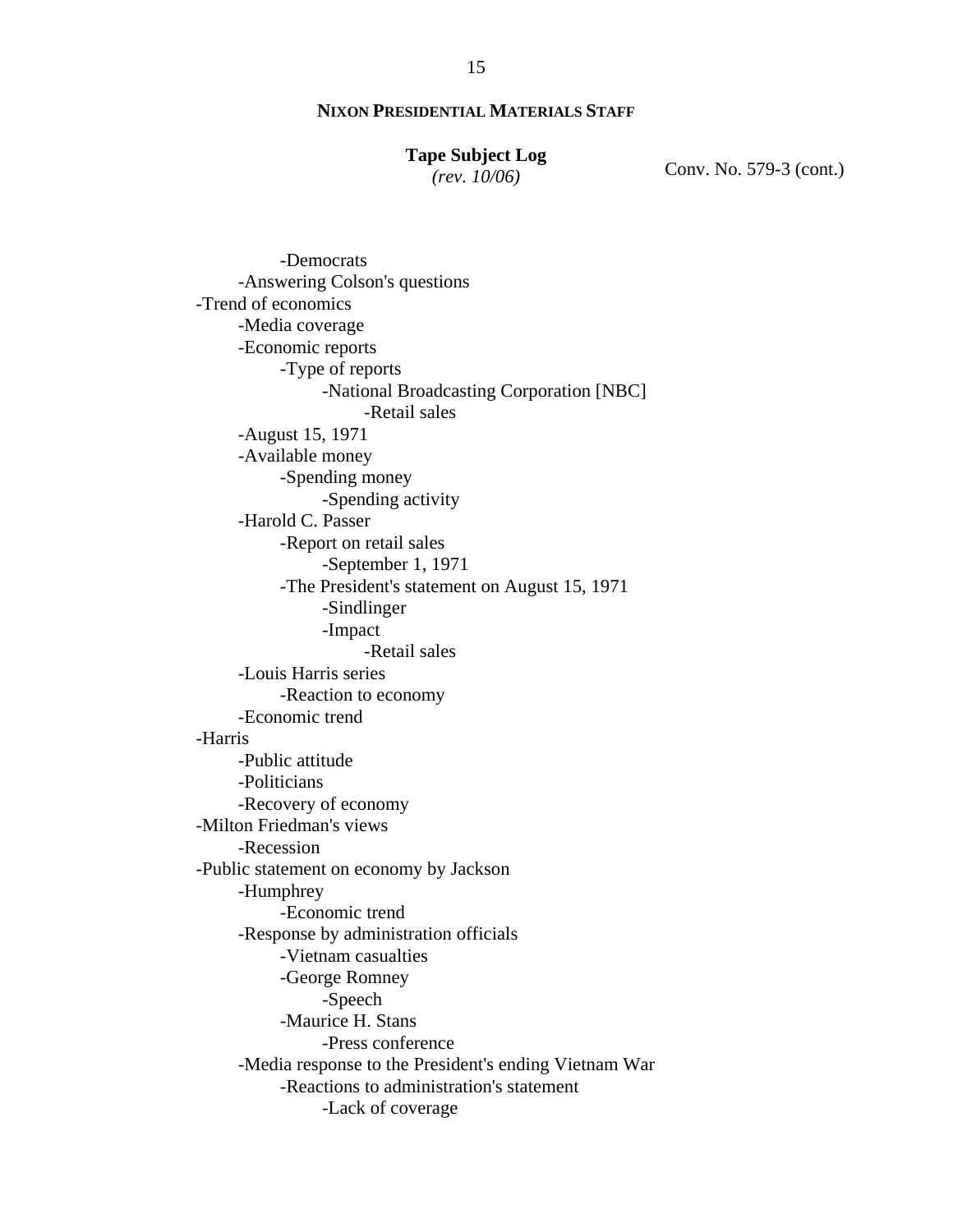**NIXON PRESIDENTIAL MATERIALS STAFF**

**Tape Subject Log**
*(rev. 10/06)*

Conv. No. 579-3 (cont.)

- -Democrats
  - -Answering Colson's questions
- -Trend of economics
  - -Media coverage
  - -Economic reports
    - -Type of reports
      - -National Broadcasting Corporation [NBC]
        - -Retail sales
  - -August 15, 1971
  - -Available money
    - -Spending money
      - -Spending activity
  - -Harold C. Passer
    - -Report on retail sales
      - -September 1, 1971
    - -The President's statement on August 15, 1971
      - -Sindlinger
      - -Impact
        - -Retail sales
  - -Louis Harris series
    - -Reaction to economy
  - -Economic trend
- -Harris
  - -Public attitude
  - -Politicians
  - -Recovery of economy
- -Milton Friedman's views
  - -Recession
- -Public statement on economy by Jackson
  - -Humphrey
    - -Economic trend
  - -Response by administration officials
    - -Vietnam casualties
    - -George Romney
      - -Speech
    - -Maurice H. Stans
      - -Press conference
  - -Media response to the President's ending Vietnam War
    - -Reactions to administration's statement
      - -Lack of coverage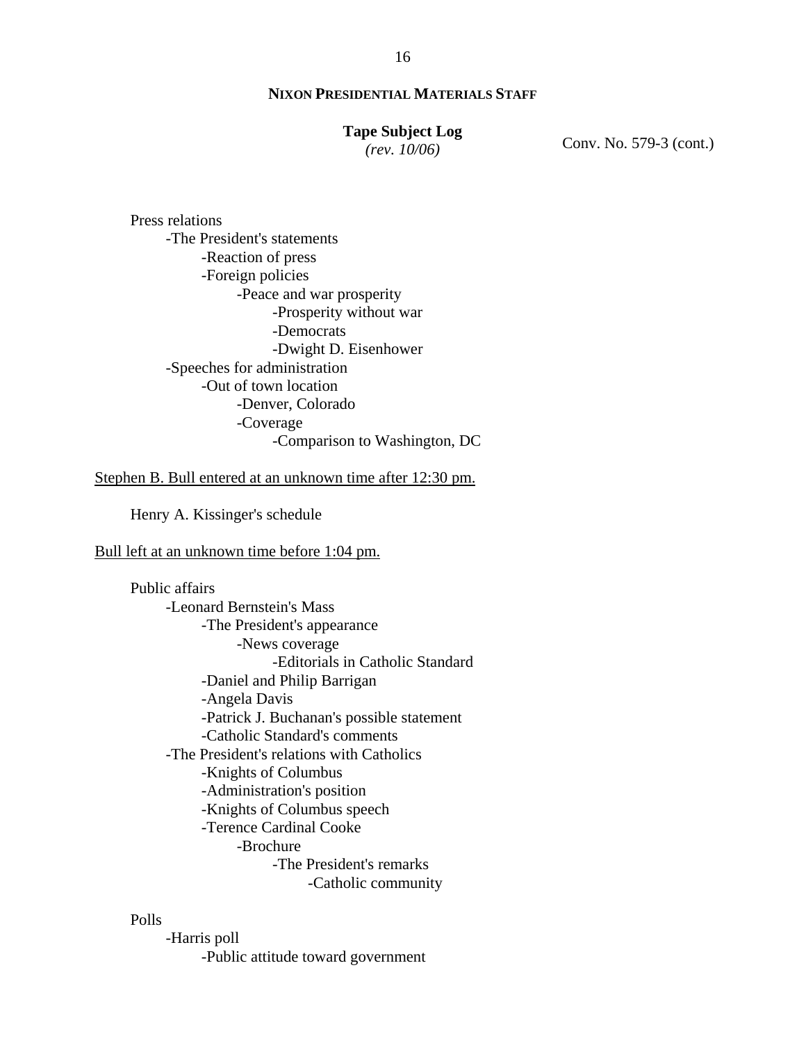**NIXON PRESIDENTIAL MATERIALS STAFF**

**Tape Subject Log**
*(rev. 10/06)*

Conv. No. 579-3 (cont.)

Press relations
- -The President's statements
  - -Reaction of press
  - -Foreign policies
    - -Peace and war prosperity
      - -Prosperity without war
      - -Democrats
      - -Dwight D. Eisenhower
- -Speeches for administration
  - -Out of town location
    - -Denver, Colorado
    - -Coverage
      - -Comparison to Washington, DC

<u>Stephen B. Bull entered at an unknown time after 12:30 pm.</u>

Henry A. Kissinger's schedule

<u>Bull left at an unknown time before 1:04 pm.</u>

Public affairs
- -Leonard Bernstein's Mass
  - -The President's appearance
    - -News coverage
      - -Editorials in Catholic Standard
  - -Daniel and Philip Barrigan
  - -Angela Davis
  - -Patrick J. Buchanan's possible statement
  - -Catholic Standard's comments
- -The President's relations with Catholics
  - -Knights of Columbus
  - -Administration's position
  - -Knights of Columbus speech
  - -Terence Cardinal Cooke
    - -Brochure
      - -The President's remarks
        - -Catholic community

Polls
- -Harris poll
  - -Public attitude toward government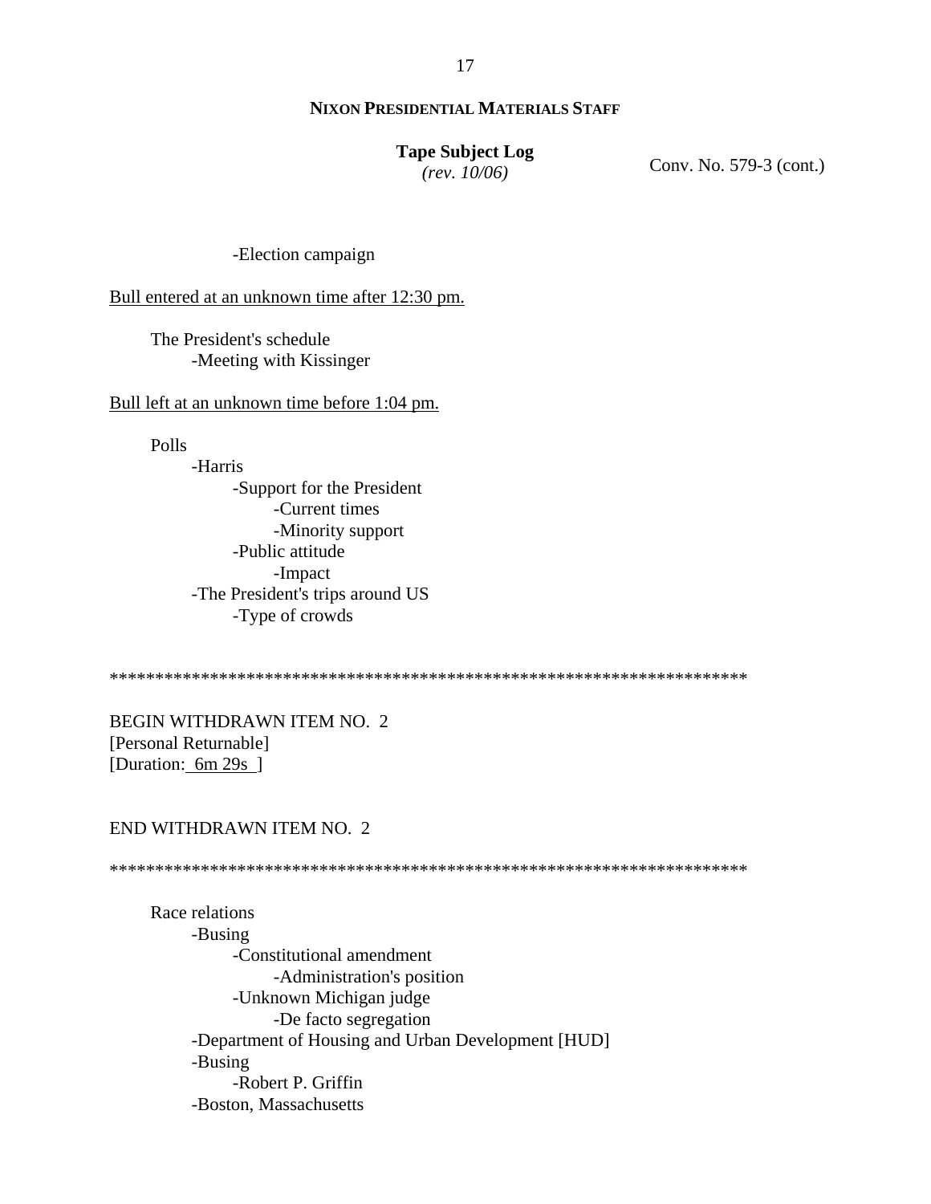**NIXON PRESIDENTIAL MATERIALS STAFF**

**Tape Subject Log**
*(rev. 10/06)*

Conv. No. 579-3 (cont.)

-Election campaign

<u>Bull entered at an unknown time after 12:30 pm.</u>

The President's schedule
- Meeting with Kissinger

<u>Bull left at an unknown time before 1:04 pm.</u>

Polls
- Harris
  - Support for the President
    - Current times
    - Minority support
  - Public attitude
    - Impact
- The President's trips around US
  - Type of crowds

*********************************************************************

BEGIN WITHDRAWN ITEM NO. 2
[Personal Returnable]
[Duration: <u>6m 29s</u> ]

END WITHDRAWN ITEM NO. 2

*********************************************************************

Race relations
- Busing
  - Constitutional amendment
    - Administration's position
  - Unknown Michigan judge
    - De facto segregation
- Department of Housing and Urban Development [HUD]
- Busing
  - Robert P. Griffin
- Boston, Massachusetts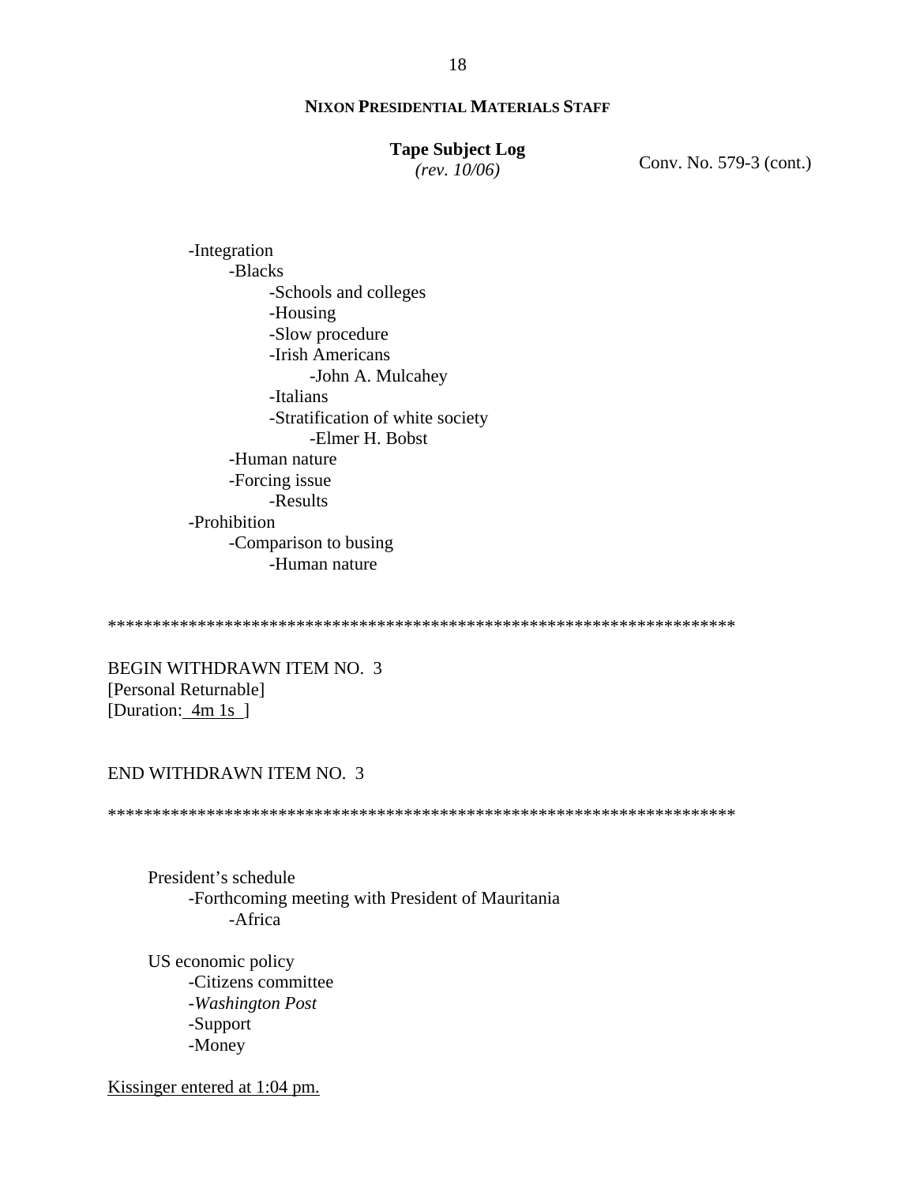**Tape Subject Log**
*(rev. 10/06)*

Conv. No. 579-3 (cont.)

- -Integration
    - -Blacks
        - -Schools and colleges
        - -Housing
        - -Slow procedure
        - -Irish Americans
            - -John A. Mulcahey
        - -Italians
        - -Stratification of white society
            - -Elmer H. Bobst
    - -Human nature
    - -Forcing issue
        - -Results
- -Prohibition
    - -Comparison to busing
        - -Human nature

**********************************************************************

BEGIN WITHDRAWN ITEM NO. 3
[Personal Returnable]
[Duration: 4m 1s ]

END WITHDRAWN ITEM NO. 3

**********************************************************************

President's schedule
- -Forthcoming meeting with President of Mauritania
    - -Africa

US economic policy
- -Citizens committee
- -*Washington Post*
- -Support
- -Money

Kissinger entered at 1:04 pm.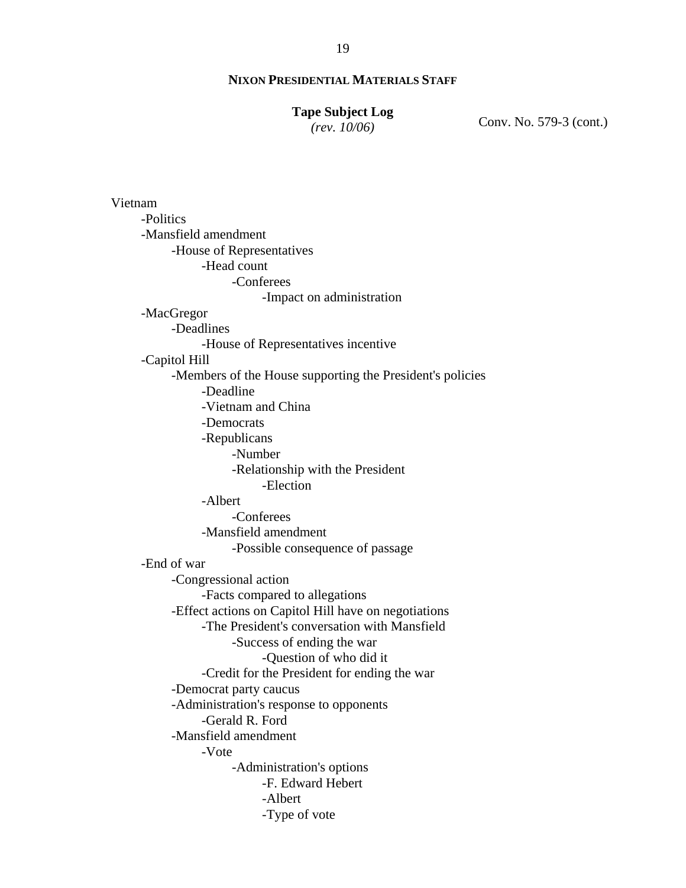**NIXON PRESIDENTIAL MATERIALS STAFF**

**Tape Subject Log**
*(rev. 10/06)*

Conv. No. 579-3 (cont.)

Vietnam
- -Politics
- -Mansfield amendment
    - -House of Representatives
        - -Head count
            - -Conferees
                - -Impact on administration
- -MacGregor
    - -Deadlines
        - -House of Representatives incentive
- -Capitol Hill
    - -Members of the House supporting the President's policies
        - -Deadline
        - -Vietnam and China
        - -Democrats
        - -Republicans
            - -Number
            - -Relationship with the President
                - -Election
        - -Albert
            - -Conferees
        - -Mansfield amendment
            - -Possible consequence of passage
- -End of war
    - -Congressional action
        - -Facts compared to allegations
    - -Effect actions on Capitol Hill have on negotiations
        - -The President's conversation with Mansfield
            - -Success of ending the war
                - -Question of who did it
        - -Credit for the President for ending the war
    - -Democrat party caucus
    - -Administration's response to opponents
        - -Gerald R. Ford
    - -Mansfield amendment
        - -Vote
            - -Administration's options
                - -F. Edward Hebert
                - -Albert
                - -Type of vote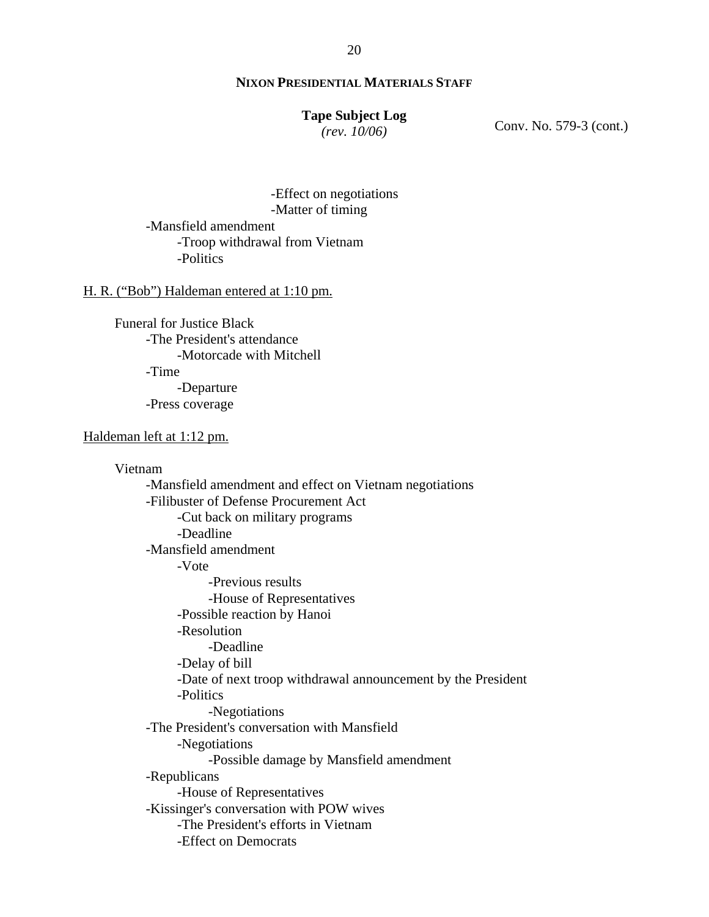Conv. No. 579-3 (cont.)

- Effect on negotiations
- Matter of timing
- Mansfield amendment
    - Troop withdrawal from Vietnam
    - Politics

H. R. ("Bob") Haldeman entered at 1:10 pm.

Funeral for Justice Black
- The President's attendance
    - Motorcade with Mitchell
- Time
    - Departure
- Press coverage

Haldeman left at 1:12 pm.

Vietnam
- Mansfield amendment and effect on Vietnam negotiations
- Filibuster of Defense Procurement Act
    - Cut back on military programs
    - Deadline
- Mansfield amendment
    - Vote
        - Previous results
        - House of Representatives
    - Possible reaction by Hanoi
    - Resolution
        - Deadline
    - Delay of bill
    - Date of next troop withdrawal announcement by the President
    - Politics
        - Negotiations
- The President's conversation with Mansfield
    - Negotiations
        - Possible damage by Mansfield amendment
- Republicans
    - House of Representatives
- Kissinger's conversation with POW wives
    - The President's efforts in Vietnam
    - Effect on Democrats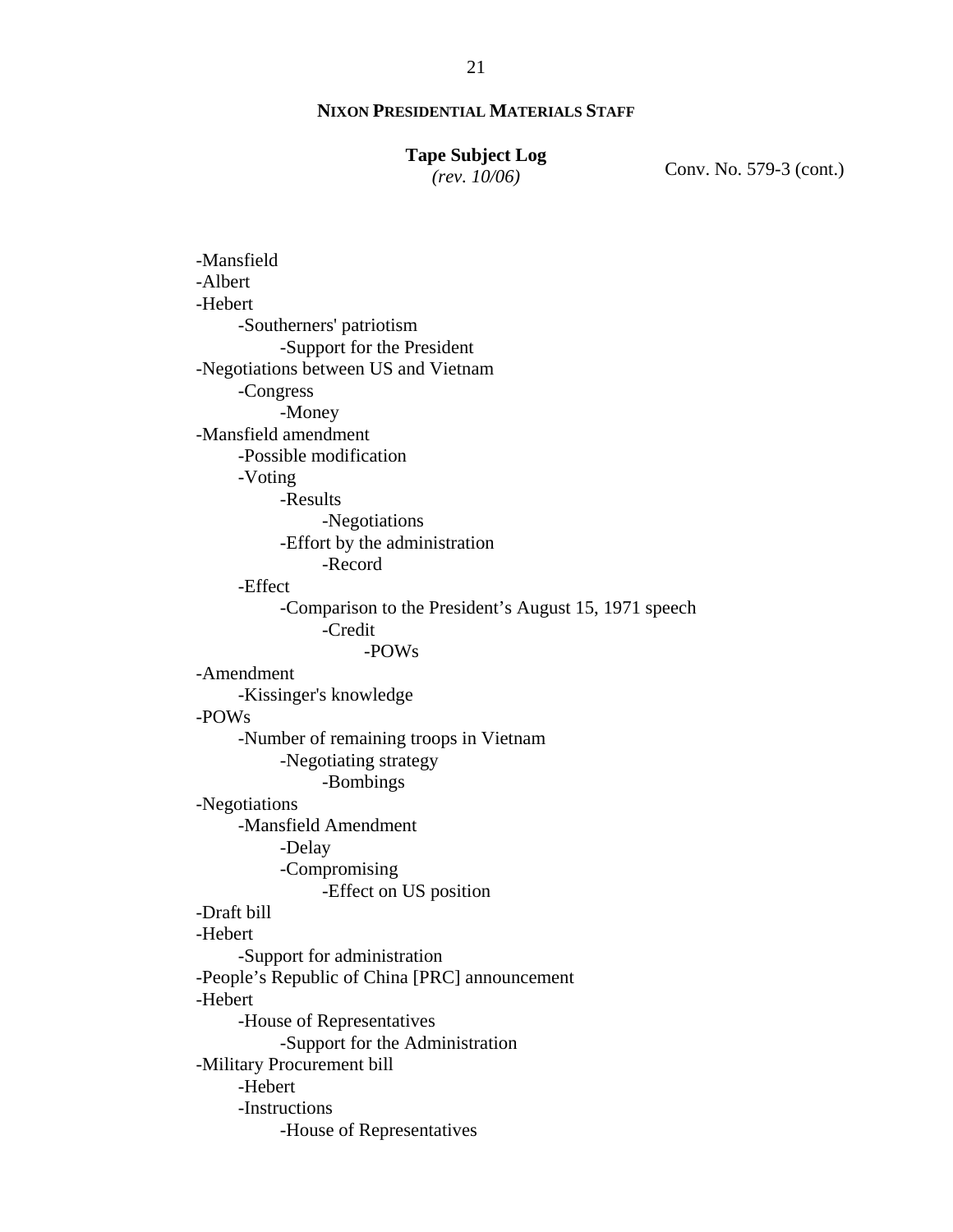**NIXON PRESIDENTIAL MATERIALS STAFF**

**Tape Subject Log**
*(rev. 10/06)*

Conv. No. 579-3 (cont.)

- -Mansfield
- -Albert
- -Hebert
    - -Southerners' patriotism
        - -Support for the President
- -Negotiations between US and Vietnam
    - -Congress
        - -Money
- -Mansfield amendment
    - -Possible modification
    - -Voting
        - -Results
            - -Negotiations
        - -Effort by the administration
            - -Record
    - -Effect
        - -Comparison to the President's August 15, 1971 speech
            - -Credit
                - -POWs
- -Amendment
    - -Kissinger's knowledge
- -POWs
    - -Number of remaining troops in Vietnam
        - -Negotiating strategy
            - -Bombings
- -Negotiations
    - -Mansfield Amendment
        - -Delay
        - -Compromising
            - -Effect on US position
- -Draft bill
- -Hebert
    - -Support for administration
- -People's Republic of China [PRC] announcement
- -Hebert
    - -House of Representatives
        - -Support for the Administration
- -Military Procurement bill
    - -Hebert
    - -Instructions
        - -House of Representatives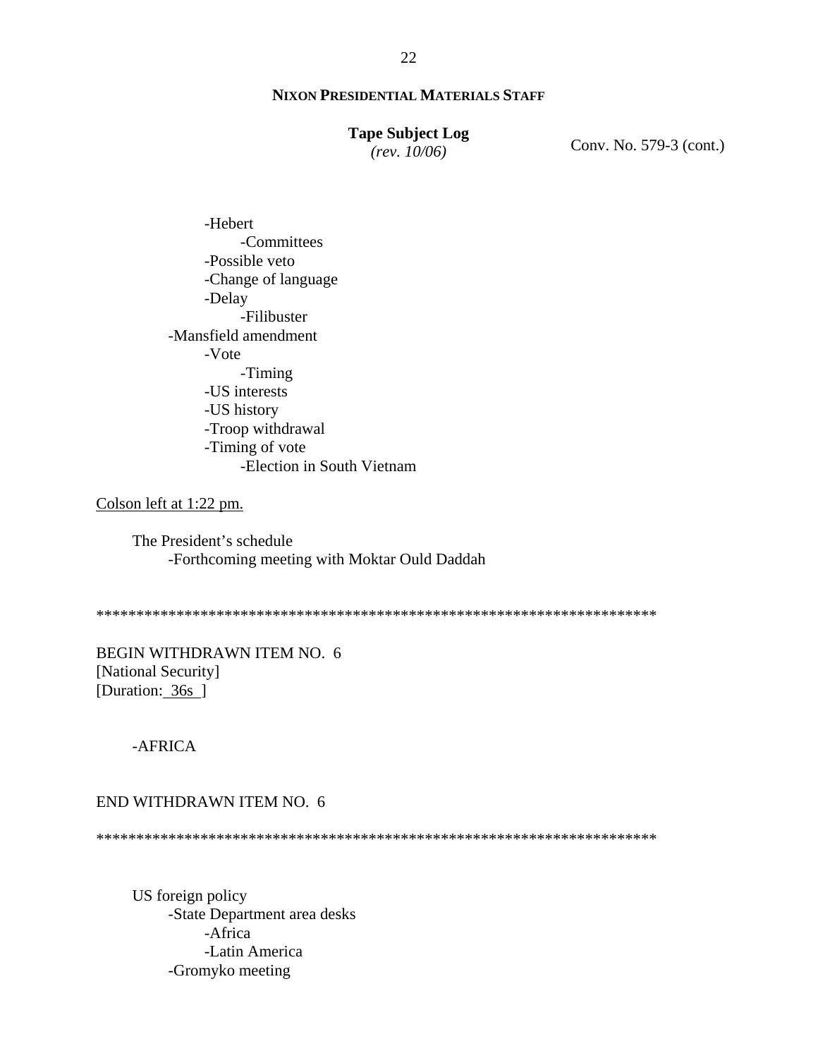**NIXON PRESIDENTIAL MATERIALS STAFF**

**Tape Subject Log**
*(rev. 10/06)*

Conv. No. 579-3 (cont.)

- -Hebert
    - -Committees
- -Possible veto
- -Change of language
- -Delay
    - -Filibuster

-Mansfield amendment
- -Vote
    - -Timing
- -US interests
- -US history
- -Troop withdrawal
- -Timing of vote
    - -Election in South Vietnam

Colson left at 1:22 pm.

The President's schedule
- -Forthcoming meeting with Moktar Ould Daddah

**********************************************************************

BEGIN WITHDRAWN ITEM NO. 6
[National Security]
[Duration: 36s ]

-AFRICA

END WITHDRAWN ITEM NO. 6

**********************************************************************

US foreign policy
- -State Department area desks
    - -Africa
    - -Latin America
- -Gromyko meeting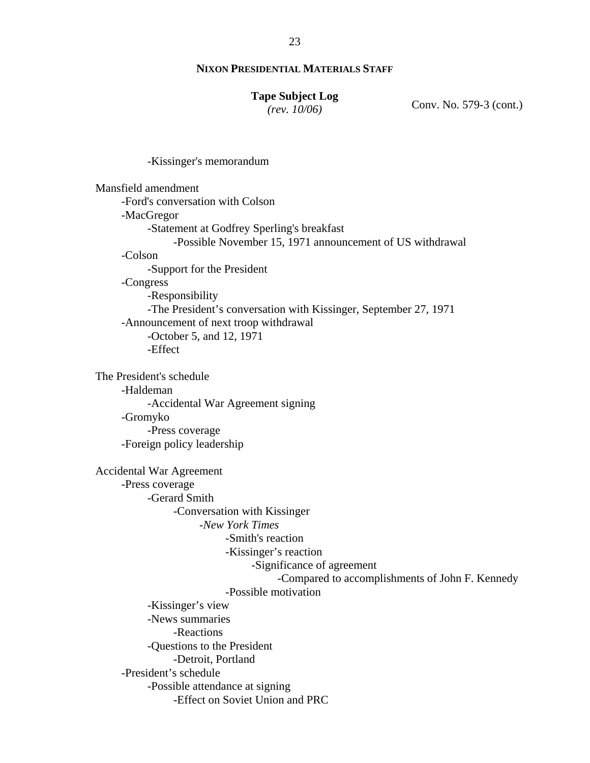**NIXON PRESIDENTIAL MATERIALS STAFF**

**Tape Subject Log**
*(rev. 10/06)*

Conv. No. 579-3 (cont.)

- -Kissinger's memorandum

Mansfield amendment
- -Ford's conversation with Colson
- -MacGregor
  - -Statement at Godfrey Sperling's breakfast
    - -Possible November 15, 1971 announcement of US withdrawal
- -Colson
  - -Support for the President
- -Congress
  - -Responsibility
  - -The President's conversation with Kissinger, September 27, 1971
- -Announcement of next troop withdrawal
  - -October 5, and 12, 1971
  - -Effect

The President's schedule
- -Haldeman
  - -Accidental War Agreement signing
- -Gromyko
  - -Press coverage
- -Foreign policy leadership

Accidental War Agreement
- -Press coverage
  - -Gerard Smith
    - -Conversation with Kissinger
      - -*New York Times*
        - -Smith's reaction
        - -Kissinger's reaction
          - -Significance of agreement
            - -Compared to accomplishments of John F. Kennedy
        - -Possible motivation
  - -Kissinger's view
  - -News summaries
    - -Reactions
  - -Questions to the President
    - -Detroit, Portland
- -President's schedule
  - -Possible attendance at signing
    - -Effect on Soviet Union and PRC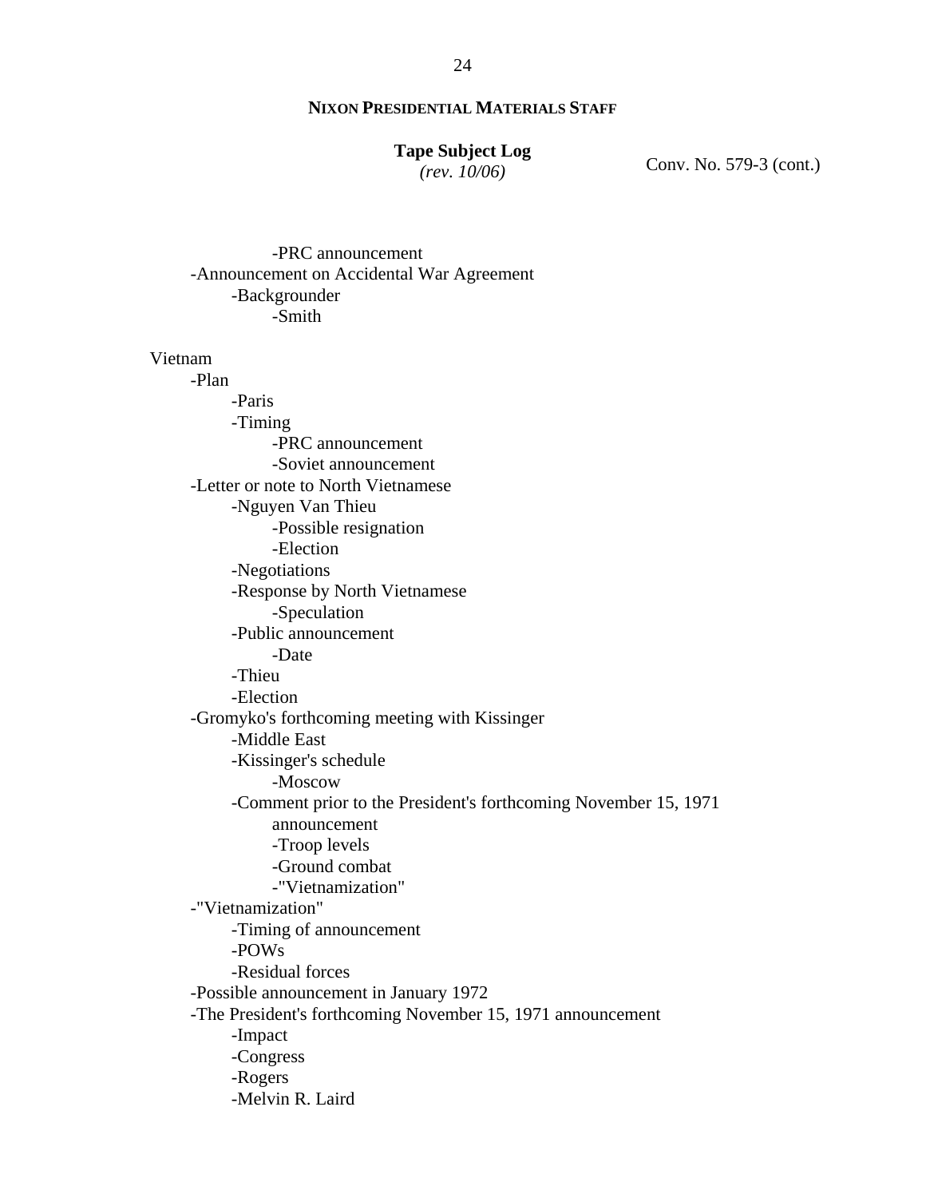**NIXON PRESIDENTIAL MATERIALS STAFF**

**Tape Subject Log**
*(rev. 10/06)*

Conv. No. 579-3 (cont.)

- -PRC announcement
- -Announcement on Accidental War Agreement
  - -Backgrounder
    - -Smith

Vietnam
- -Plan
  - -Paris
  - -Timing
    - -PRC announcement
    - -Soviet announcement
- -Letter or note to North Vietnamese
  - -Nguyen Van Thieu
    - -Possible resignation
    - -Election
  - -Negotiations
  - -Response by North Vietnamese
    - -Speculation
  - -Public announcement
    - -Date
  - -Thieu
  - -Election
- -Gromyko's forthcoming meeting with Kissinger
  - -Middle East
  - -Kissinger's schedule
    - -Moscow
  - -Comment prior to the President's forthcoming November 15, 1971 announcement
    - -Troop levels
    - -Ground combat
    - -"Vietnamization"
- -"Vietnamization"
  - -Timing of announcement
  - -POWs
  - -Residual forces
- -Possible announcement in January 1972
- -The President's forthcoming November 15, 1971 announcement
  - -Impact
  - -Congress
  - -Rogers
  - -Melvin R. Laird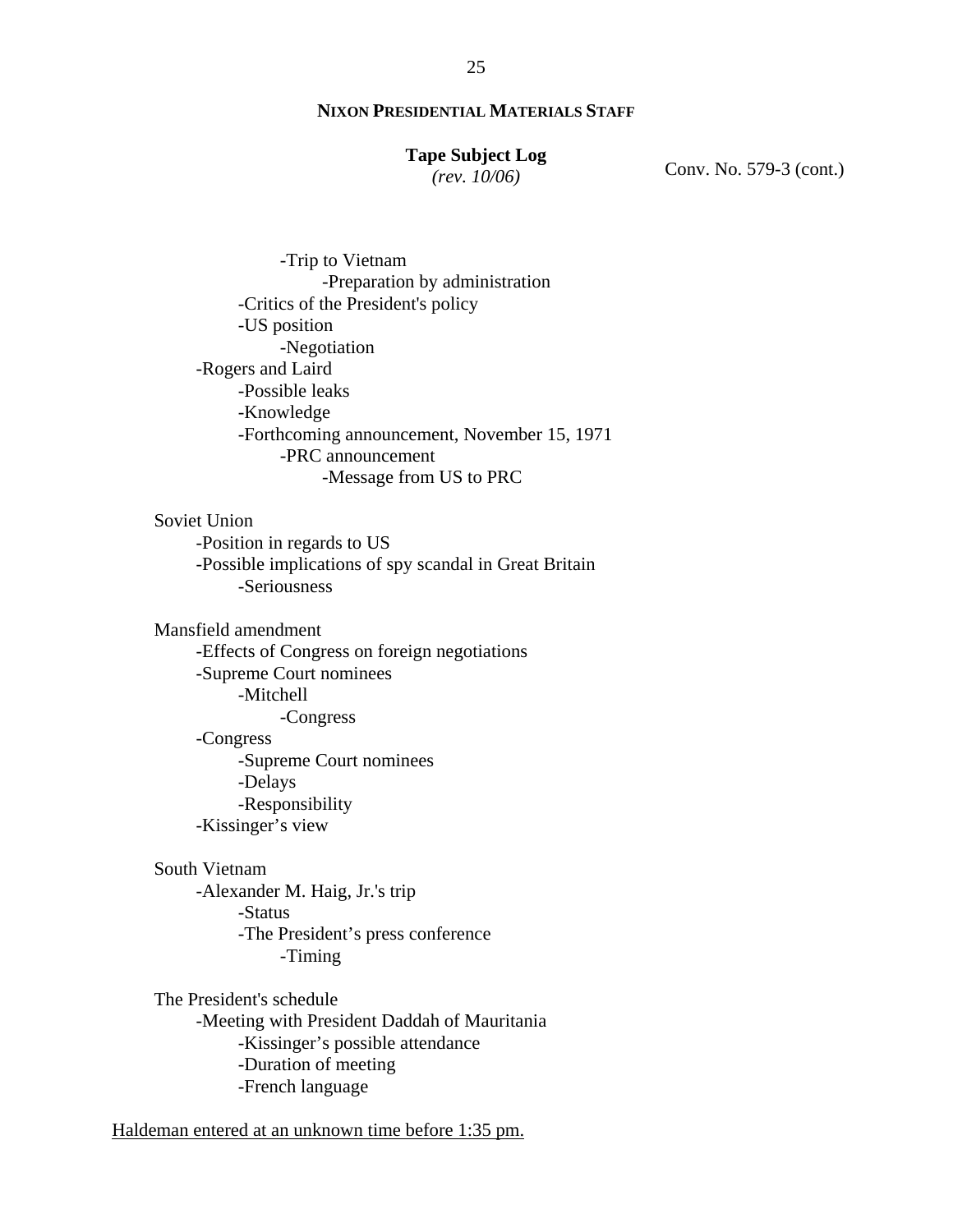**NIXON PRESIDENTIAL MATERIALS STAFF**

**Tape Subject Log**
*(rev. 10/06)*

Conv. No. 579-3 (cont.)

- -Trip to Vietnam
  - -Preparation by administration
- -Critics of the President's policy
- -US position
  - -Negotiation

-Rogers and Laird
- -Possible leaks
- -Knowledge
- -Forthcoming announcement, November 15, 1971
  - -PRC announcement
    - -Message from US to PRC

Soviet Union
- -Position in regards to US
- -Possible implications of spy scandal in Great Britain
  - -Seriousness

Mansfield amendment
- -Effects of Congress on foreign negotiations
- -Supreme Court nominees
  - -Mitchell
    - -Congress
- -Congress
  - -Supreme Court nominees
  - -Delays
  - -Responsibility
- -Kissinger's view

South Vietnam
- -Alexander M. Haig, Jr.'s trip
  - -Status
  - -The President's press conference
    - -Timing

The President's schedule
- -Meeting with President Daddah of Mauritania
  - -Kissinger's possible attendance
  - -Duration of meeting
  - -French language

<u>Haldeman entered at an unknown time before 1:35 pm.</u>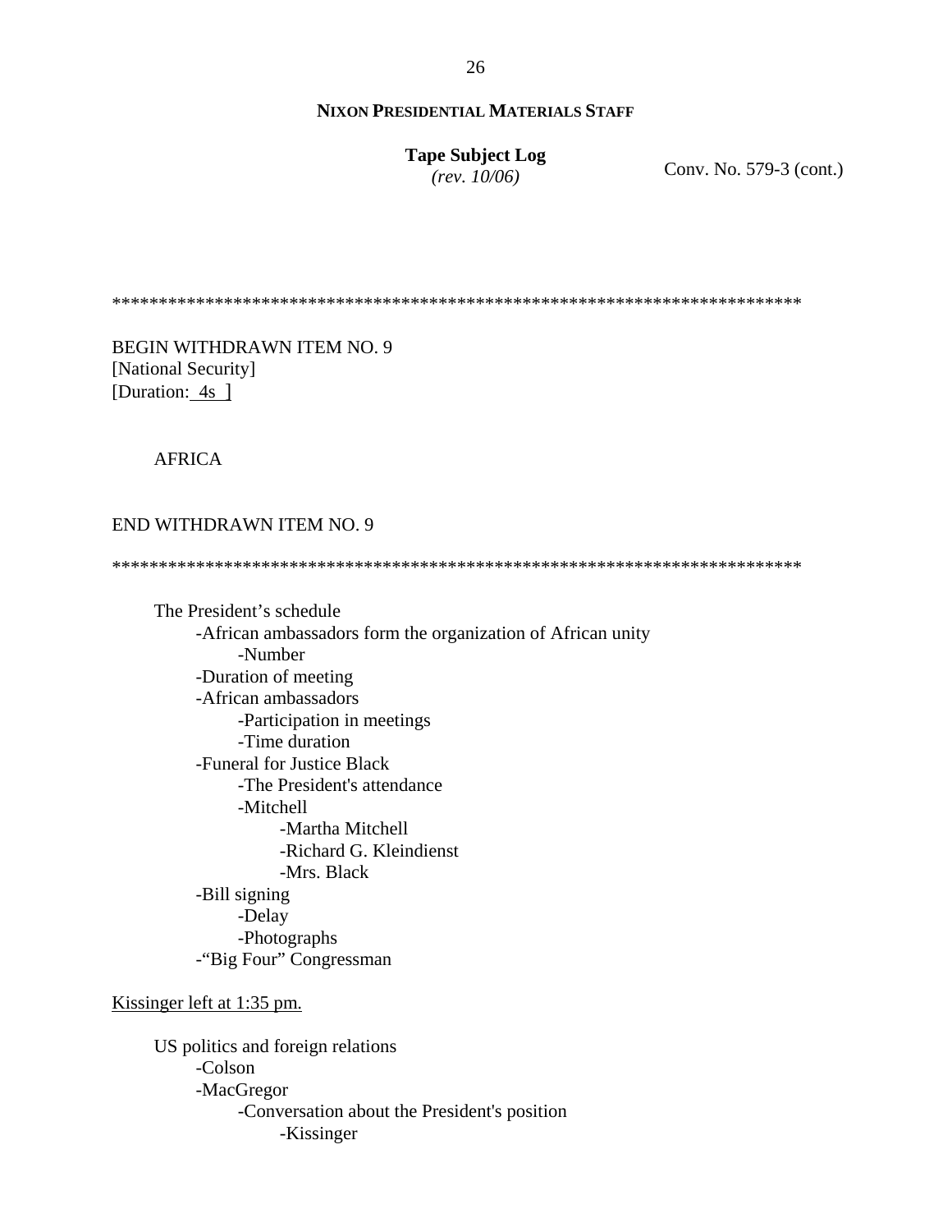**NIXON PRESIDENTIAL MATERIALS STAFF**

**Tape Subject Log**
*(rev. 10/06)*

Conv. No. 579-3 (cont.)

****************************************************************************

BEGIN WITHDRAWN ITEM NO. 9
[National Security]
[Duration: 4s ]

AFRICA

END WITHDRAWN ITEM NO. 9

****************************************************************************

- The President's schedule
  - -African ambassadors form the organization of African unity
    - -Number
  - -Duration of meeting
  - -African ambassadors
    - -Participation in meetings
    - -Time duration
  - -Funeral for Justice Black
    - -The President's attendance
    - -Mitchell
      - -Martha Mitchell
      - -Richard G. Kleindienst
      - -Mrs. Black
  - -Bill signing
    - -Delay
    - -Photographs
  - -"Big Four" Congressman

Kissinger left at 1:35 pm.

- US politics and foreign relations
  - -Colson
  - -MacGregor
    - -Conversation about the President's position
      - -Kissinger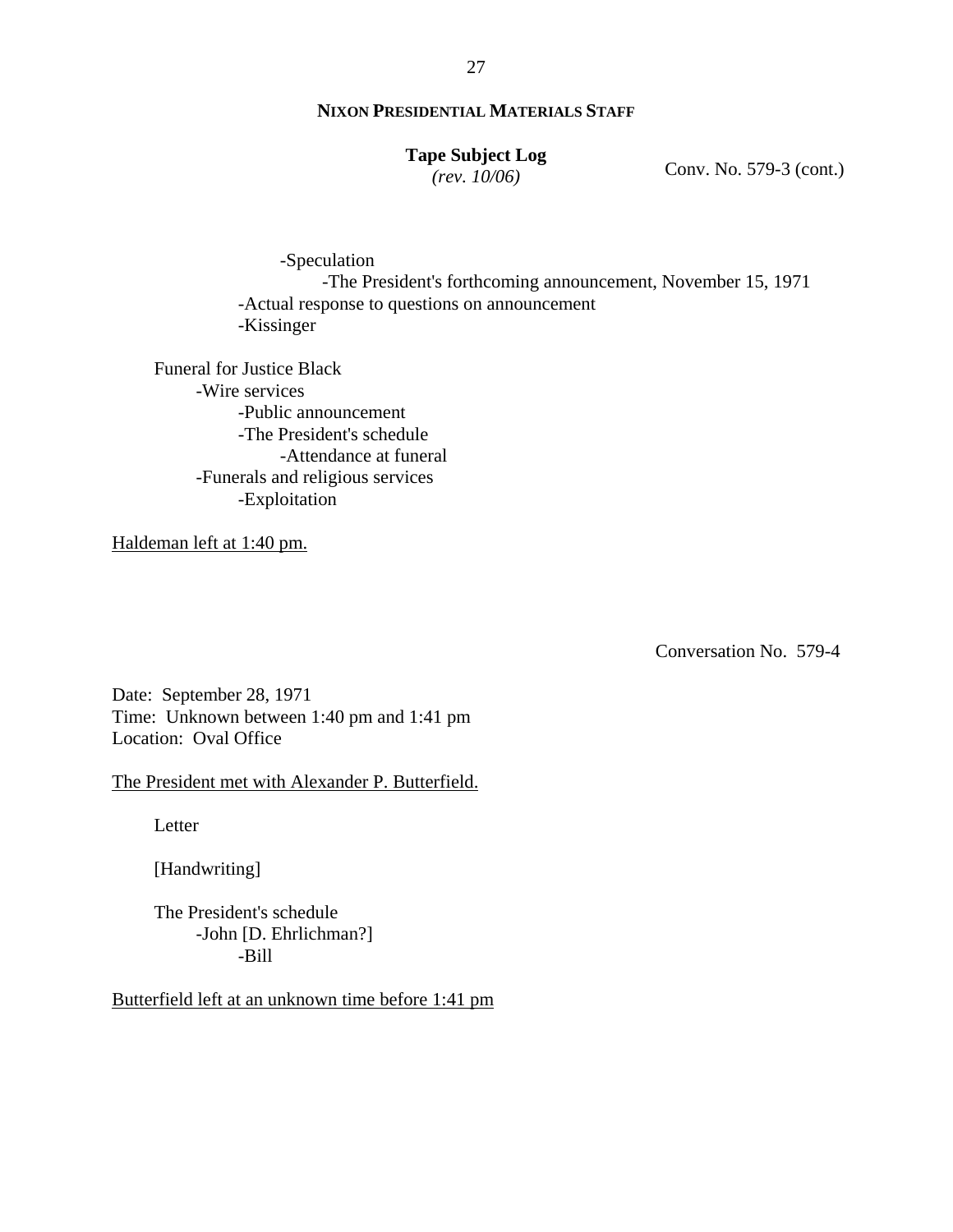**NIXON PRESIDENTIAL MATERIALS STAFF**

**Tape Subject Log**
*(rev. 10/06)*

Conv. No. 579-3 (cont.)

- Speculation
  - The President's forthcoming announcement, November 15, 1971
- Actual response to questions on announcement
- Kissinger

Funeral for Justice Black
- Wire services
  - Public announcement
  - The President's schedule
    - Attendance at funeral
- Funerals and religious services
  - Exploitation

Haldeman left at 1:40 pm.

Conversation No. 579-4

Date: September 28, 1971
Time: Unknown between 1:40 pm and 1:41 pm
Location: Oval Office

The President met with Alexander P. Butterfield.

Letter

[Handwriting]

The President's schedule
- John [D. Ehrlichman?]
  - Bill

Butterfield left at an unknown time before 1:41 pm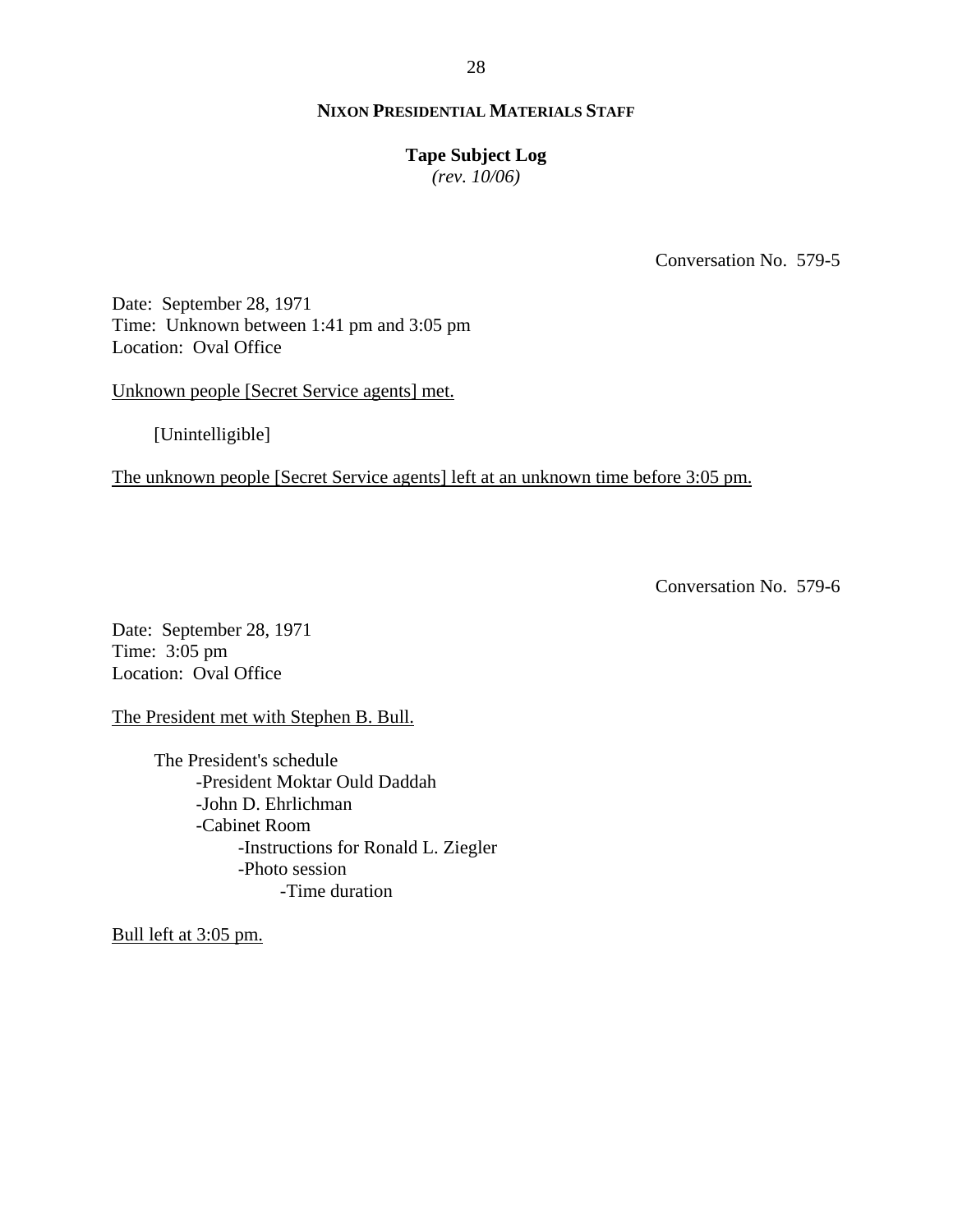Conversation No. 579-5

Date: September 28, 1971
Time: Unknown between 1:41 pm and 3:05 pm
Location: Oval Office

Unknown people [Secret Service agents] met.

[Unintelligible]

The unknown people [Secret Service agents] left at an unknown time before 3:05 pm.

Conversation No. 579-6

Date: September 28, 1971
Time: 3:05 pm
Location: Oval Office

The President met with Stephen B. Bull.

The President's schedule
- President Moktar Ould Daddah
- John D. Ehrlichman
- Cabinet Room
    - Instructions for Ronald L. Ziegler
    - Photo session
        - Time duration

Bull left at 3:05 pm.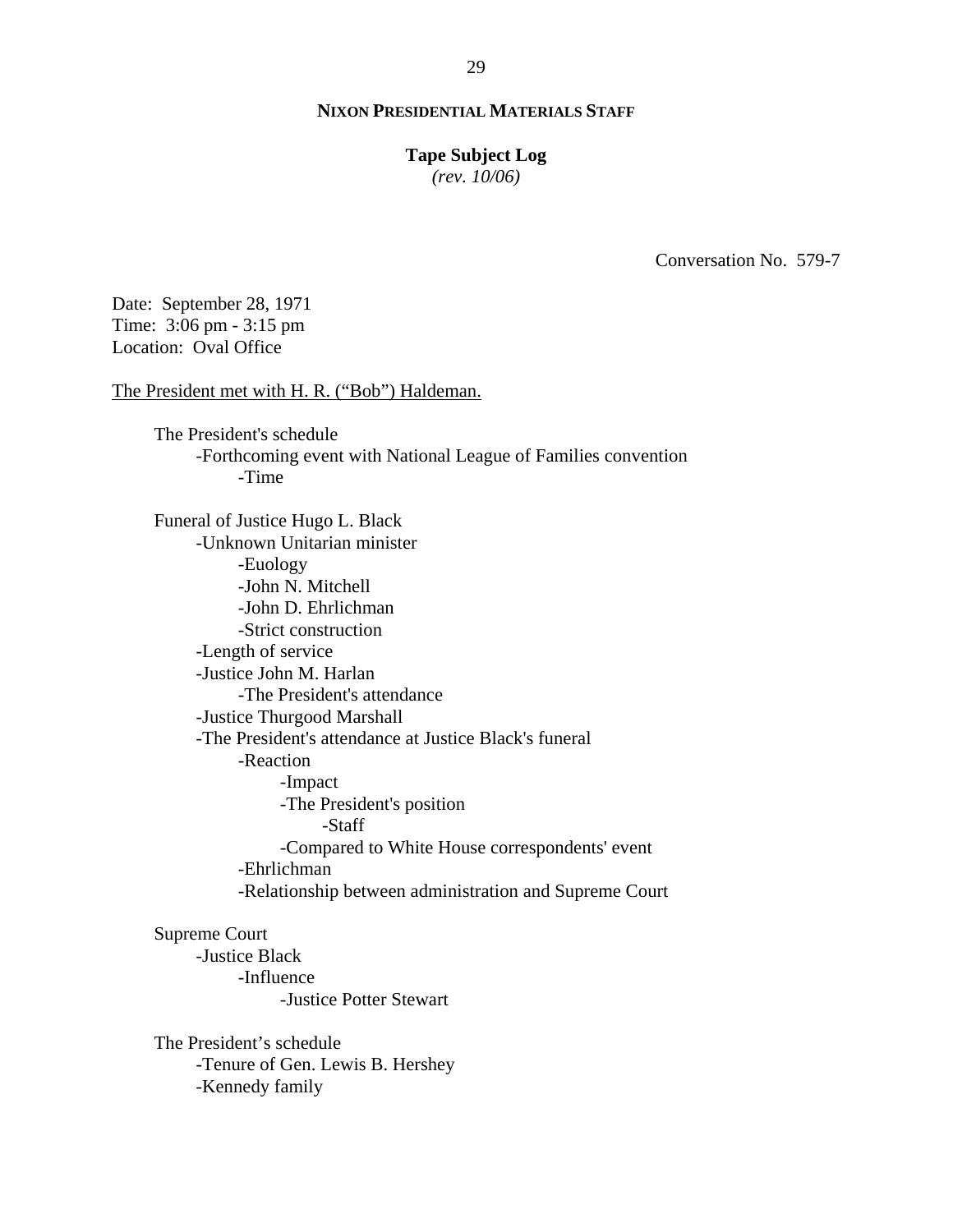**NIXON PRESIDENTIAL MATERIALS STAFF**

**Tape Subject Log**
*(rev. 10/06)*

Conversation No. 579-7

Date: September 28, 1971
Time: 3:06 pm - 3:15 pm
Location: Oval Office

The President met with H. R. ("Bob") Haldeman.

- The President's schedule
  - -Forthcoming event with National League of Families convention
    - -Time
- Funeral of Justice Hugo L. Black
  - -Unknown Unitarian minister
    - -Euology
    - -John N. Mitchell
    - -John D. Ehrlichman
    - -Strict construction
  - -Length of service
  - -Justice John M. Harlan
    - -The President's attendance
  - -Justice Thurgood Marshall
  - -The President's attendance at Justice Black's funeral
    - -Reaction
      - -Impact
      - -The President's position
        - -Staff
      - -Compared to White House correspondents' event
    - -Ehrlichman
    - -Relationship between administration and Supreme Court
- Supreme Court
  - -Justice Black
    - -Influence
      - -Justice Potter Stewart
- The President's schedule
  - -Tenure of Gen. Lewis B. Hershey
  - -Kennedy family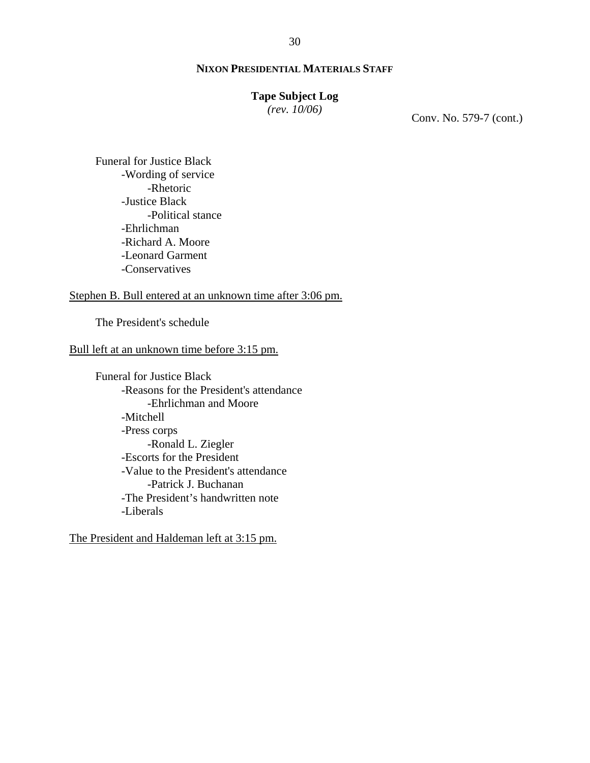**NIXON PRESIDENTIAL MATERIALS STAFF**

**Tape Subject Log**
*(rev. 10/06)*

Conv. No. 579-7 (cont.)

Funeral for Justice Black
- -Wording of service
  - -Rhetoric
- -Justice Black
  - -Political stance
- -Ehrlichman
- -Richard A. Moore
- -Leonard Garment
- -Conservatives

<u>Stephen B. Bull entered at an unknown time after 3:06 pm.</u>

The President's schedule

<u>Bull left at an unknown time before 3:15 pm.</u>

Funeral for Justice Black
- -Reasons for the President's attendance
  - -Ehrlichman and Moore
- -Mitchell
- -Press corps
  - -Ronald L. Ziegler
- -Escorts for the President
- -Value to the President's attendance
  - -Patrick J. Buchanan
- -The President’s handwritten note
- -Liberals

<u>The President and Haldeman left at 3:15 pm.</u>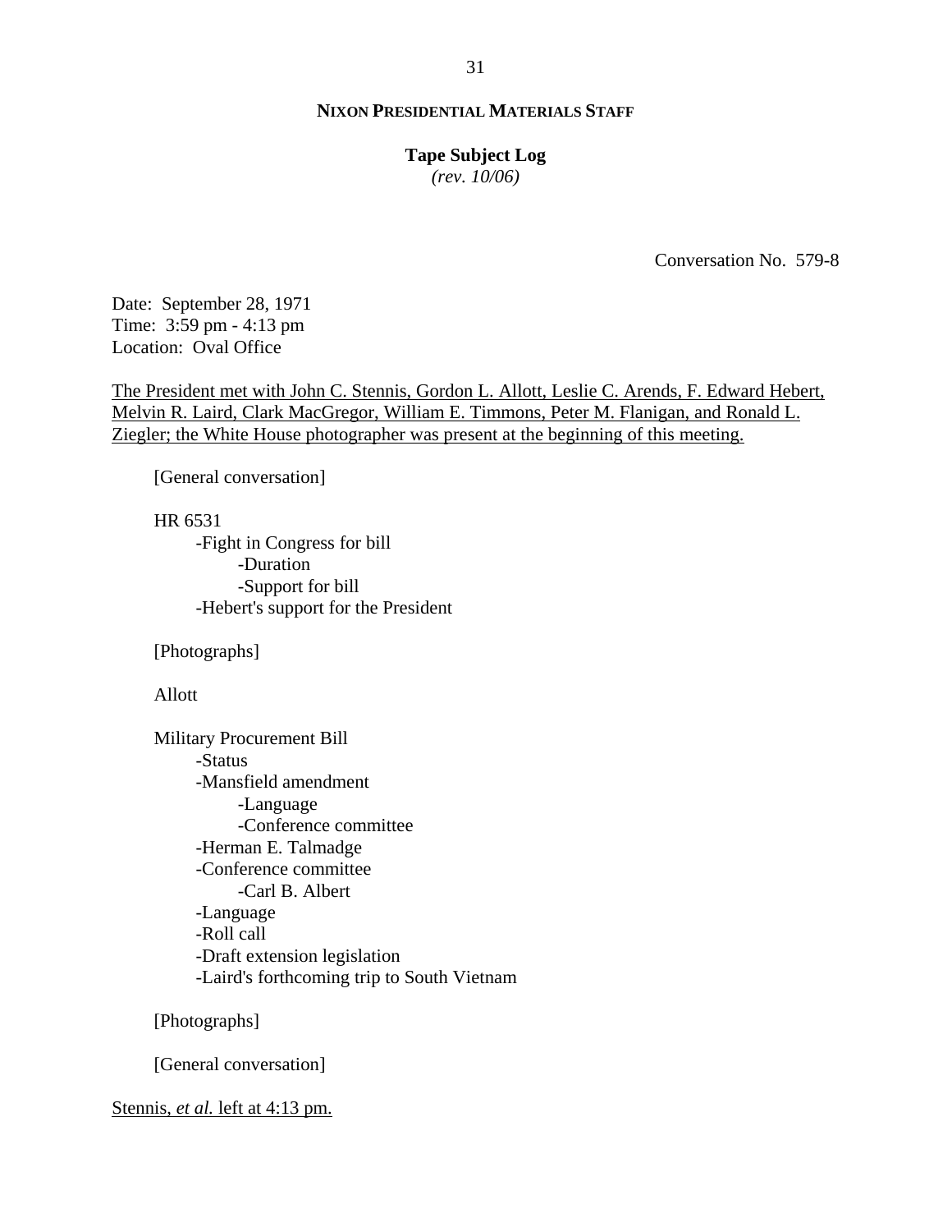**NIXON PRESIDENTIAL MATERIALS STAFF**

**Tape Subject Log**
*(rev. 10/06)*

Conversation No. 579-8

Date: September 28, 1971
Time: 3:59 pm - 4:13 pm
Location: Oval Office

<u>The President met with John C. Stennis, Gordon L. Allott, Leslie C. Arends, F. Edward Hebert, Melvin R. Laird, Clark MacGregor, William E. Timmons, Peter M. Flanigan, and Ronald L. Ziegler; the White House photographer was present at the beginning of this meeting.</u>

[General conversation]

HR 6531
- -Fight in Congress for bill
  - -Duration
  - -Support for bill
- -Hebert's support for the President

[Photographs]

Allott

Military Procurement Bill
- -Status
- -Mansfield amendment
  - -Language
  - -Conference committee
- -Herman E. Talmadge
- -Conference committee
  - -Carl B. Albert
- -Language
- -Roll call
- -Draft extension legislation
- -Laird's forthcoming trip to South Vietnam

[Photographs]

[General conversation]

<u>Stennis, *et al.* left at 4:13 pm.</u>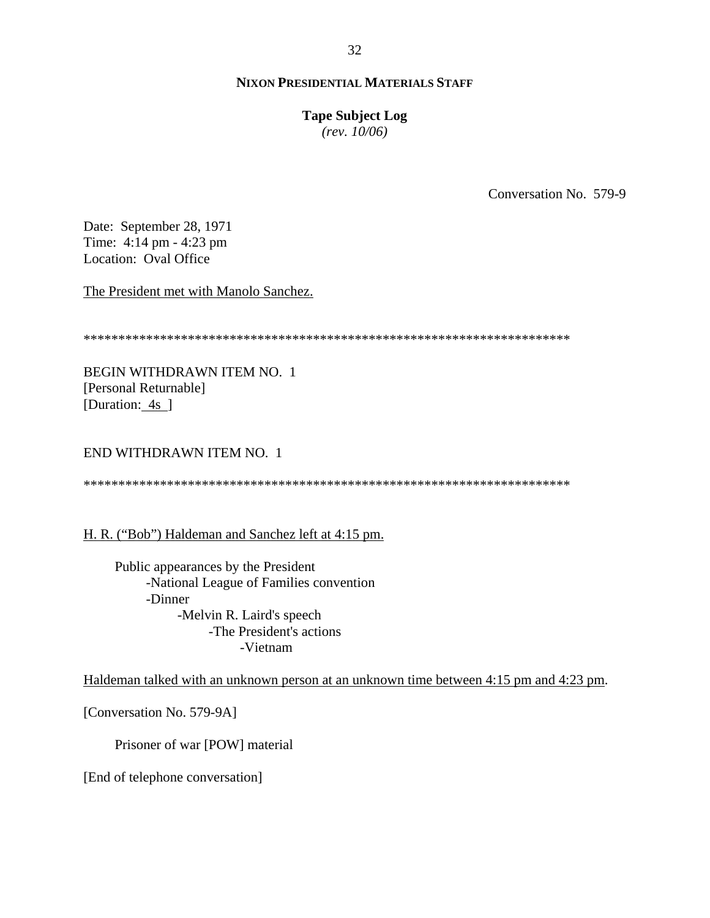**NIXON PRESIDENTIAL MATERIALS STAFF**

**Tape Subject Log**
*(rev. 10/06)*

Conversation No. 579-9

Date: September 28, 1971
Time: 4:14 pm - 4:23 pm
Location: Oval Office

The President met with Manolo Sanchez.

**********************************************************************

BEGIN WITHDRAWN ITEM NO. 1
[Personal Returnable]
[Duration: 4s ]

END WITHDRAWN ITEM NO. 1

**********************************************************************

H. R. ("Bob") Haldeman and Sanchez left at 4:15 pm.

- Public appearances by the President
  - -National League of Families convention
  - -Dinner
    - -Melvin R. Laird's speech
      - -The President's actions
        - -Vietnam

Haldeman talked with an unknown person at an unknown time between 4:15 pm and 4:23 pm.

[Conversation No. 579-9A]

- Prisoner of war [POW] material

[End of telephone conversation]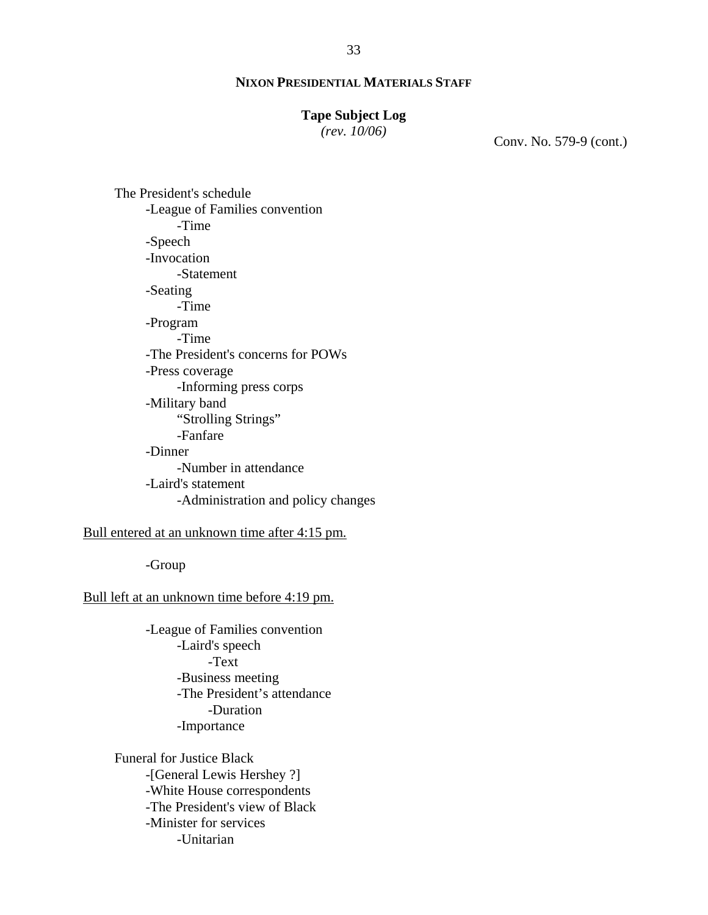**NIXON PRESIDENTIAL MATERIALS STAFF**

**Tape Subject Log**
*(rev. 10/06)*

Conv. No. 579-9 (cont.)

The President's schedule
- -League of Families convention
  - -Time
- -Speech
- -Invocation
  - -Statement
- -Seating
  - -Time
- -Program
  - -Time
- -The President's concerns for POWs
- -Press coverage
  - -Informing press corps
- -Military band
  - “Strolling Strings”
  - -Fanfare
- -Dinner
  - -Number in attendance
- -Laird's statement
  - -Administration and policy changes

<u>Bull entered at an unknown time after 4:15 pm.</u>

- -Group

<u>Bull left at an unknown time before 4:19 pm.</u>

- -League of Families convention
  - -Laird's speech
    - -Text
  - -Business meeting
  - -The President’s attendance
    - -Duration
  - -Importance

Funeral for Justice Black
- -[General Lewis Hershey ?]
- -White House correspondents
- -The President's view of Black
- -Minister for services
  - -Unitarian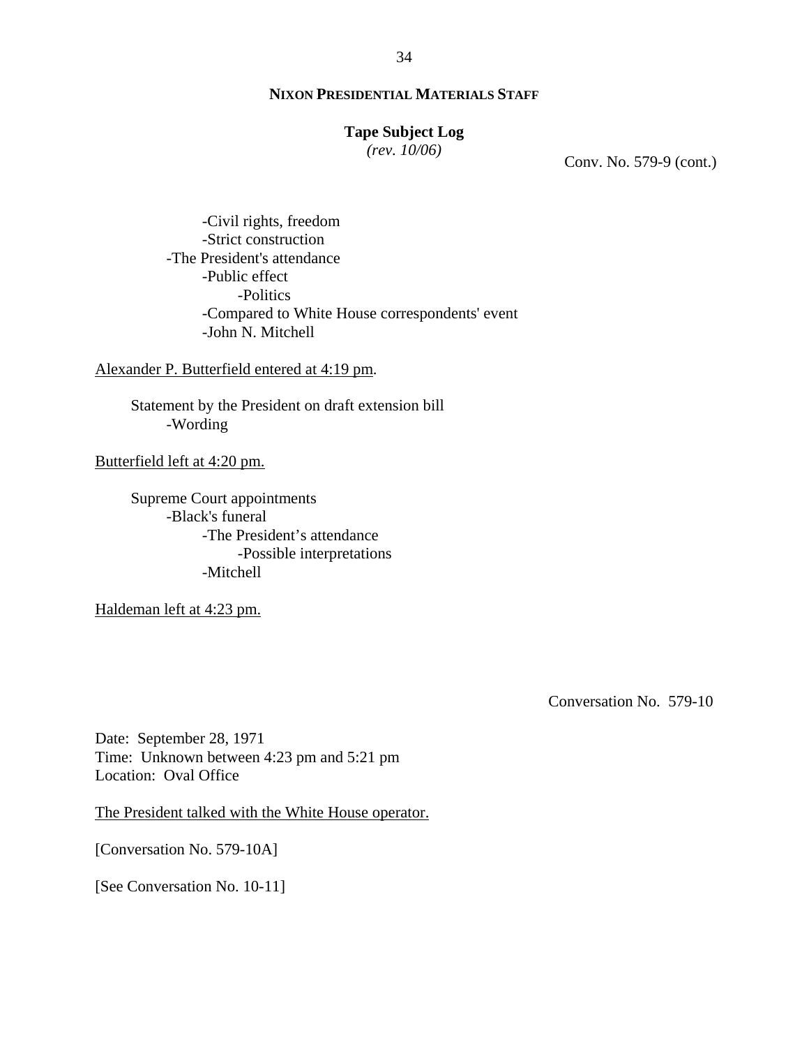Conv. No. 579-9 (cont.)

        - Civil rights, freedom
        - Strict construction
    - The President's attendance
        - Public effect
            - Politics
        - Compared to White House correspondents' event
        - John N. Mitchell

Alexander P. Butterfield entered at 4:19 pm.

Statement by the President on draft extension bill
- Wording

Butterfield left at 4:20 pm.

Supreme Court appointments
- Black's funeral
    - The President's attendance
        - Possible interpretations
    - Mitchell

Haldeman left at 4:23 pm.

Conversation No. 579-10

Date: September 28, 1971
Time: Unknown between 4:23 pm and 5:21 pm
Location: Oval Office

The President talked with the White House operator.

[Conversation No. 579-10A]

[See Conversation No. 10-11]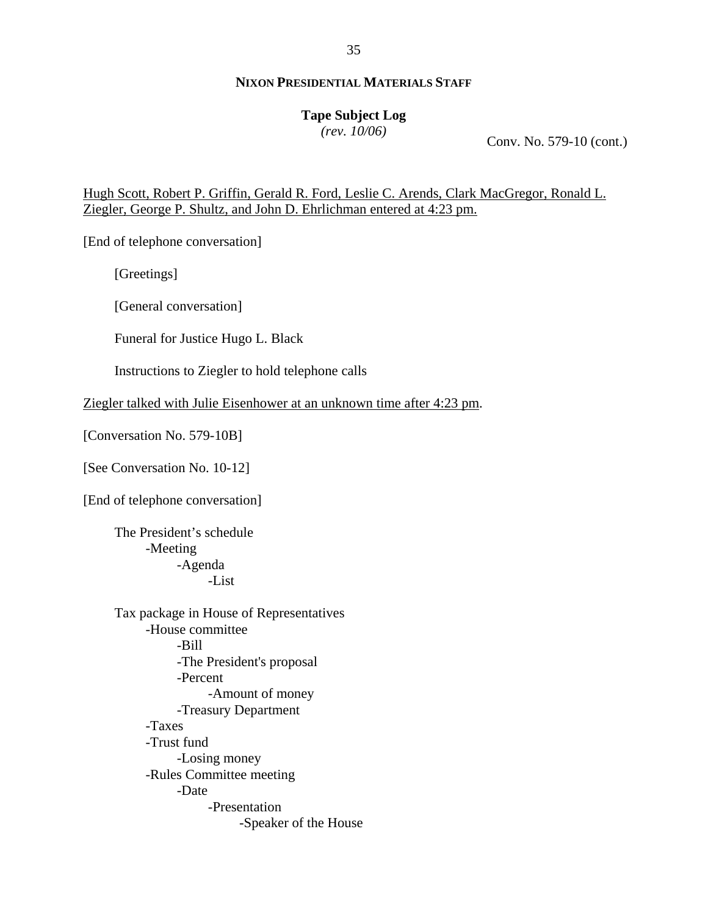**NIXON PRESIDENTIAL MATERIALS STAFF**

**Tape Subject Log**
*(rev. 10/06)*

Conv. No. 579-10 (cont.)

<u>Hugh Scott, Robert P. Griffin, Gerald R. Ford, Leslie C. Arends, Clark MacGregor, Ronald L. Ziegler, George P. Shultz, and John D. Ehrlichman entered at 4:23 pm.</u>

[End of telephone conversation]

[Greetings]

[General conversation]

Funeral for Justice Hugo L. Black

Instructions to Ziegler to hold telephone calls

<u>Ziegler talked with Julie Eisenhower at an unknown time after 4:23 pm</u>.

[Conversation No. 579-10B]

[See Conversation No. 10-12]

[End of telephone conversation]

The President's schedule
- -Meeting
    - -Agenda
        - -List

Tax package in House of Representatives
- -House committee
    - -Bill
    - -The President's proposal
    - -Percent
        - -Amount of money
    - -Treasury Department
- -Taxes
- -Trust fund
    - -Losing money
- -Rules Committee meeting
    - -Date
        - -Presentation
            - -Speaker of the House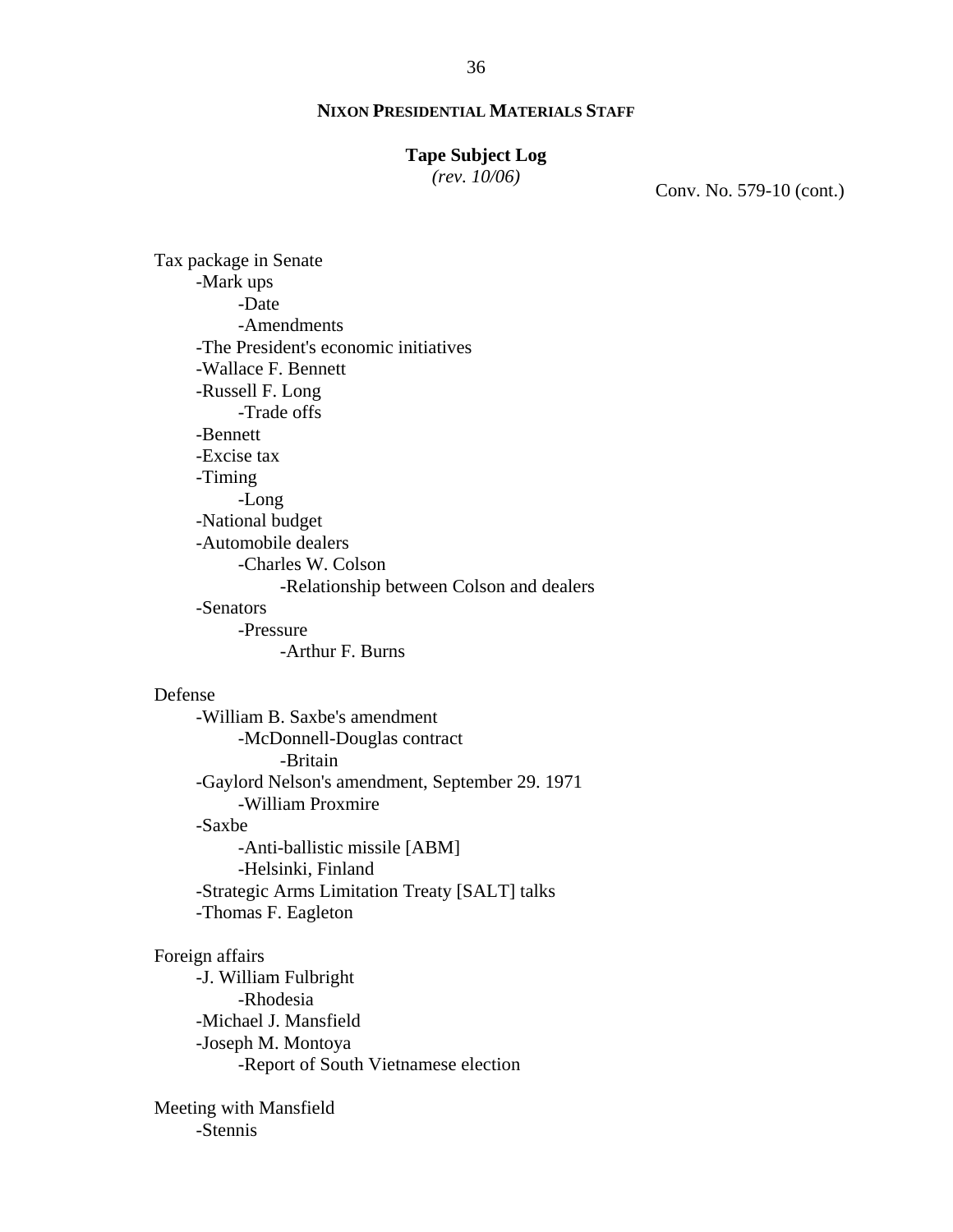**NIXON PRESIDENTIAL MATERIALS STAFF**

**Tape Subject Log**
*(rev. 10/06)*

Conv. No. 579-10 (cont.)

Tax package in Senate
- Mark ups
  - Date
  - Amendments
- The President's economic initiatives
- Wallace F. Bennett
- Russell F. Long
  - Trade offs
- Bennett
- Excise tax
- Timing
  - Long
- National budget
- Automobile dealers
  - Charles W. Colson
    - Relationship between Colson and dealers
- Senators
  - Pressure
    - Arthur F. Burns

Defense
- William B. Saxbe's amendment
  - McDonnell-Douglas contract
    - Britain
- Gaylord Nelson's amendment, September 29. 1971
  - William Proxmire
- Saxbe
  - Anti-ballistic missile [ABM]
  - Helsinki, Finland
- Strategic Arms Limitation Treaty [SALT] talks
- Thomas F. Eagleton

Foreign affairs
- J. William Fulbright
  - Rhodesia
- Michael J. Mansfield
- Joseph M. Montoya
  - Report of South Vietnamese election

Meeting with Mansfield
- Stennis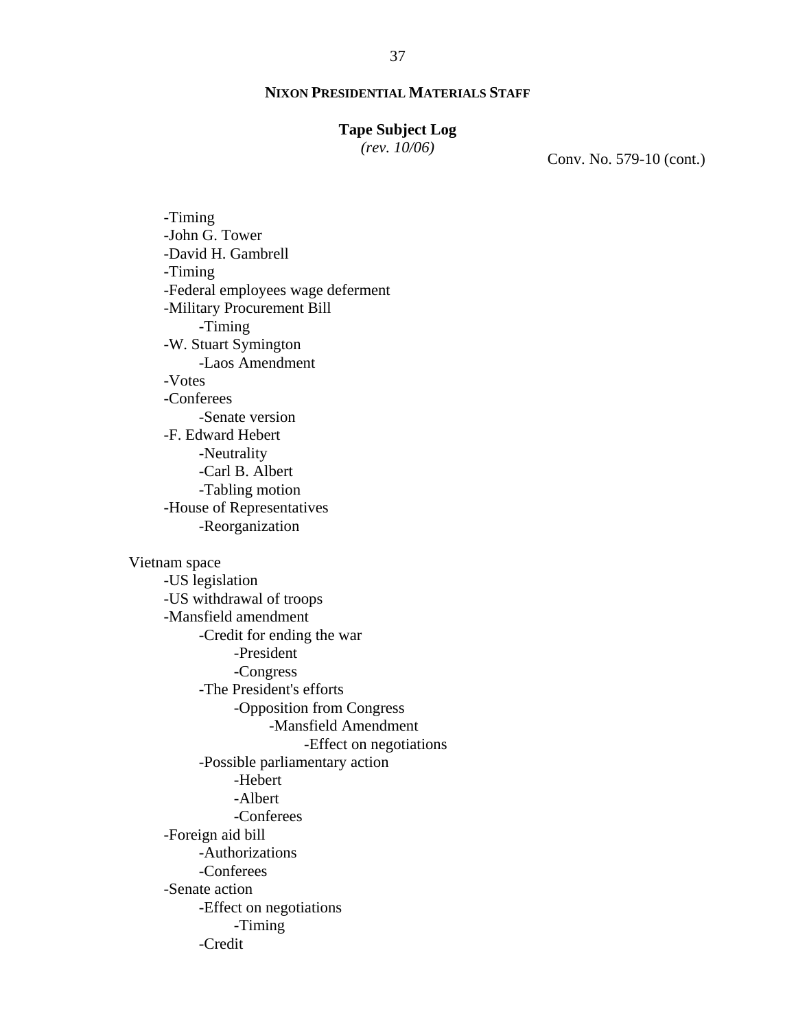**NIXON PRESIDENTIAL MATERIALS STAFF**

**Tape Subject Log**
*(rev. 10/06)*

Conv. No. 579-10 (cont.)

- -Timing
- -John G. Tower
- -David H. Gambrell
- -Timing
- -Federal employees wage deferment
- -Military Procurement Bill
  - -Timing
- -W. Stuart Symington
  - -Laos Amendment
- -Votes
- -Conferees
  - -Senate version
- -F. Edward Hebert
  - -Neutrality
  - -Carl B. Albert
  - -Tabling motion
- -House of Representatives
  - -Reorganization

Vietnam space

- -US legislation
- -US withdrawal of troops
- -Mansfield amendment
  - -Credit for ending the war
    - -President
    - -Congress
  - -The President's efforts
    - -Opposition from Congress
      - -Mansfield Amendment
        - -Effect on negotiations
  - -Possible parliamentary action
    - -Hebert
    - -Albert
    - -Conferees
- -Foreign aid bill
  - -Authorizations
  - -Conferees
- -Senate action
  - -Effect on negotiations
    - -Timing
  - -Credit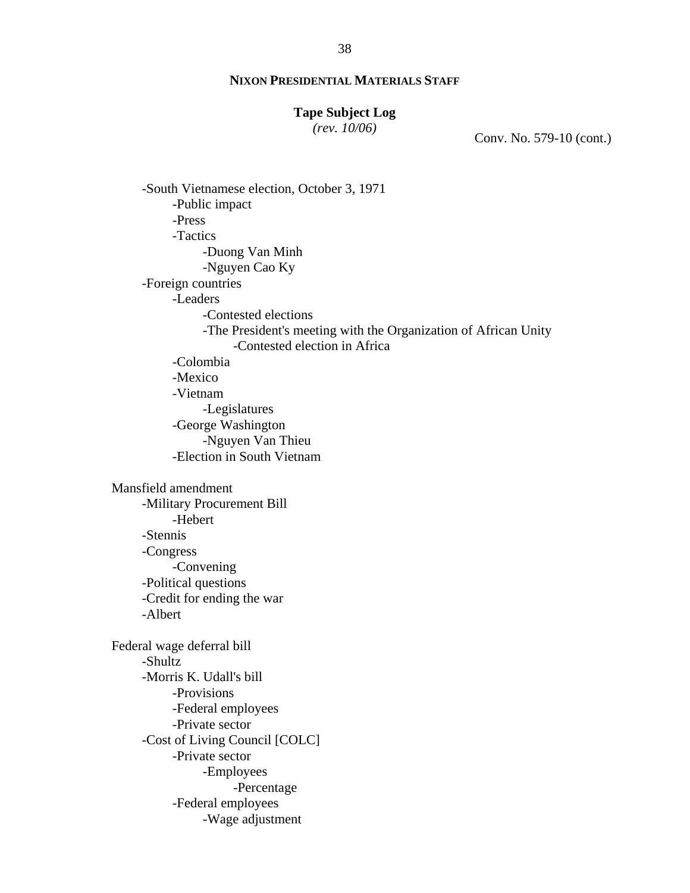**NIXON PRESIDENTIAL MATERIALS STAFF**

**Tape Subject Log**
*(rev. 10/06)*

Conv. No. 579-10 (cont.)

- -South Vietnamese election, October 3, 1971
    - -Public impact
    - -Press
    - -Tactics
        - -Duong Van Minh
        - -Nguyen Cao Ky
- -Foreign countries
    - -Leaders
        - -Contested elections
        - -The President's meeting with the Organization of African Unity
            - -Contested election in Africa
    - -Colombia
    - -Mexico
    - -Vietnam
        - -Legislatures
    - -George Washington
        - -Nguyen Van Thieu
    - -Election in South Vietnam

Mansfield amendment

- -Military Procurement Bill
    - -Hebert
- -Stennis
- -Congress
    - -Convening
- -Political questions
- -Credit for ending the war
- -Albert

Federal wage deferral bill

- -Shultz
- -Morris K. Udall's bill
    - -Provisions
    - -Federal employees
    - -Private sector
- -Cost of Living Council [COLC]
    - -Private sector
        - -Employees
            - -Percentage
    - -Federal employees
        - -Wage adjustment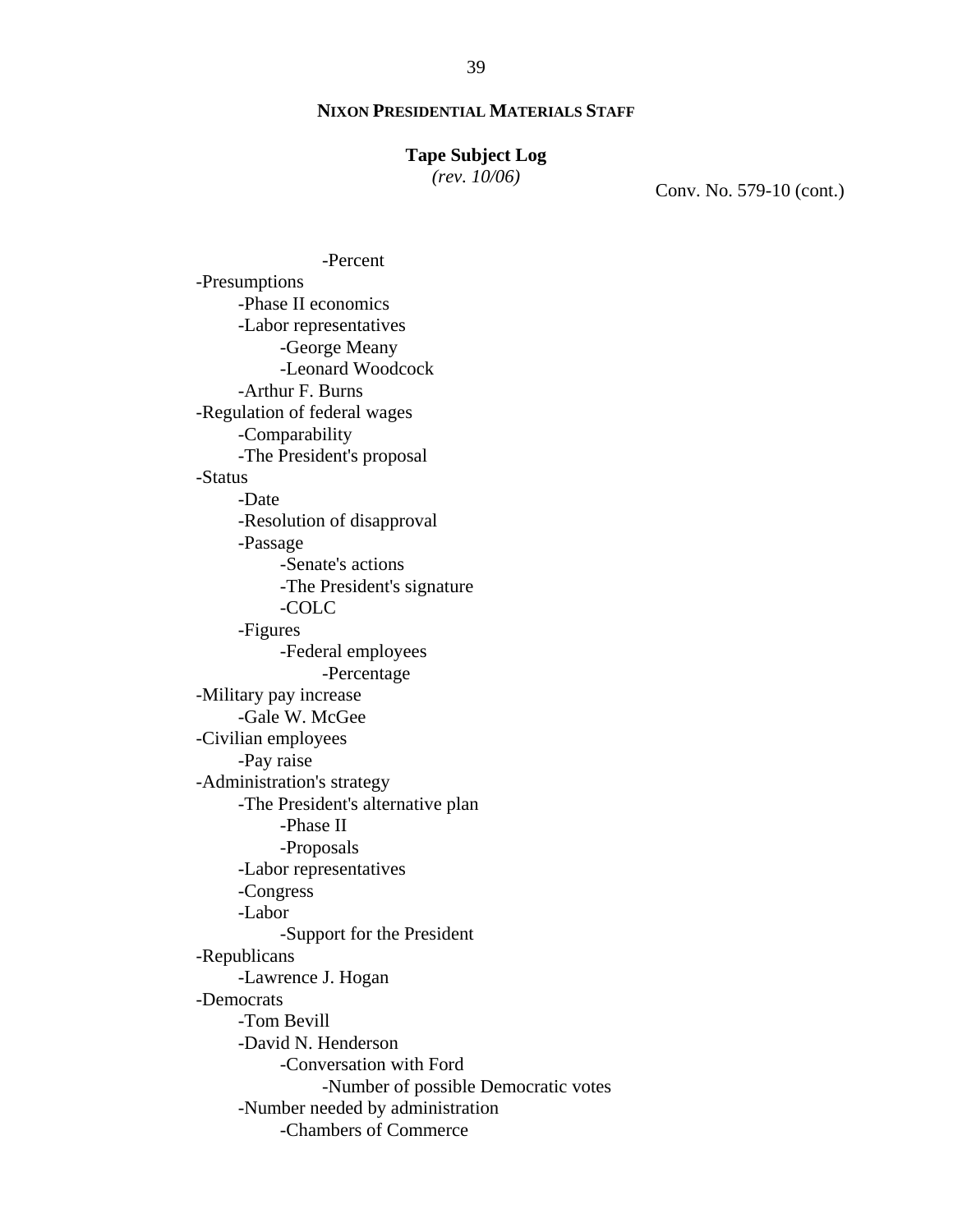**NIXON PRESIDENTIAL MATERIALS STAFF**

**Tape Subject Log**
*(rev. 10/06)*

Conv. No. 579-10 (cont.)

            -Percent
-Presumptions
    -Phase II economics
    -Labor representatives
        -George Meany
        -Leonard Woodcock
    -Arthur F. Burns
-Regulation of federal wages
    -Comparability
    -The President's proposal
-Status
    -Date
    -Resolution of disapproval
    -Passage
        -Senate's actions
        -The President's signature
        -COLC
    -Figures
        -Federal employees
            -Percentage
-Military pay increase
    -Gale W. McGee
-Civilian employees
    -Pay raise
-Administration's strategy
    -The President's alternative plan
        -Phase II
        -Proposals
    -Labor representatives
    -Congress
    -Labor
        -Support for the President
-Republicans
    -Lawrence J. Hogan
-Democrats
    -Tom Bevill
    -David N. Henderson
        -Conversation with Ford
            -Number of possible Democratic votes
    -Number needed by administration
        -Chambers of Commerce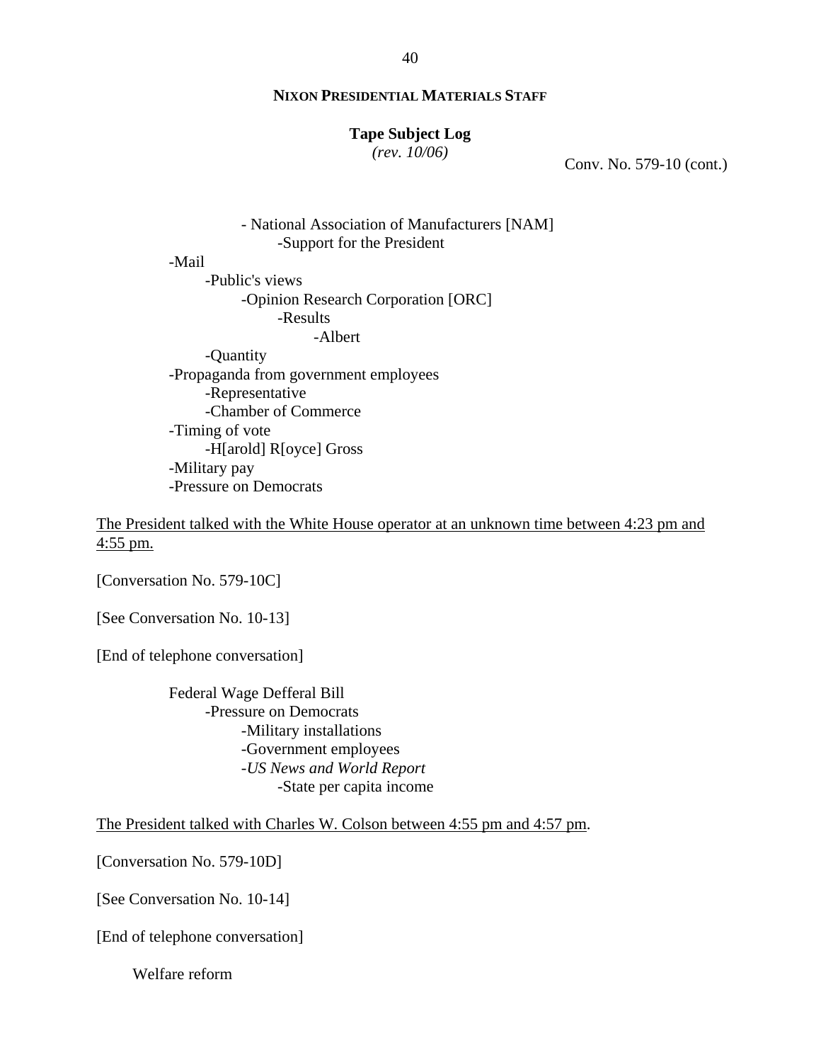**NIXON PRESIDENTIAL MATERIALS STAFF**

**Tape Subject Log**
*(rev. 10/06)*

Conv. No. 579-10 (cont.)

- National Association of Manufacturers [NAM]
    - Support for the President
- Mail
    - Public's views
        - Opinion Research Corporation [ORC]
            - Results
                - Albert
    - Quantity
- Propaganda from government employees
    - Representative
    - Chamber of Commerce
- Timing of vote
    - H[arold] R[oyce] Gross
- Military pay
- Pressure on Democrats

<u>The President talked with the White House operator at an unknown time between 4:23 pm and 4:55 pm.</u>

[Conversation No. 579-10C]

[See Conversation No. 10-13]

[End of telephone conversation]

Federal Wage Defferal Bill
- Pressure on Democrats
    - Military installations
    - Government employees
    - *US News and World Report*
        - State per capita income

<u>The President talked with Charles W. Colson between 4:55 pm and 4:57 pm</u>.

[Conversation No. 579-10D]

[See Conversation No. 10-14]

[End of telephone conversation]

Welfare reform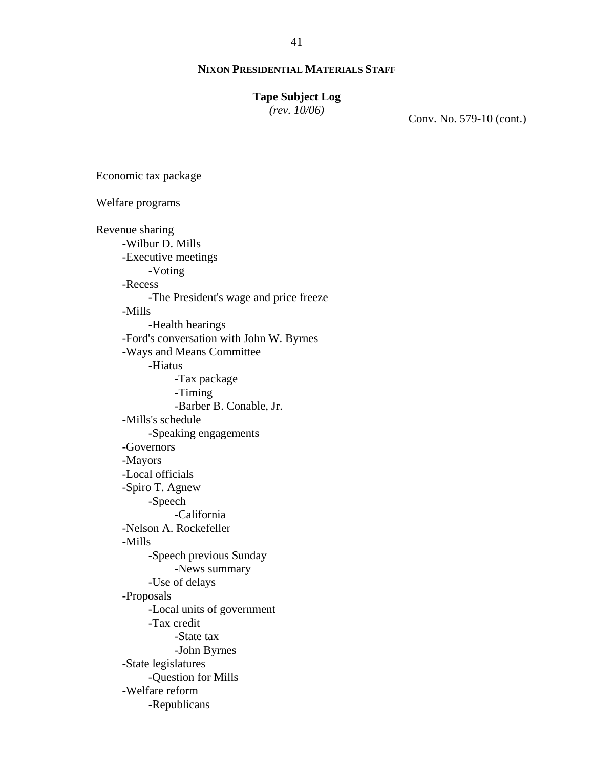**NIXON PRESIDENTIAL MATERIALS STAFF**

**Tape Subject Log**
*(rev. 10/06)*

Conv. No. 579-10 (cont.)

Economic tax package

Welfare programs

Revenue sharing
- -Wilbur D. Mills
- -Executive meetings
  - -Voting
- -Recess
  - -The President's wage and price freeze
- -Mills
  - -Health hearings
- -Ford's conversation with John W. Byrnes
- -Ways and Means Committee
  - -Hiatus
    - -Tax package
    - -Timing
    - -Barber B. Conable, Jr.
- -Mills's schedule
  - -Speaking engagements
- -Governors
- -Mayors
- -Local officials
- -Spiro T. Agnew
  - -Speech
    - -California
- -Nelson A. Rockefeller
- -Mills
  - -Speech previous Sunday
    - -News summary
  - -Use of delays
- -Proposals
  - -Local units of government
  - -Tax credit
    - -State tax
    - -John Byrnes
- -State legislatures
  - -Question for Mills
- -Welfare reform
  - -Republicans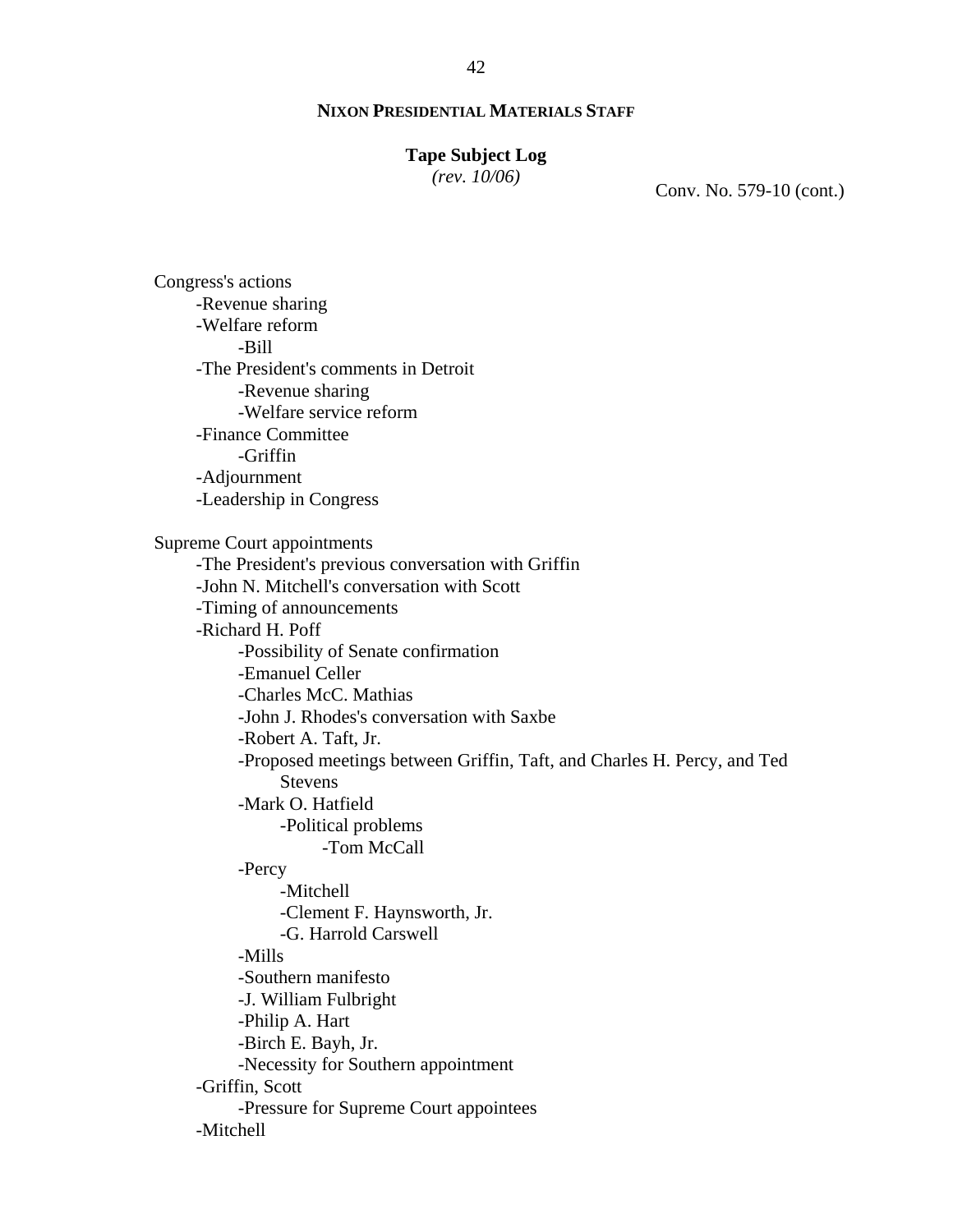**NIXON PRESIDENTIAL MATERIALS STAFF**

**Tape Subject Log**
*(rev. 10/06)*

Conv. No. 579-10 (cont.)

Congress's actions
- Revenue sharing
- Welfare reform
  - Bill
- The President's comments in Detroit
  - Revenue sharing
  - Welfare service reform
- Finance Committee
  - Griffin
- Adjournment
- Leadership in Congress

Supreme Court appointments
- The President's previous conversation with Griffin
- John N. Mitchell's conversation with Scott
- Timing of announcements
- Richard H. Poff
  - Possibility of Senate confirmation
  - Emanuel Celler
  - Charles McC. Mathias
  - John J. Rhodes's conversation with Saxbe
  - Robert A. Taft, Jr.
  - Proposed meetings between Griffin, Taft, and Charles H. Percy, and Ted Stevens
  - Mark O. Hatfield
    - Political problems
      - Tom McCall
  - Percy
    - Mitchell
    - Clement F. Haynsworth, Jr.
    - G. Harrold Carswell
  - Mills
  - Southern manifesto
  - J. William Fulbright
  - Philip A. Hart
  - Birch E. Bayh, Jr.
  - Necessity for Southern appointment
- Griffin, Scott
  - Pressure for Supreme Court appointees
- Mitchell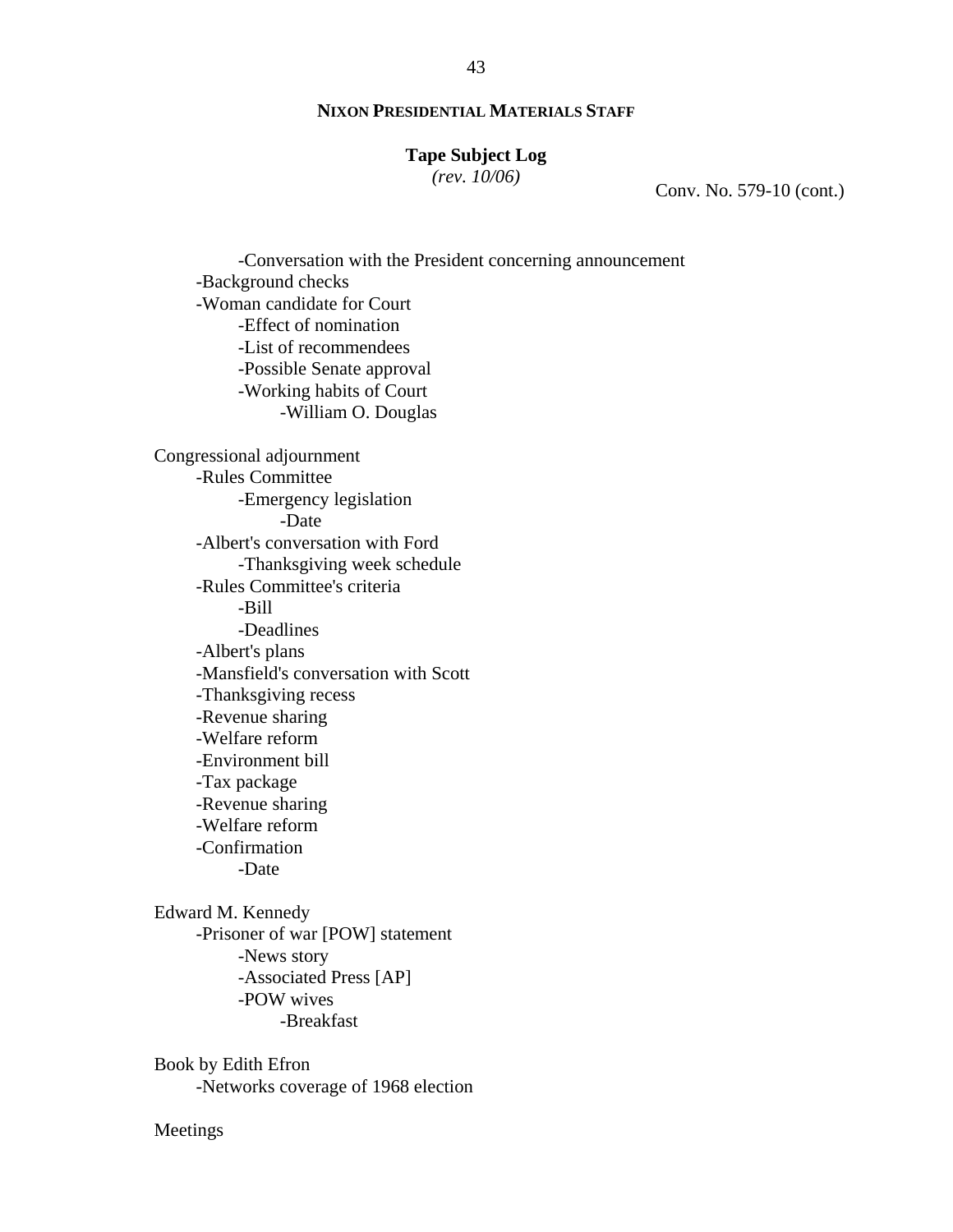**NIXON PRESIDENTIAL MATERIALS STAFF**

**Tape Subject Log**
*(rev. 10/06)*

Conv. No. 579-10 (cont.)

- -Conversation with the President concerning announcement
- -Background checks
- -Woman candidate for Court
  - -Effect of nomination
  - -List of recommendees
  - -Possible Senate approval
  - -Working habits of Court
    - -William O. Douglas

Congressional adjournment
- -Rules Committee
  - -Emergency legislation
    - -Date
- -Albert's conversation with Ford
  - -Thanksgiving week schedule
- -Rules Committee's criteria
  - -Bill
  - -Deadlines
- -Albert's plans
- -Mansfield's conversation with Scott
- -Thanksgiving recess
- -Revenue sharing
- -Welfare reform
- -Environment bill
- -Tax package
- -Revenue sharing
- -Welfare reform
- -Confirmation
  - -Date

Edward M. Kennedy
- -Prisoner of war [POW] statement
  - -News story
  - -Associated Press [AP]
  - -POW wives
    - -Breakfast

Book by Edith Efron
- -Networks coverage of 1968 election

Meetings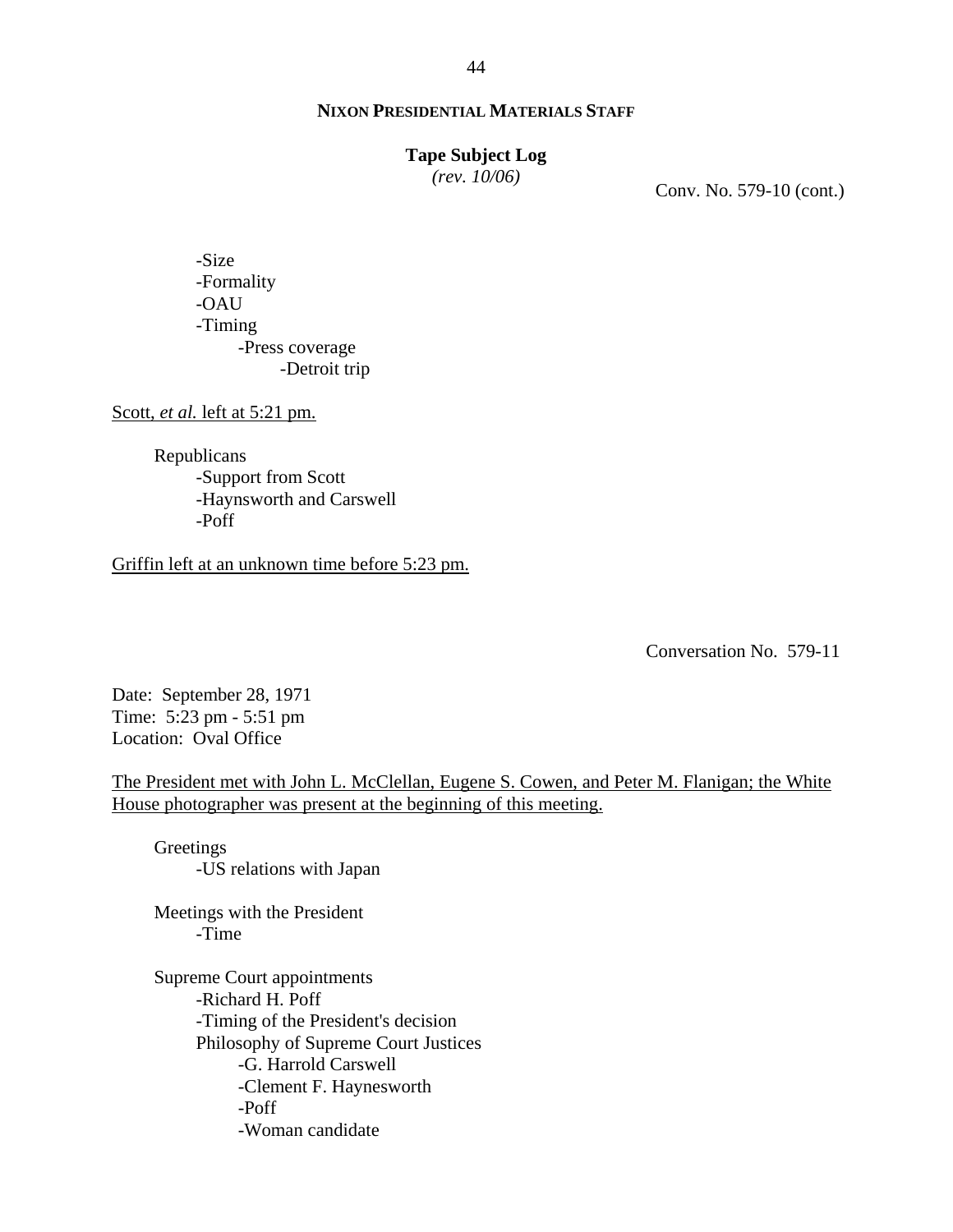**NIXON PRESIDENTIAL MATERIALS STAFF**

**Tape Subject Log**
*(rev. 10/06)*

Conv. No. 579-10 (cont.)

- -Size
- -Formality
- -OAU
- -Timing
    - -Press coverage
        - -Detroit trip

Scott, *et al.* left at 5:21 pm.

Republicans
- -Support from Scott
- -Haynsworth and Carswell
- -Poff

Griffin left at an unknown time before 5:23 pm.

Conversation No. 579-11

Date: September 28, 1971
Time: 5:23 pm - 5:51 pm
Location: Oval Office

The President met with John L. McClellan, Eugene S. Cowen, and Peter M. Flanigan; the White House photographer was present at the beginning of this meeting.

Greetings
- -US relations with Japan

Meetings with the President
- -Time

Supreme Court appointments
- -Richard H. Poff
- -Timing of the President's decision
- Philosophy of Supreme Court Justices
    - -G. Harrold Carswell
    - -Clement F. Haynesworth
    - -Poff
    - -Woman candidate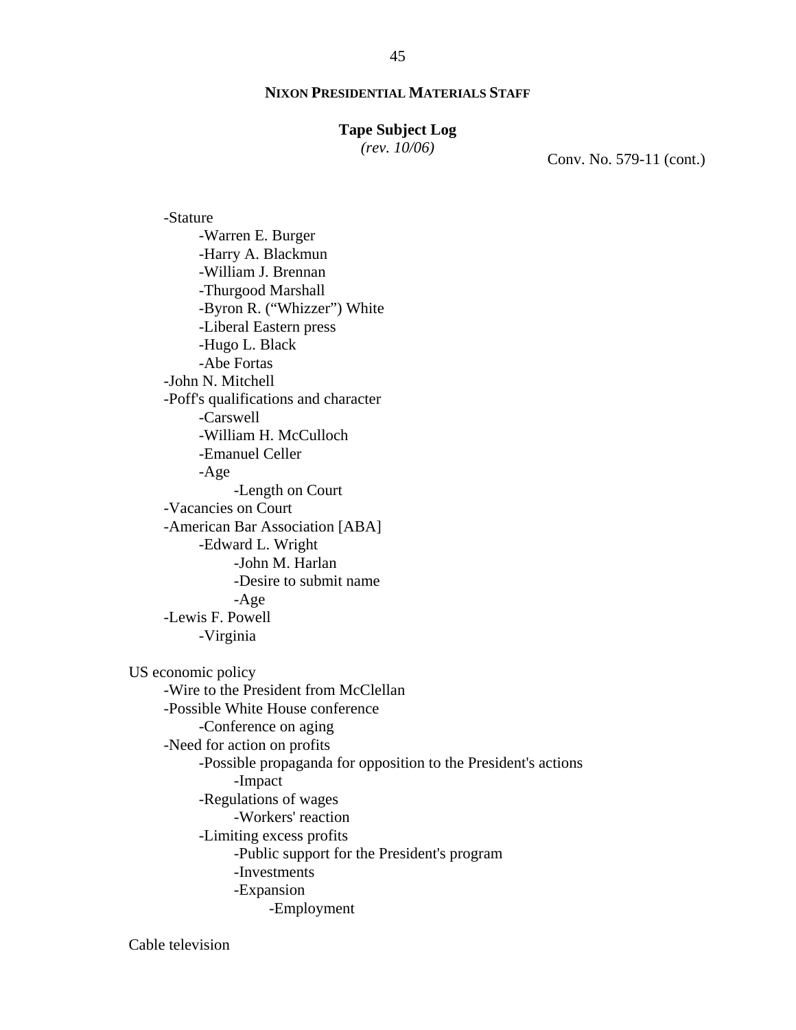**NIXON PRESIDENTIAL MATERIALS STAFF**

**Tape Subject Log**
*(rev. 10/06)*

Conv. No. 579-11 (cont.)

- -Stature
  - -Warren E. Burger
  - -Harry A. Blackmun
  - -William J. Brennan
  - -Thurgood Marshall
  - -Byron R. ("Whizzer") White
  - -Liberal Eastern press
  - -Hugo L. Black
  - -Abe Fortas
- -John N. Mitchell
- -Poff's qualifications and character
  - -Carswell
  - -William H. McCulloch
  - -Emanuel Celler
  - -Age
    - -Length on Court
- -Vacancies on Court
- -American Bar Association [ABA]
  - -Edward L. Wright
    - -John M. Harlan
    - -Desire to submit name
    - -Age
- -Lewis F. Powell
  - -Virginia

US economic policy

- -Wire to the President from McClellan
- -Possible White House conference
  - -Conference on aging
- -Need for action on profits
  - -Possible propaganda for opposition to the President's actions
    - -Impact
  - -Regulations of wages
    - -Workers' reaction
  - -Limiting excess profits
    - -Public support for the President's program
    - -Investments
    - -Expansion
      - -Employment

Cable television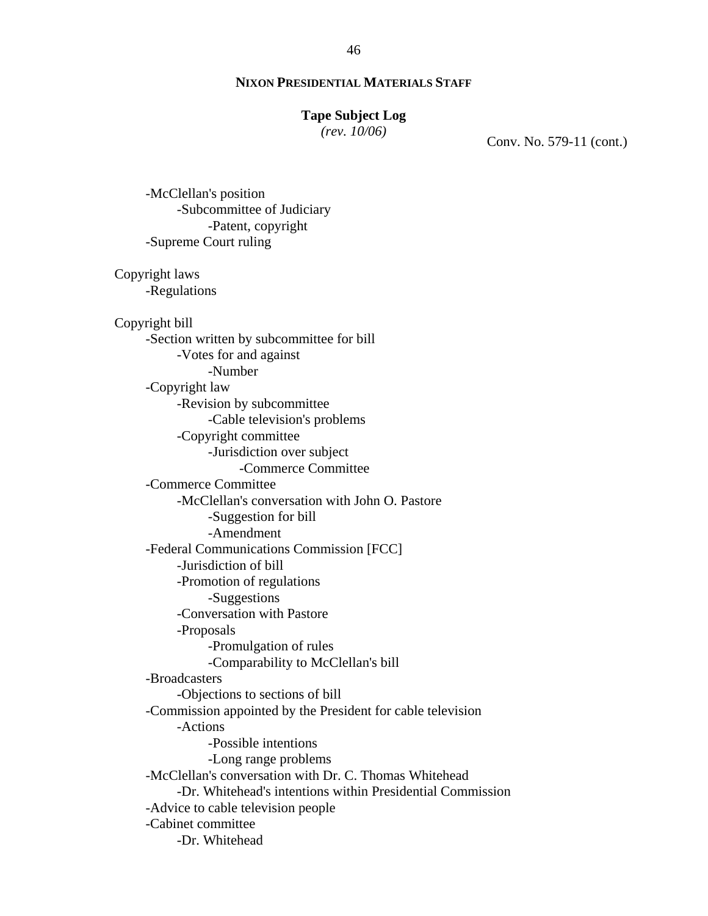Conv. No. 579-11 (cont.)

- McClellan's position
  - Subcommittee of Judiciary
    - Patent, copyright
- Supreme Court ruling

Copyright laws
- Regulations

Copyright bill
- Section written by subcommittee for bill
  - Votes for and against
    - Number
- Copyright law
  - Revision by subcommittee
    - Cable television's problems
  - Copyright committee
    - Jurisdiction over subject
      - Commerce Committee
- Commerce Committee
  - McClellan's conversation with John O. Pastore
    - Suggestion for bill
    - Amendment
- Federal Communications Commission [FCC]
  - Jurisdiction of bill
  - Promotion of regulations
    - Suggestions
  - Conversation with Pastore
  - Proposals
    - Promulgation of rules
    - Comparability to McClellan's bill
- Broadcasters
  - Objections to sections of bill
- Commission appointed by the President for cable television
  - Actions
    - Possible intentions
    - Long range problems
- McClellan's conversation with Dr. C. Thomas Whitehead
  - Dr. Whitehead's intentions within Presidential Commission
- Advice to cable television people
- Cabinet committee
  - Dr. Whitehead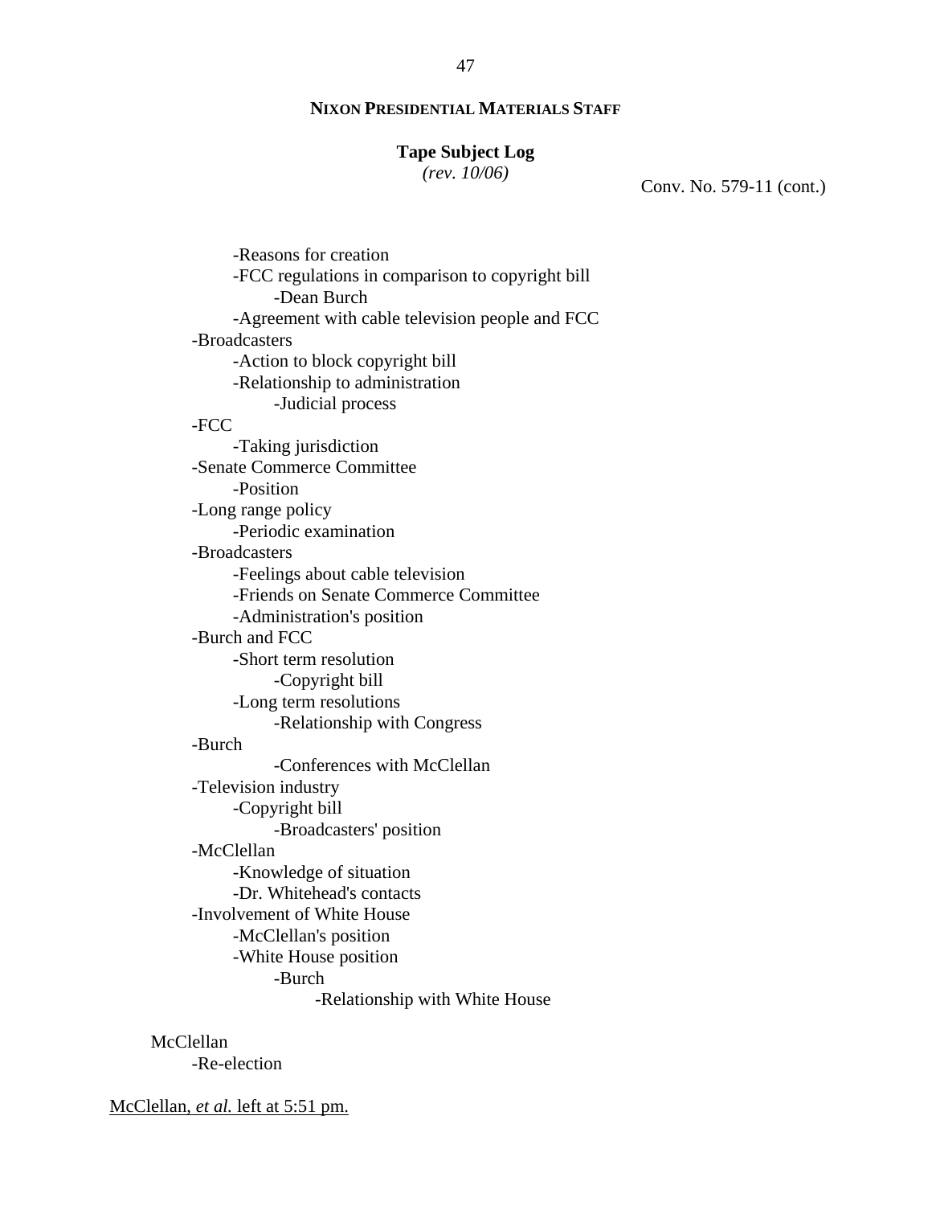**NIXON PRESIDENTIAL MATERIALS STAFF**

**Tape Subject Log**
*(rev. 10/06)*

Conv. No. 579-11 (cont.)

- -Reasons for creation
- -FCC regulations in comparison to copyright bill
  - -Dean Burch
- -Agreement with cable television people and FCC

- -Broadcasters
  - -Action to block copyright bill
  - -Relationship to administration
    - -Judicial process
- -FCC
  - -Taking jurisdiction
- -Senate Commerce Committee
  - -Position
- -Long range policy
  - -Periodic examination
- -Broadcasters
  - -Feelings about cable television
  - -Friends on Senate Commerce Committee
  - -Administration's position
- -Burch and FCC
  - -Short term resolution
    - -Copyright bill
  - -Long term resolutions
    - -Relationship with Congress
- -Burch
  - -Conferences with McClellan
- -Television industry
  - -Copyright bill
    - -Broadcasters' position
- -McClellan
  - -Knowledge of situation
  - -Dr. Whitehead's contacts
- -Involvement of White House
  - -McClellan's position
  - -White House position
    - -Burch
      - -Relationship with White House

McClellan
- -Re-election

<u>McClellan, *et al.* left at 5:51 pm.</u>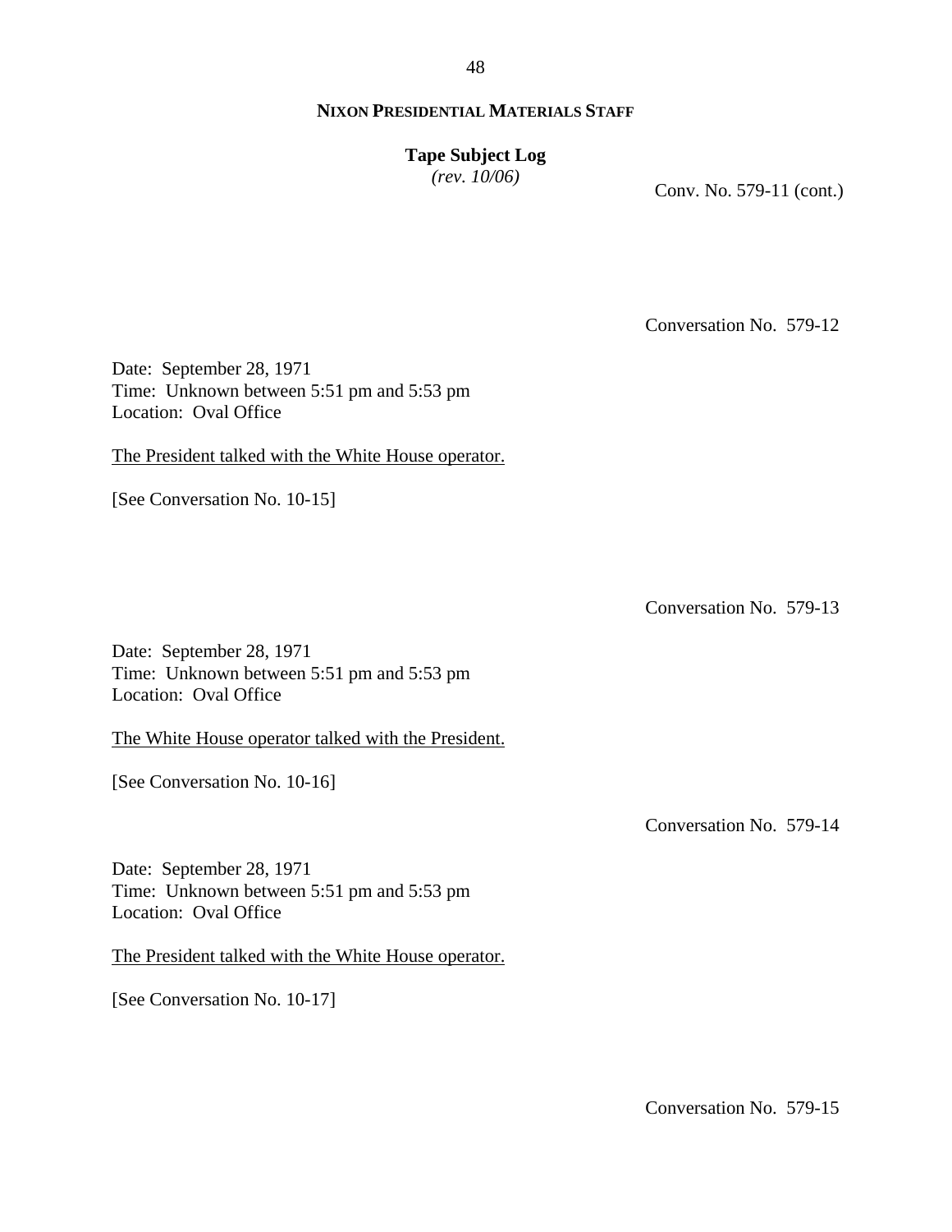Conv. No. 579-11 (cont.)

Conversation No. 579-12

Date: September 28, 1971
Time: Unknown between 5:51 pm and 5:53 pm
Location: Oval Office

The President talked with the White House operator.

[See Conversation No. 10-15]

Conversation No. 579-13

Date: September 28, 1971
Time: Unknown between 5:51 pm and 5:53 pm
Location: Oval Office

The White House operator talked with the President.

[See Conversation No. 10-16]

Conversation No. 579-14

Date: September 28, 1971
Time: Unknown between 5:51 pm and 5:53 pm
Location: Oval Office

The President talked with the White House operator.

[See Conversation No. 10-17]

Conversation No. 579-15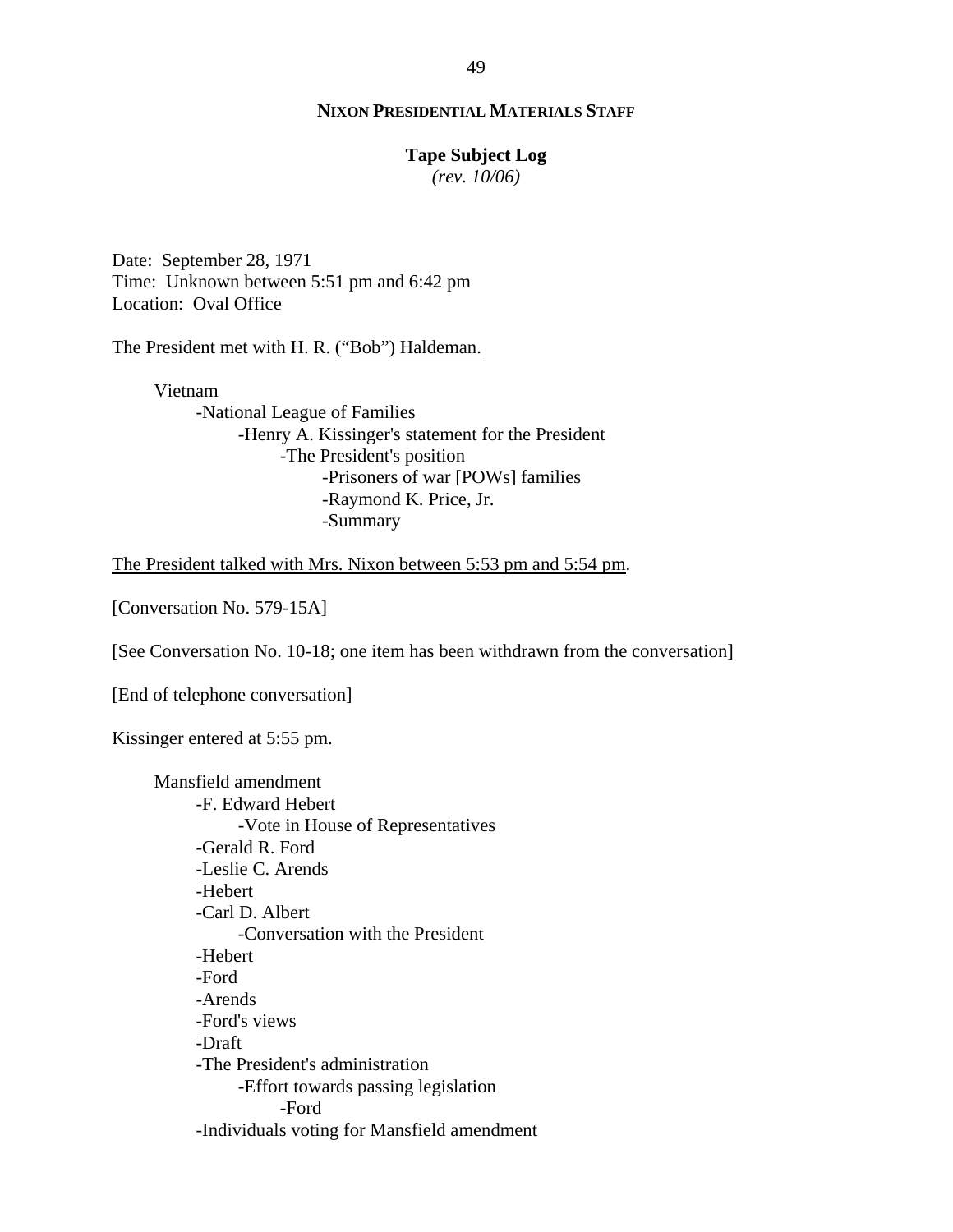**NIXON PRESIDENTIAL MATERIALS STAFF**

**Tape Subject Log**
*(rev. 10/06)*

Date: September 28, 1971
Time: Unknown between 5:51 pm and 6:42 pm
Location: Oval Office

<u>The President met with H. R. ("Bob") Haldeman.</u>

- Vietnam
  - -National League of Families
    - -Henry A. Kissinger's statement for the President
      - -The President's position
        - -Prisoners of war [POWs] families
        - -Raymond K. Price, Jr.
        - -Summary

<u>The President talked with Mrs. Nixon between 5:53 pm and 5:54 pm</u>.

[Conversation No. 579-15A]

[See Conversation No. 10-18; one item has been withdrawn from the conversation]

[End of telephone conversation]

<u>Kissinger entered at 5:55 pm.</u>

- Mansfield amendment
  - -F. Edward Hebert
    - -Vote in House of Representatives
  - -Gerald R. Ford
  - -Leslie C. Arends
  - -Hebert
  - -Carl D. Albert
    - -Conversation with the President
  - -Hebert
  - -Ford
  - -Arends
  - -Ford's views
  - -Draft
  - -The President's administration
    - -Effort towards passing legislation
      - -Ford
  - -Individuals voting for Mansfield amendment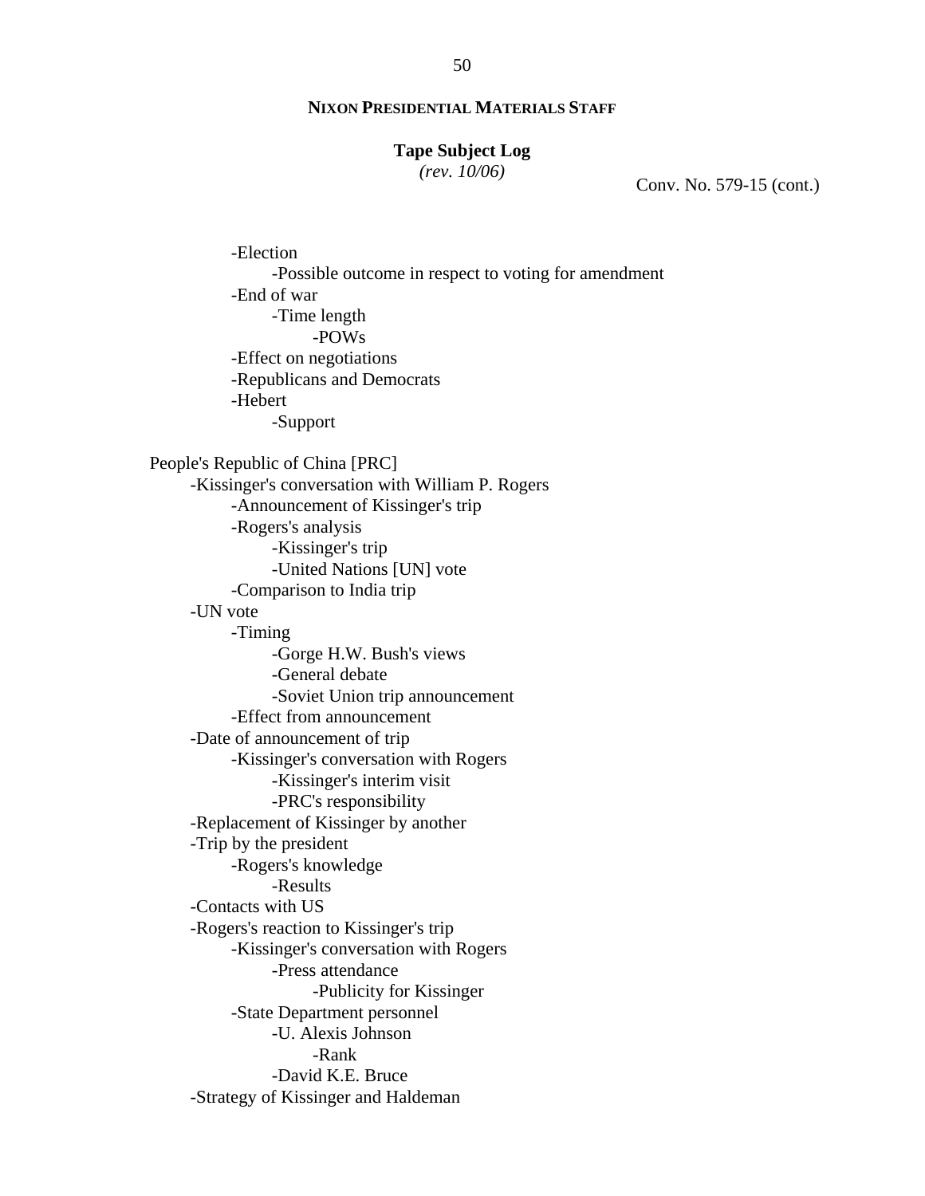Conv. No. 579-15 (cont.)

- -Election
  - -Possible outcome in respect to voting for amendment
- -End of war
  - -Time length
    - -POWs
- -Effect on negotiations
- -Republicans and Democrats
- -Hebert
  - -Support

People's Republic of China [PRC]

- -Kissinger's conversation with William P. Rogers
  - -Announcement of Kissinger's trip
  - -Rogers's analysis
    - -Kissinger's trip
    - -United Nations [UN] vote
  - -Comparison to India trip
- -UN vote
  - -Timing
    - -Gorge H.W. Bush's views
    - -General debate
    - -Soviet Union trip announcement
  - -Effect from announcement
- -Date of announcement of trip
  - -Kissinger's conversation with Rogers
    - -Kissinger's interim visit
    - -PRC's responsibility
- -Replacement of Kissinger by another
- -Trip by the president
  - -Rogers's knowledge
    - -Results
- -Contacts with US
- -Rogers's reaction to Kissinger's trip
  - -Kissinger's conversation with Rogers
    - -Press attendance
      - -Publicity for Kissinger
  - -State Department personnel
    - -U. Alexis Johnson
      - -Rank
    - -David K.E. Bruce
- -Strategy of Kissinger and Haldeman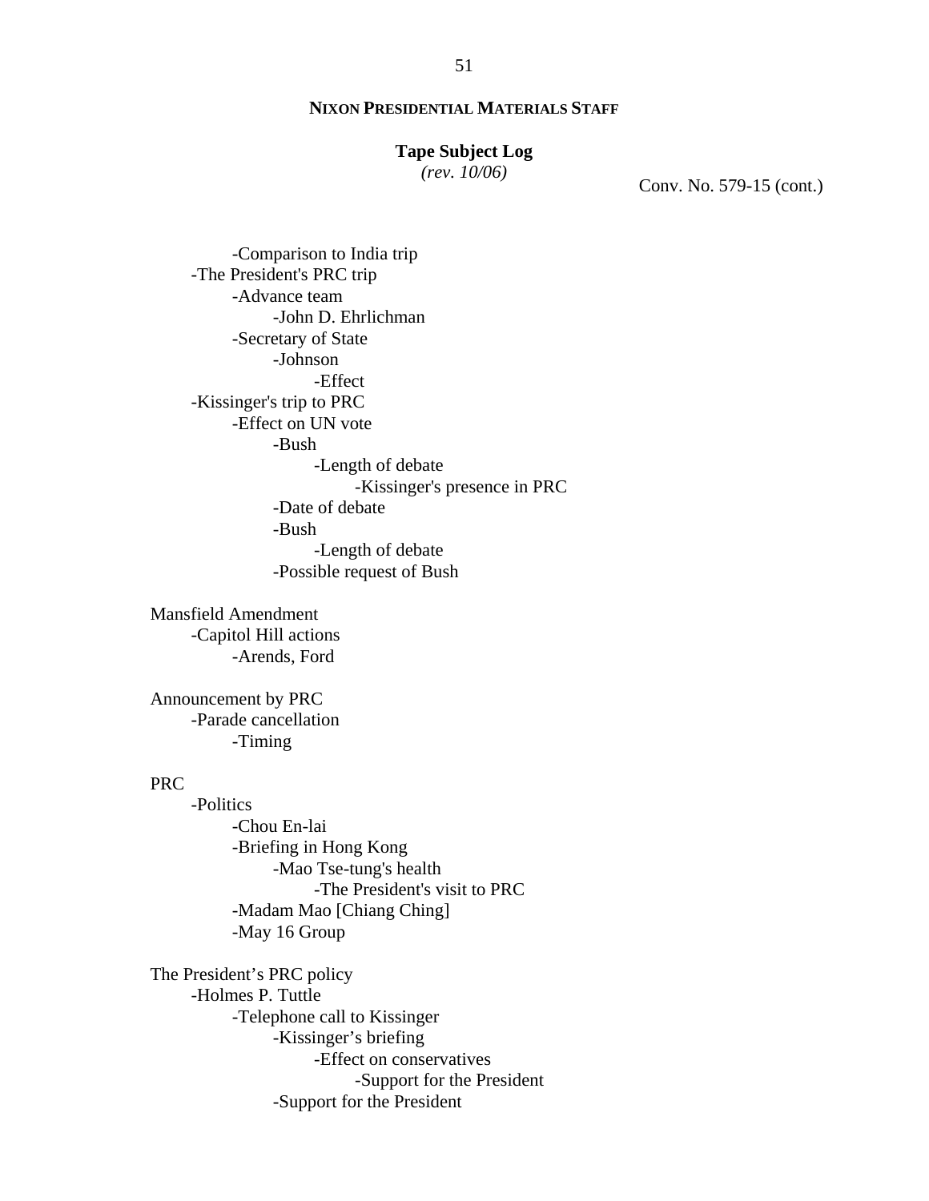**NIXON PRESIDENTIAL MATERIALS STAFF**

**Tape Subject Log**
*(rev. 10/06)*

Conv. No. 579-15 (cont.)

- -Comparison to India trip
  - -The President's PRC trip
    - -Advance team
      - -John D. Ehrlichman
    - -Secretary of State
      - -Johnson
        - -Effect
  - -Kissinger's trip to PRC
    - -Effect on UN vote
      - -Bush
        - -Length of debate
          - -Kissinger's presence in PRC
      - -Date of debate
      - -Bush
        - -Length of debate
      - -Possible request of Bush

Mansfield Amendment
- -Capitol Hill actions
  - -Arends, Ford

Announcement by PRC
- -Parade cancellation
  - -Timing

PRC
- -Politics
  - -Chou En-lai
  - -Briefing in Hong Kong
    - -Mao Tse-tung's health
      - -The President's visit to PRC
  - -Madam Mao [Chiang Ching]
  - -May 16 Group

The President's PRC policy
- -Holmes P. Tuttle
  - -Telephone call to Kissinger
    - -Kissinger's briefing
      - -Effect on conservatives
        - -Support for the President
    - -Support for the President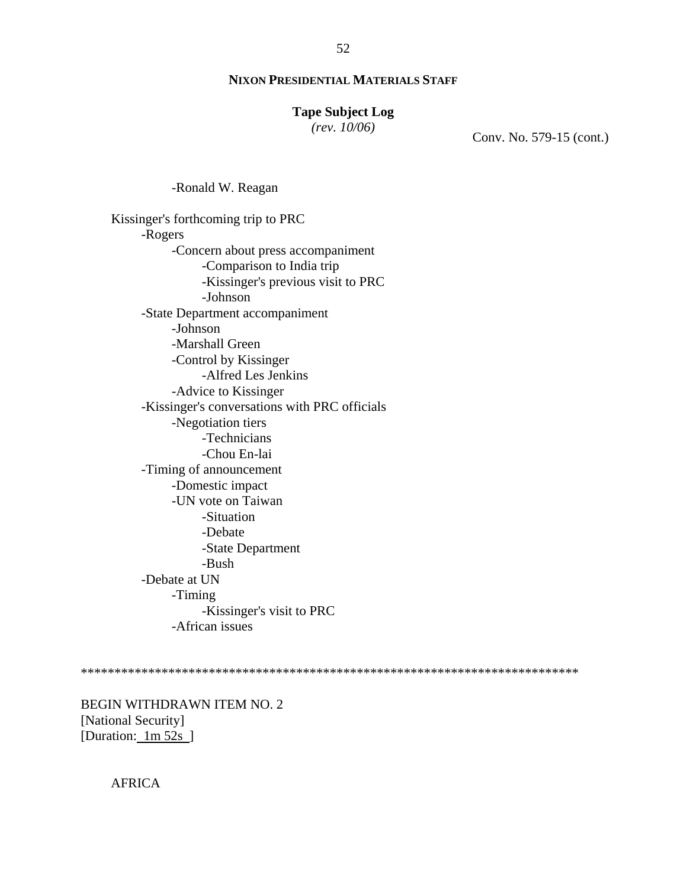**NIXON PRESIDENTIAL MATERIALS STAFF**

**Tape Subject Log**
*(rev. 10/06)*

Conv. No. 579-15 (cont.)

- -Ronald W. Reagan

Kissinger's forthcoming trip to PRC
- -Rogers
    - -Concern about press accompaniment
        - -Comparison to India trip
        - -Kissinger's previous visit to PRC
        - -Johnson
- -State Department accompaniment
    - -Johnson
    - -Marshall Green
    - -Control by Kissinger
        - -Alfred Les Jenkins
    - -Advice to Kissinger
- -Kissinger's conversations with PRC officials
    - -Negotiation tiers
        - -Technicians
        - -Chou En-lai
- -Timing of announcement
    - -Domestic impact
    - -UN vote on Taiwan
        - -Situation
        - -Debate
        - -State Department
        - -Bush
- -Debate at UN
    - -Timing
        - -Kissinger's visit to PRC
    - -African issues

**************************************************************************

BEGIN WITHDRAWN ITEM NO. 2
[National Security]
[Duration: 1m 52s ]

AFRICA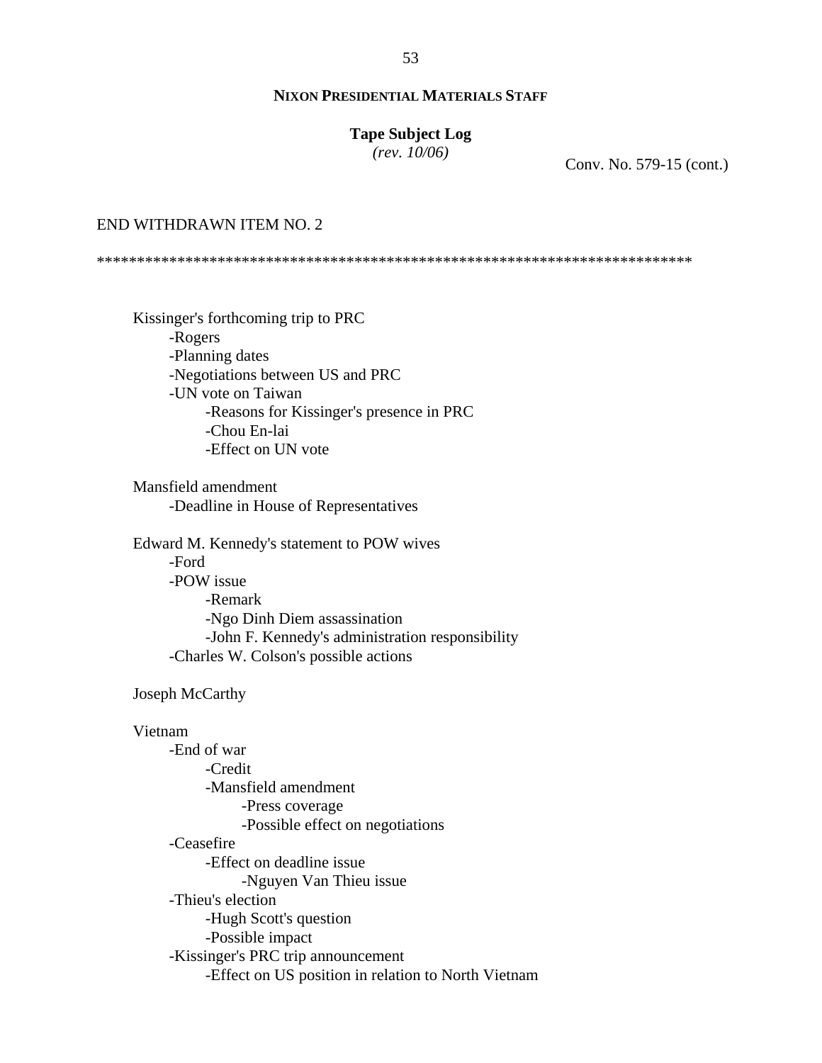Conv. No. 579-15 (cont.)

END WITHDRAWN ITEM NO. 2

*****************************************************************************

Kissinger's forthcoming trip to PRC
- -Rogers
- -Planning dates
- -Negotiations between US and PRC
- -UN vote on Taiwan
    - -Reasons for Kissinger's presence in PRC
    - -Chou En-lai
    - -Effect on UN vote

Mansfield amendment
- -Deadline in House of Representatives

Edward M. Kennedy's statement to POW wives
- -Ford
- -POW issue
    - -Remark
    - -Ngo Dinh Diem assassination
    - -John F. Kennedy's administration responsibility
- -Charles W. Colson's possible actions

Joseph McCarthy

Vietnam
- -End of war
    - -Credit
    - -Mansfield amendment
        - -Press coverage
        - -Possible effect on negotiations
- -Ceasefire
    - -Effect on deadline issue
        - -Nguyen Van Thieu issue
- -Thieu's election
    - -Hugh Scott's question
    - -Possible impact
- -Kissinger's PRC trip announcement
    - -Effect on US position in relation to North Vietnam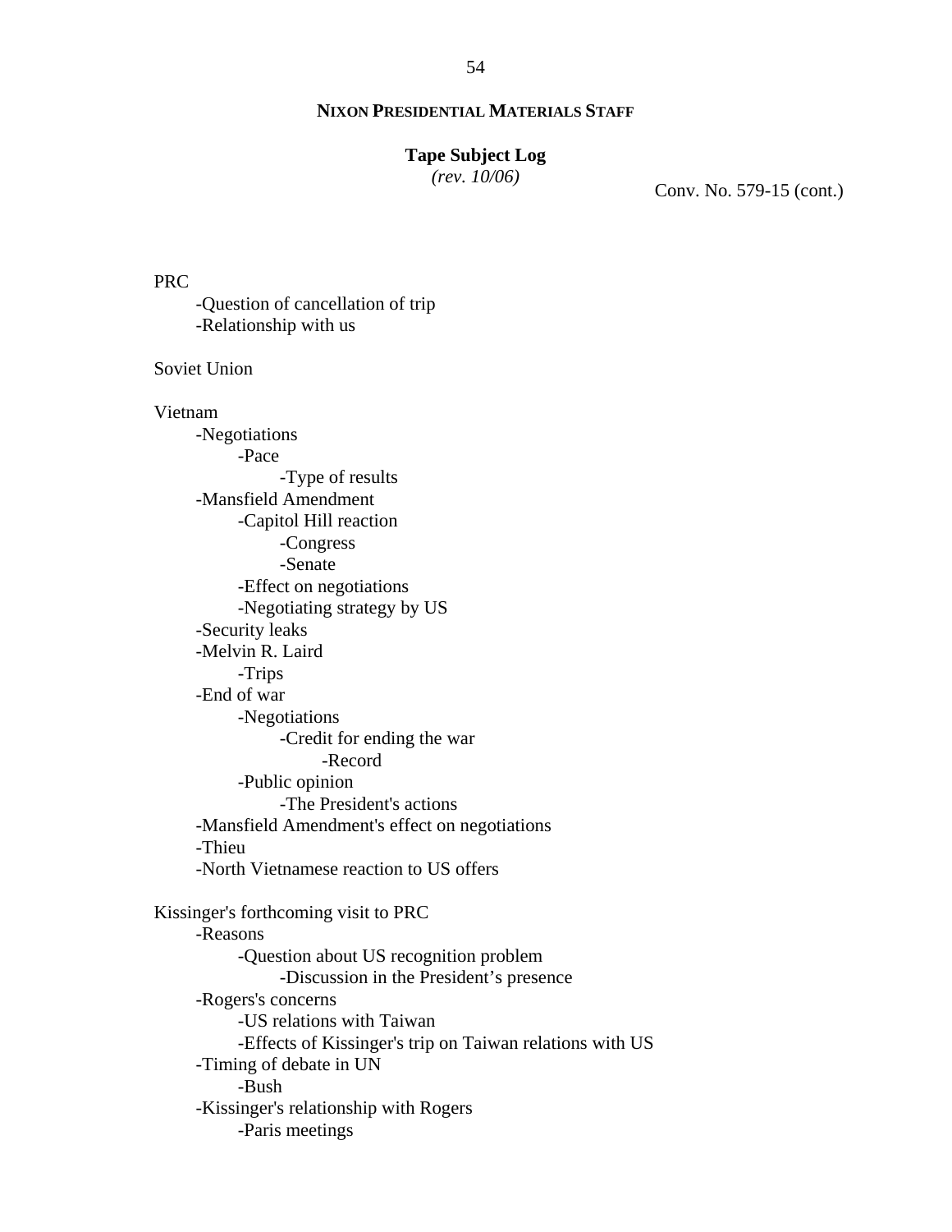**NIXON PRESIDENTIAL MATERIALS STAFF**

**Tape Subject Log**
*(rev. 10/06)*

Conv. No. 579-15 (cont.)

PRC
- Question of cancellation of trip
- Relationship with us

Soviet Union

Vietnam
- Negotiations
  - Pace
    - Type of results
- Mansfield Amendment
  - Capitol Hill reaction
    - Congress
    - Senate
  - Effect on negotiations
  - Negotiating strategy by US
- Security leaks
- Melvin R. Laird
  - Trips
- End of war
  - Negotiations
    - Credit for ending the war
      - Record
  - Public opinion
    - The President's actions
- Mansfield Amendment's effect on negotiations
- Thieu
- North Vietnamese reaction to US offers

Kissinger's forthcoming visit to PRC
- Reasons
  - Question about US recognition problem
    - Discussion in the President's presence
- Rogers's concerns
  - US relations with Taiwan
  - Effects of Kissinger's trip on Taiwan relations with US
- Timing of debate in UN
  - Bush
- Kissinger's relationship with Rogers
  - Paris meetings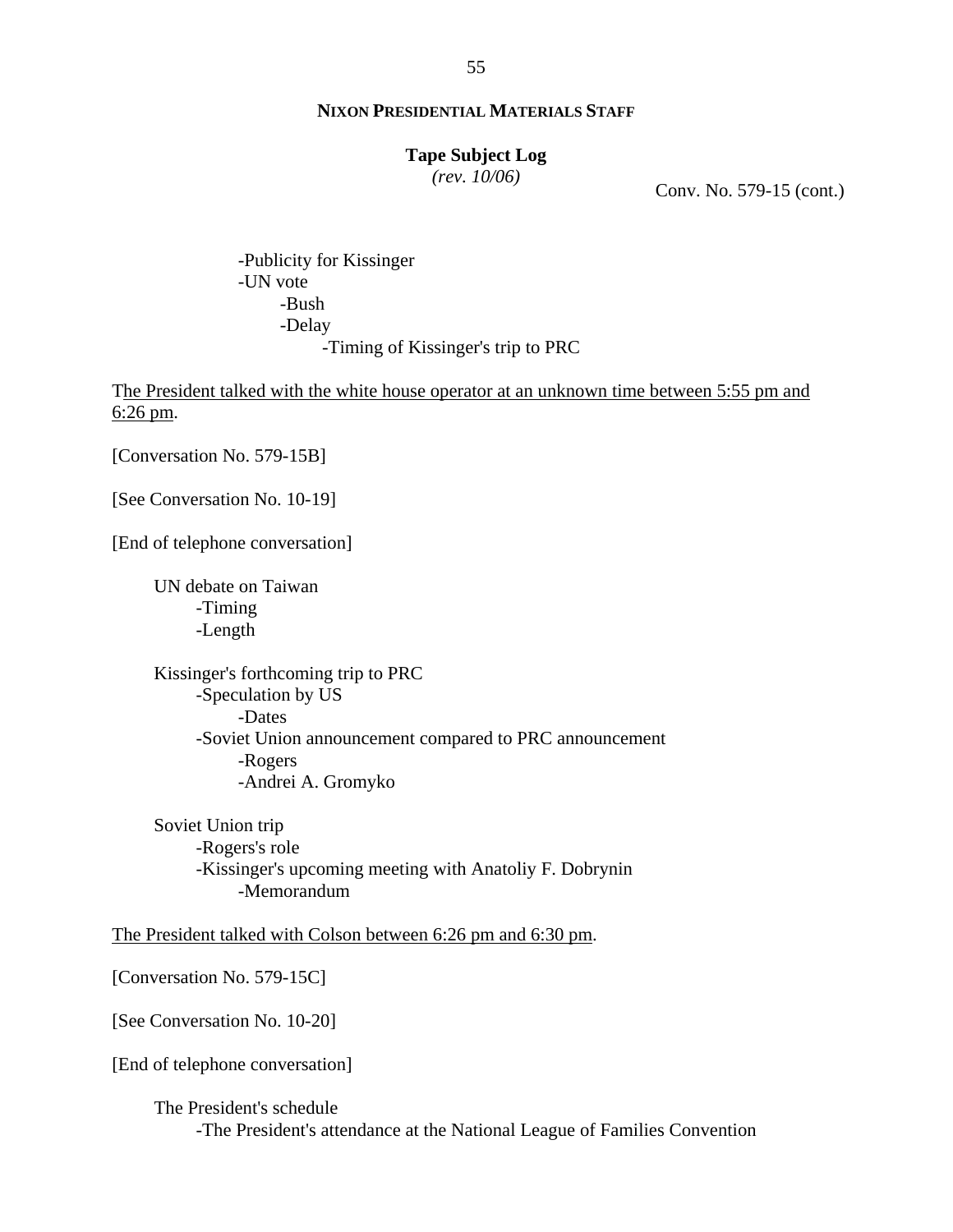**NIXON PRESIDENTIAL MATERIALS STAFF**

**Tape Subject Log**
*(rev. 10/06)*

Conv. No. 579-15 (cont.)

- Publicity for Kissinger
- UN vote
    - Bush
    - Delay
        - Timing of Kissinger's trip to PRC

The President talked with the white house operator at an unknown time between 5:55 pm and 6:26 pm.

[Conversation No. 579-15B]

[See Conversation No. 10-19]

[End of telephone conversation]

UN debate on Taiwan
- Timing
- Length

Kissinger's forthcoming trip to PRC
- Speculation by US
    - Dates
- Soviet Union announcement compared to PRC announcement
    - Rogers
    - Andrei A. Gromyko

Soviet Union trip
- Rogers's role
- Kissinger's upcoming meeting with Anatoliy F. Dobrynin
    - Memorandum

The President talked with Colson between 6:26 pm and 6:30 pm.

[Conversation No. 579-15C]

[See Conversation No. 10-20]

[End of telephone conversation]

The President's schedule
- The President's attendance at the National League of Families Convention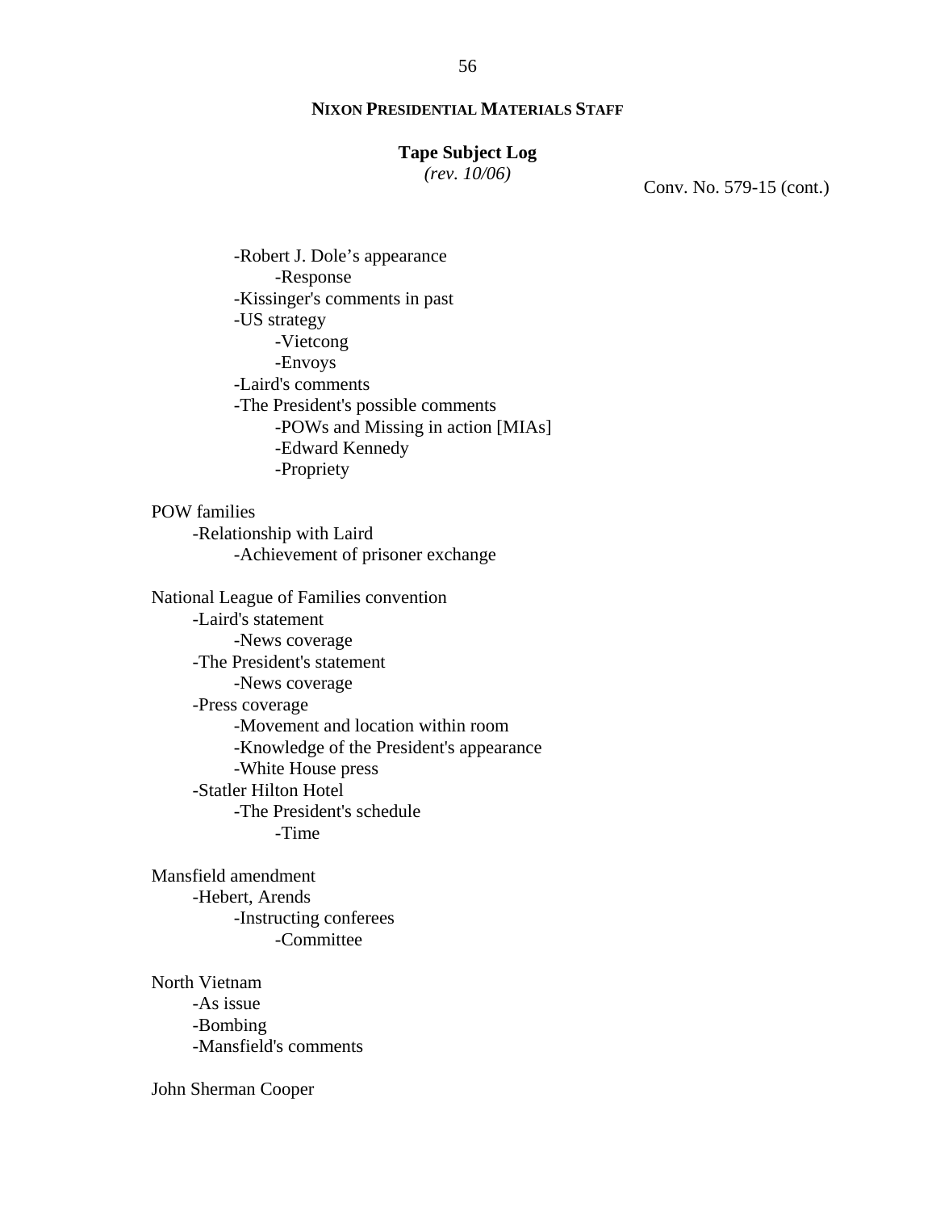**NIXON PRESIDENTIAL MATERIALS STAFF**

**Tape Subject Log**
*(rev. 10/06)*

Conv. No. 579-15 (cont.)

- -Robert J. Dole's appearance
    - -Response
- -Kissinger's comments in past
- -US strategy
    - -Vietcong
    - -Envoys
- -Laird's comments
- -The President's possible comments
    - -POWs and Missing in action [MIAs]
    - -Edward Kennedy
    - -Propriety

POW families
- -Relationship with Laird
    - -Achievement of prisoner exchange

National League of Families convention
- -Laird's statement
    - -News coverage
- -The President's statement
    - -News coverage
- -Press coverage
    - -Movement and location within room
    - -Knowledge of the President's appearance
    - -White House press
- -Statler Hilton Hotel
    - -The President's schedule
        - -Time

Mansfield amendment
- -Hebert, Arends
    - -Instructing conferees
        - -Committee

North Vietnam
- -As issue
- -Bombing
- -Mansfield's comments

John Sherman Cooper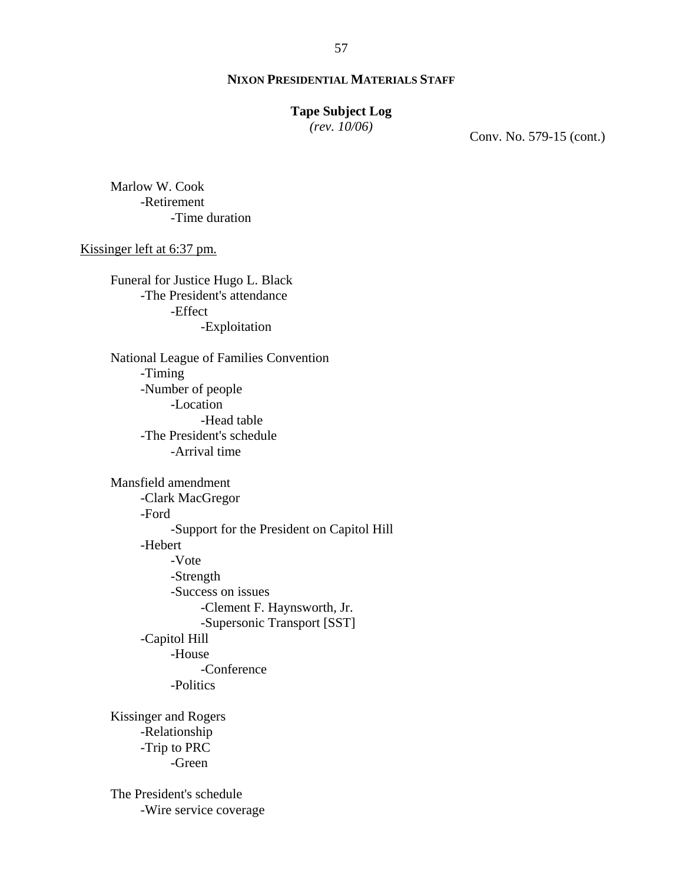Conv. No. 579-15 (cont.)

Marlow W. Cook
- Retirement
    - Time duration

<u>Kissinger left at 6:37 pm.</u>

Funeral for Justice Hugo L. Black
- The President's attendance
    - Effect
        - Exploitation

National League of Families Convention
- Timing
- Number of people
    - Location
        - Head table
- The President's schedule
    - Arrival time

Mansfield amendment
- Clark MacGregor
- Ford
    - Support for the President on Capitol Hill
- Hebert
    - Vote
    - Strength
    - Success on issues
        - Clement F. Haynsworth, Jr.
        - Supersonic Transport [SST]
- Capitol Hill
    - House
        - Conference
    - Politics

Kissinger and Rogers
- Relationship
- Trip to PRC
    - Green

The President's schedule
- Wire service coverage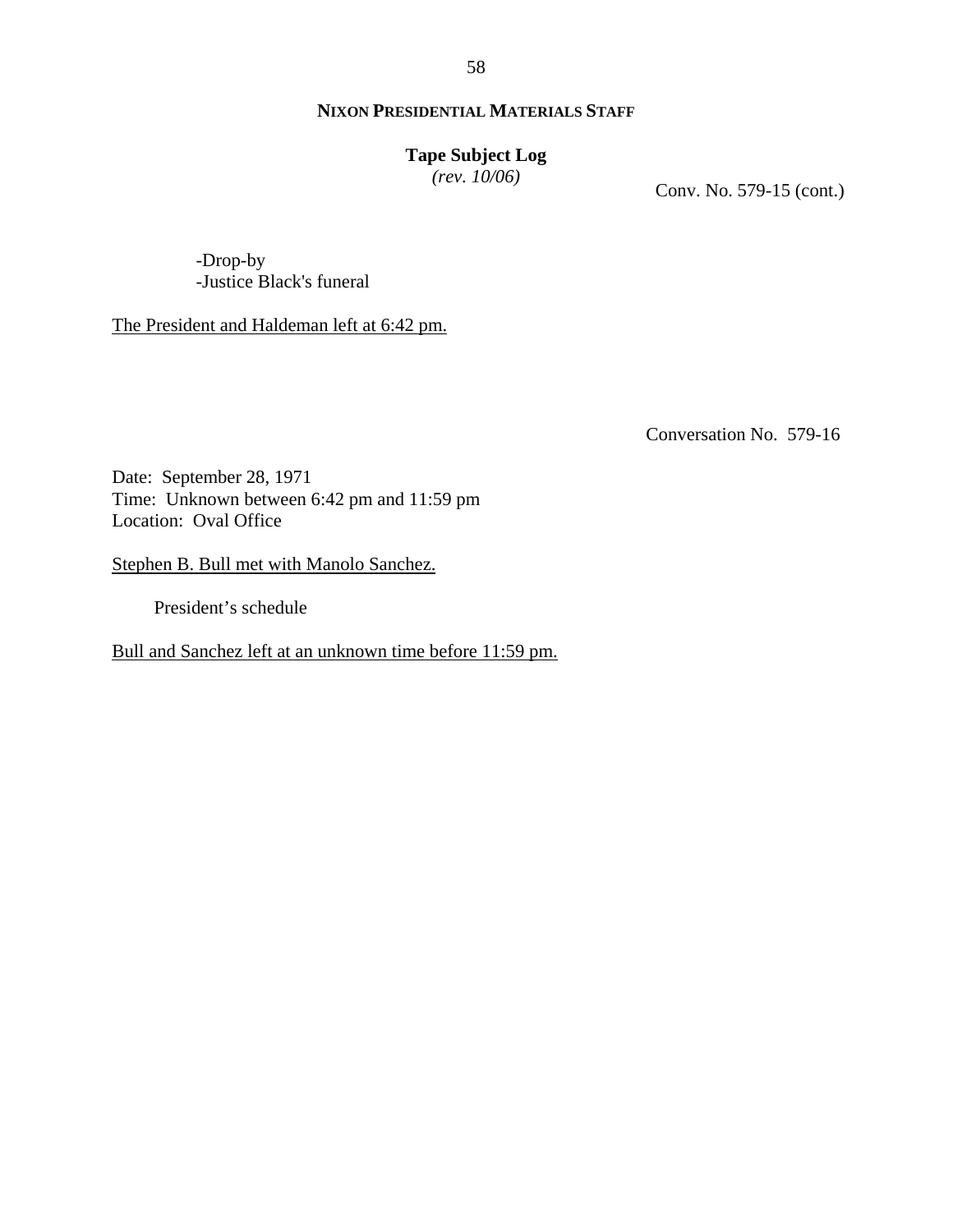Conv. No. 579-15 (cont.)

-Drop-by
-Justice Black's funeral

The President and Haldeman left at 6:42 pm.

Conversation No. 579-16

Date: September 28, 1971
Time: Unknown between 6:42 pm and 11:59 pm
Location: Oval Office

Stephen B. Bull met with Manolo Sanchez.

President's schedule

Bull and Sanchez left at an unknown time before 11:59 pm.